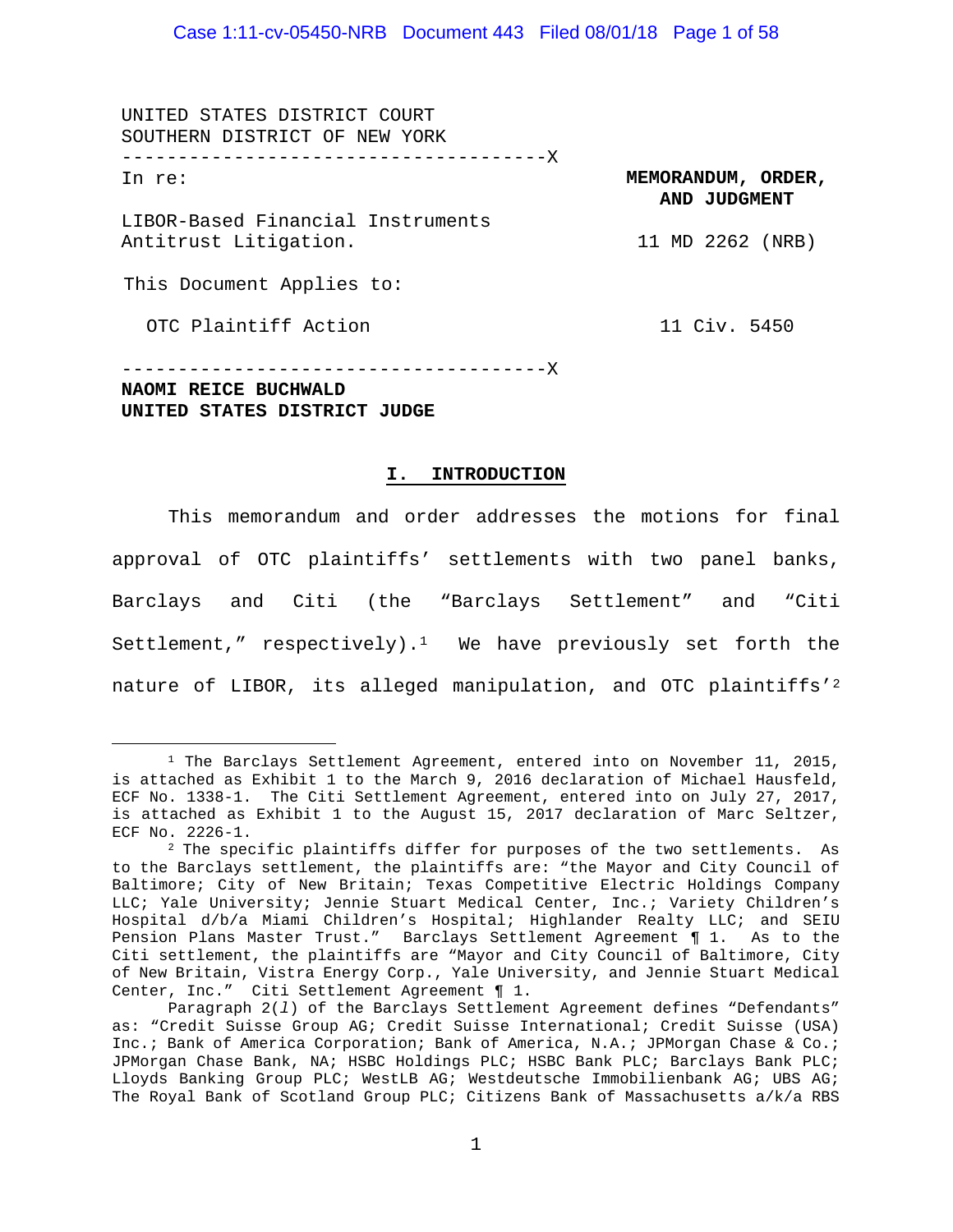UNITED STATES DISTRICT COURT
SOUTHERN DISTRICT OF NEW YORK

--------------------------------------X

In re:

LIBOR-Based Financial Instruments Antitrust Litigation.

This Document Applies to:

OTC Plaintiff Action

--------------------------------------X

**MEMORANDUM, ORDER, AND JUDGMENT**

11 MD 2262 (NRB)

11 Civ. 5450

**NAOMI REICE BUCHWALD**
**UNITED STATES DISTRICT JUDGE**

## I. INTRODUCTION

This memorandum and order addresses the motions for final approval of OTC plaintiffs' settlements with two panel banks, Barclays and Citi (the "Barclays Settlement" and "Citi Settlement," respectively).[1] We have previously set forth the nature of LIBOR, its alleged manipulation, and OTC plaintiffs'[2]

---

[1] The Barclays Settlement Agreement, entered into on November 11, 2015, is attached as Exhibit 1 to the March 9, 2016 declaration of Michael Hausfeld, ECF No. 1338-1. The Citi Settlement Agreement, entered into on July 27, 2017, is attached as Exhibit 1 to the August 15, 2017 declaration of Marc Seltzer, ECF No. 2226-1.

[2] The specific plaintiffs differ for purposes of the two settlements. As to the Barclays settlement, the plaintiffs are: "the Mayor and City Council of Baltimore; City of New Britain; Texas Competitive Electric Holdings Company LLC; Yale University; Jennie Stuart Medical Center, Inc.; Variety Children's Hospital d/b/a Miami Children's Hospital; Highlander Realty LLC; and SEIU Pension Plans Master Trust." Barclays Settlement Agreement ¶ 1. As to the Citi settlement, the plaintiffs are "Mayor and City Council of Baltimore, City of New Britain, Vistra Energy Corp., Yale University, and Jennie Stuart Medical Center, Inc." Citi Settlement Agreement ¶ 1.

Paragraph 2(*l*) of the Barclays Settlement Agreement defines "Defendants" as: "Credit Suisse Group AG; Credit Suisse International; Credit Suisse (USA) Inc.; Bank of America Corporation; Bank of America, N.A.; JPMorgan Chase & Co.; JPMorgan Chase Bank, NA; HSBC Holdings PLC; HSBC Bank PLC; Barclays Bank PLC; Lloyds Banking Group PLC; WestLB AG; Westdeutsche Immobilienbank AG; UBS AG; The Royal Bank of Scotland Group PLC; Citizens Bank of Massachusetts a/k/a RBS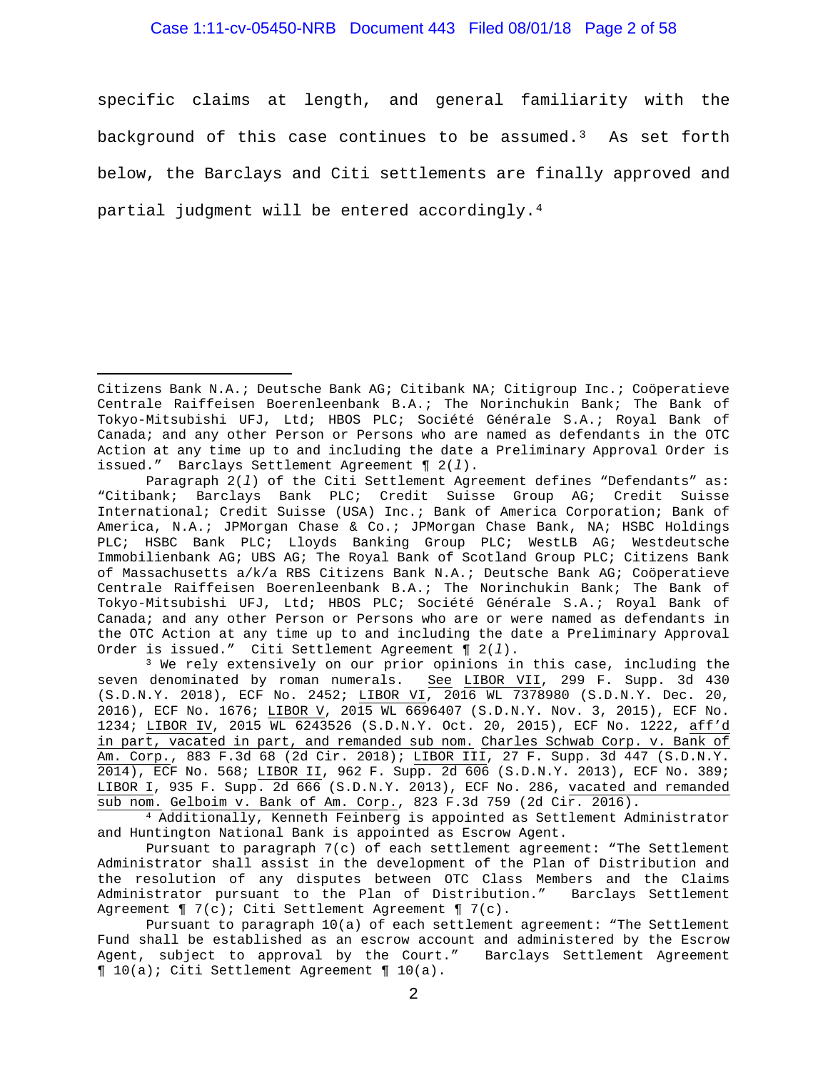specific claims at length, and general familiarity with the background of this case continues to be assumed.[3] As set forth below, the Barclays and Citi settlements are finally approved and partial judgment will be entered accordingly.[4]

---

Citizens Bank N.A.; Deutsche Bank AG; Citibank NA; Citigroup Inc.; Coöperatieve Centrale Raiffeisen Boerenleenbank B.A.; The Norinchukin Bank; The Bank of Tokyo-Mitsubishi UFJ, Ltd; HBOS PLC; Société Générale S.A.; Royal Bank of Canada; and any other Person or Persons who are named as defendants in the OTC Action at any time up to and including the date a Preliminary Approval Order is issued." Barclays Settlement Agreement ¶ 2(*l*).

Paragraph 2(*l*) of the Citi Settlement Agreement defines "Defendants" as: "Citibank; Barclays Bank PLC; Credit Suisse Group AG; Credit Suisse International; Credit Suisse (USA) Inc.; Bank of America Corporation; Bank of America, N.A.; JPMorgan Chase & Co.; JPMorgan Chase Bank, NA; HSBC Holdings PLC; HSBC Bank PLC; Lloyds Banking Group PLC; WestLB AG; Westdeutsche Immobilienbank AG; UBS AG; The Royal Bank of Scotland Group PLC; Citizens Bank of Massachusetts a/k/a RBS Citizens Bank N.A.; Deutsche Bank AG; Coöperatieve Centrale Raiffeisen Boerenleenbank B.A.; The Norinchukin Bank; The Bank of Tokyo-Mitsubishi UFJ, Ltd; HBOS PLC; Société Générale S.A.; Royal Bank of Canada; and any other Person or Persons who are or were named as defendants in the OTC Action at any time up to and including the date a Preliminary Approval Order is issued." Citi Settlement Agreement ¶ 2(*l*).

[3] We rely extensively on our prior opinions in this case, including the seven denominated by roman numerals. See LIBOR VII, 299 F. Supp. 3d 430 (S.D.N.Y. 2018), ECF No. 2452; LIBOR VI, 2016 WL 7378980 (S.D.N.Y. Dec. 20, 2016), ECF No. 1676; LIBOR V, 2015 WL 6696407 (S.D.N.Y. Nov. 3, 2015), ECF No. 1234; LIBOR IV, 2015 WL 6243526 (S.D.N.Y. Oct. 20, 2015), ECF No. 1222, aff'd in part, vacated in part, and remanded sub nom. Charles Schwab Corp. v. Bank of Am. Corp., 883 F.3d 68 (2d Cir. 2018); LIBOR III, 27 F. Supp. 3d 447 (S.D.N.Y. 2014), ECF No. 568; LIBOR II, 962 F. Supp. 2d 606 (S.D.N.Y. 2013), ECF No. 389; LIBOR I, 935 F. Supp. 2d 666 (S.D.N.Y. 2013), ECF No. 286, vacated and remanded sub nom. Gelboim v. Bank of Am. Corp., 823 F.3d 759 (2d Cir. 2016).

[4] Additionally, Kenneth Feinberg is appointed as Settlement Administrator and Huntington National Bank is appointed as Escrow Agent.

Pursuant to paragraph 7(c) of each settlement agreement: "The Settlement Administrator shall assist in the development of the Plan of Distribution and the resolution of any disputes between OTC Class Members and the Claims Administrator pursuant to the Plan of Distribution." Barclays Settlement Agreement ¶ 7(c); Citi Settlement Agreement ¶ 7(c).

Pursuant to paragraph 10(a) of each settlement agreement: "The Settlement Fund shall be established as an escrow account and administered by the Escrow Agent, subject to approval by the Court." Barclays Settlement Agreement ¶ 10(a); Citi Settlement Agreement ¶ 10(a).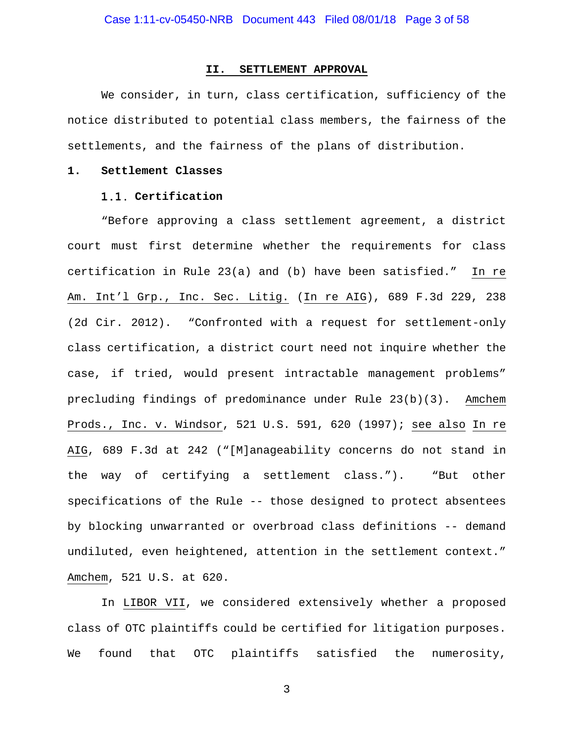## II. SETTLEMENT APPROVAL

We consider, in turn, class certification, sufficiency of the notice distributed to potential class members, the fairness of the settlements, and the fairness of the plans of distribution.

### 1. Settlement Classes

#### 1.1. Certification

"Before approving a class settlement agreement, a district court must first determine whether the requirements for class certification in Rule 23(a) and (b) have been satisfied." _In re Am. Int'l Grp., Inc. Sec. Litig._ (_In re AIG_), 689 F.3d 229, 238 (2d Cir. 2012). "Confronted with a request for settlement-only class certification, a district court need not inquire whether the case, if tried, would present intractable management problems" precluding findings of predominance under Rule 23(b)(3). _Amchem Prods., Inc. v. Windsor_, 521 U.S. 591, 620 (1997); _see also_ _In re AIG_, 689 F.3d at 242 ("[M]anageability concerns do not stand in the way of certifying a settlement class."). "But other specifications of the Rule -- those designed to protect absentees by blocking unwarranted or overbroad class definitions -- demand undiluted, even heightened, attention in the settlement context." _Amchem_, 521 U.S. at 620.

In _LIBOR VII_, we considered extensively whether a proposed class of OTC plaintiffs could be certified for litigation purposes. We found that OTC plaintiffs satisfied the numerosity,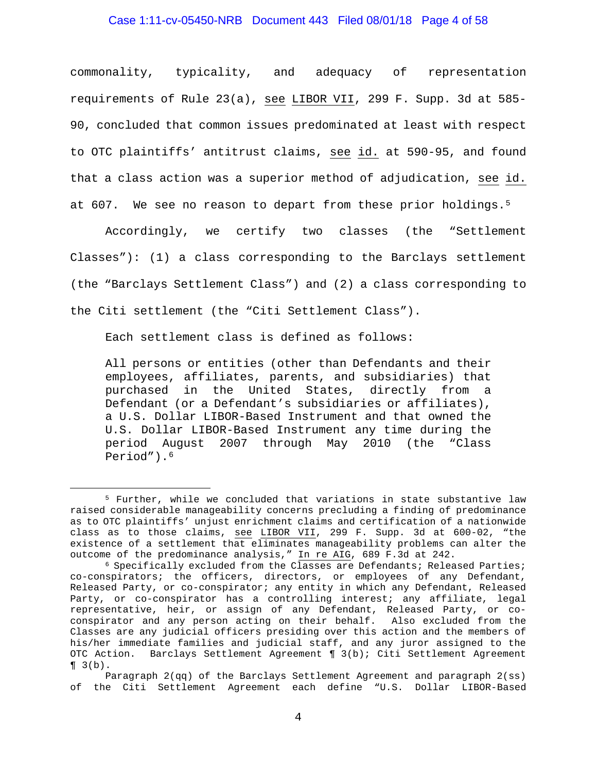commonality, typicality, and adequacy of representation requirements of Rule 23(a), see LIBOR VII, 299 F. Supp. 3d at 585-90, concluded that common issues predominated at least with respect to OTC plaintiffs' antitrust claims, see id. at 590-95, and found that a class action was a superior method of adjudication, see id. at 607. We see no reason to depart from these prior holdings.[5]

Accordingly, we certify two classes (the "Settlement Classes"): (1) a class corresponding to the Barclays settlement (the "Barclays Settlement Class") and (2) a class corresponding to the Citi settlement (the "Citi Settlement Class").

Each settlement class is defined as follows:

> All persons or entities (other than Defendants and their employees, affiliates, parents, and subsidiaries) that purchased in the United States, directly from a Defendant (or a Defendant's subsidiaries or affiliates), a U.S. Dollar LIBOR-Based Instrument and that owned the U.S. Dollar LIBOR-Based Instrument any time during the period August 2007 through May 2010 (the "Class Period").[6]

---

[5] Further, while we concluded that variations in state substantive law raised considerable manageability concerns precluding a finding of predominance as to OTC plaintiffs' unjust enrichment claims and certification of a nationwide class as to those claims, see LIBOR VII, 299 F. Supp. 3d at 600-02, "the existence of a settlement that eliminates manageability problems can alter the outcome of the predominance analysis," In re AIG, 689 F.3d at 242.

[6] Specifically excluded from the Classes are Defendants; Released Parties; co-conspirators; the officers, directors, or employees of any Defendant, Released Party, or co-conspirator; any entity in which any Defendant, Released Party, or co-conspirator has a controlling interest; any affiliate, legal representative, heir, or assign of any Defendant, Released Party, or co-conspirator and any person acting on their behalf. Also excluded from the Classes are any judicial officers presiding over this action and the members of his/her immediate families and judicial staff, and any juror assigned to the OTC Action. Barclays Settlement Agreement ¶ 3(b); Citi Settlement Agreement ¶ 3(b).

Paragraph 2(qq) of the Barclays Settlement Agreement and paragraph 2(ss) of the Citi Settlement Agreement each define "U.S. Dollar LIBOR-Based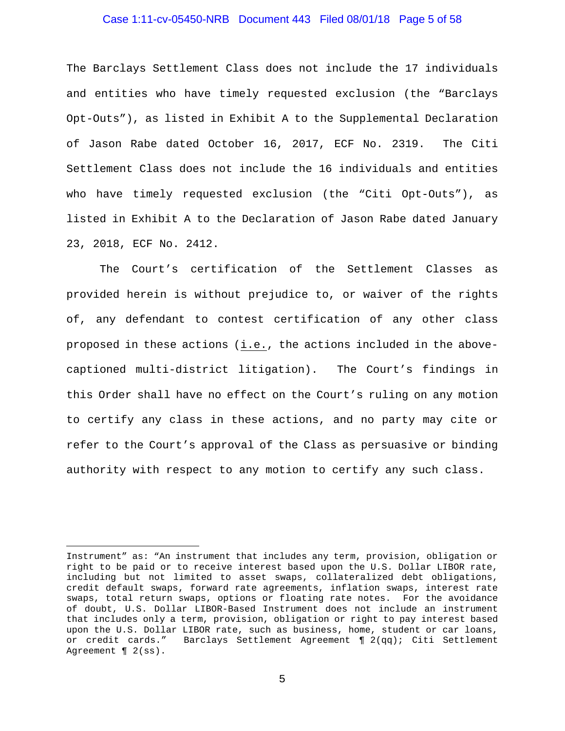The Barclays Settlement Class does not include the 17 individuals and entities who have timely requested exclusion (the "Barclays Opt-Outs"), as listed in Exhibit A to the Supplemental Declaration of Jason Rabe dated October 16, 2017, ECF No. 2319. The Citi Settlement Class does not include the 16 individuals and entities who have timely requested exclusion (the "Citi Opt-Outs"), as listed in Exhibit A to the Declaration of Jason Rabe dated January 23, 2018, ECF No. 2412.

The Court's certification of the Settlement Classes as provided herein is without prejudice to, or waiver of the rights of, any defendant to contest certification of any other class proposed in these actions (i.e., the actions included in the above-captioned multi-district litigation). The Court's findings in this Order shall have no effect on the Court's ruling on any motion to certify any class in these actions, and no party may cite or refer to the Court's approval of the Class as persuasive or binding authority with respect to any motion to certify any such class.

---

Instrument" as: "An instrument that includes any term, provision, obligation or right to be paid or to receive interest based upon the U.S. Dollar LIBOR rate, including but not limited to asset swaps, collateralized debt obligations, credit default swaps, forward rate agreements, inflation swaps, interest rate swaps, total return swaps, options or floating rate notes. For the avoidance of doubt, U.S. Dollar LIBOR-Based Instrument does not include an instrument that includes only a term, provision, obligation or right to pay interest based upon the U.S. Dollar LIBOR rate, such as business, home, student or car loans, or credit cards." Barclays Settlement Agreement ¶ 2(qq); Citi Settlement Agreement ¶ 2(ss).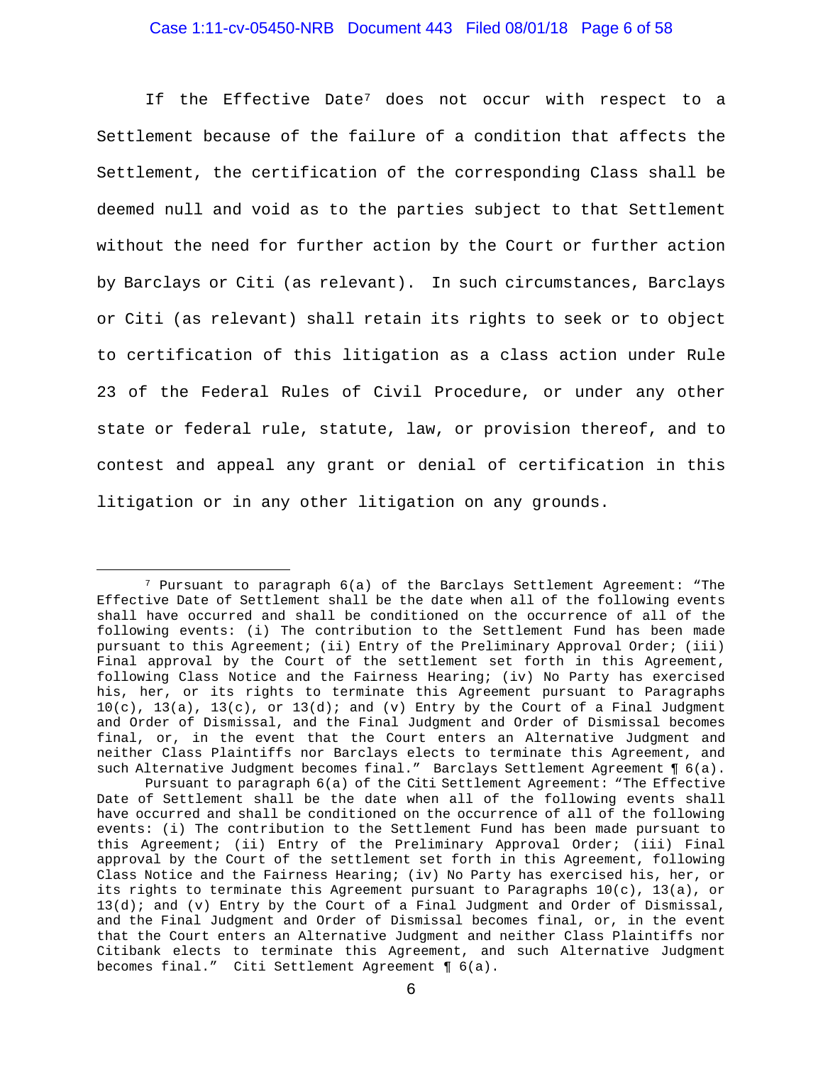If the Effective Date[7] does not occur with respect to a Settlement because of the failure of a condition that affects the Settlement, the certification of the corresponding Class shall be deemed null and void as to the parties subject to that Settlement without the need for further action by the Court or further action by Barclays or Citi (as relevant). In such circumstances, Barclays or Citi (as relevant) shall retain its rights to seek or to object to certification of this litigation as a class action under Rule 23 of the Federal Rules of Civil Procedure, or under any other state or federal rule, statute, law, or provision thereof, and to contest and appeal any grant or denial of certification in this litigation or in any other litigation on any grounds.

---

[7] Pursuant to paragraph 6(a) of the Barclays Settlement Agreement: "The Effective Date of Settlement shall be the date when all of the following events shall have occurred and shall be conditioned on the occurrence of all of the following events: (i) The contribution to the Settlement Fund has been made pursuant to this Agreement; (ii) Entry of the Preliminary Approval Order; (iii) Final approval by the Court of the settlement set forth in this Agreement, following Class Notice and the Fairness Hearing; (iv) No Party has exercised his, her, or its rights to terminate this Agreement pursuant to Paragraphs 10(c), 13(a), 13(c), or 13(d); and (v) Entry by the Court of a Final Judgment and Order of Dismissal, and the Final Judgment and Order of Dismissal becomes final, or, in the event that the Court enters an Alternative Judgment and neither Class Plaintiffs nor Barclays elects to terminate this Agreement, and such Alternative Judgment becomes final." Barclays Settlement Agreement ¶ 6(a).

Pursuant to paragraph 6(a) of the Citi Settlement Agreement: "The Effective Date of Settlement shall be the date when all of the following events shall have occurred and shall be conditioned on the occurrence of all of the following events: (i) The contribution to the Settlement Fund has been made pursuant to this Agreement; (ii) Entry of the Preliminary Approval Order; (iii) Final approval by the Court of the settlement set forth in this Agreement, following Class Notice and the Fairness Hearing; (iv) No Party has exercised his, her, or its rights to terminate this Agreement pursuant to Paragraphs 10(c), 13(a), or 13(d); and (v) Entry by the Court of a Final Judgment and Order of Dismissal, and the Final Judgment and Order of Dismissal becomes final, or, in the event that the Court enters an Alternative Judgment and neither Class Plaintiffs nor Citibank elects to terminate this Agreement, and such Alternative Judgment becomes final." Citi Settlement Agreement ¶ 6(a).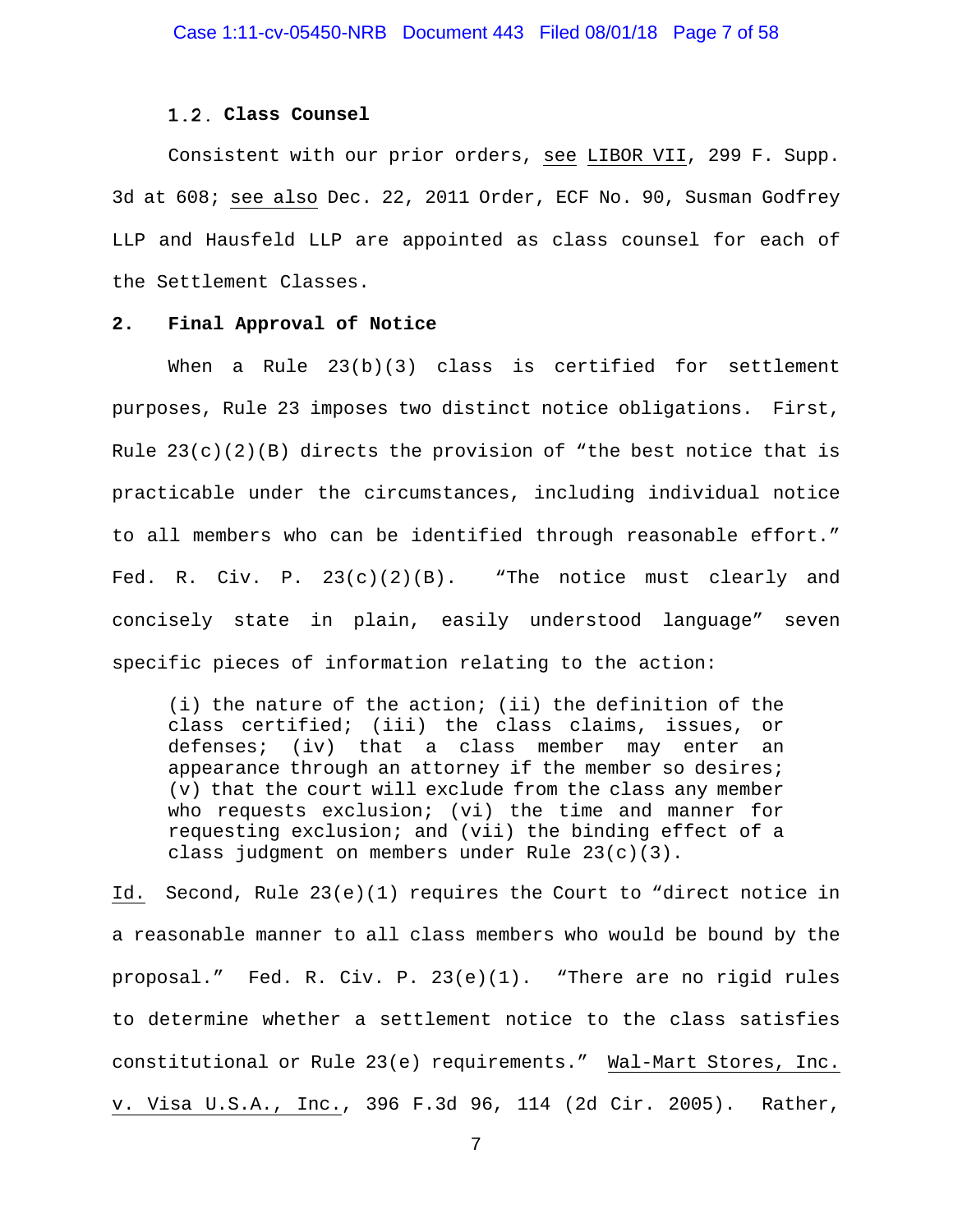### 1.2. Class Counsel

Consistent with our prior orders, see LIBOR VII, 299 F. Supp. 3d at 608; see also Dec. 22, 2011 Order, ECF No. 90, Susman Godfrey LLP and Hausfeld LLP are appointed as class counsel for each of the Settlement Classes.

## 2. Final Approval of Notice

When a Rule 23(b)(3) class is certified for settlement purposes, Rule 23 imposes two distinct notice obligations. First, Rule 23(c)(2)(B) directs the provision of "the best notice that is practicable under the circumstances, including individual notice to all members who can be identified through reasonable effort." Fed. R. Civ. P. 23(c)(2)(B). "The notice must clearly and concisely state in plain, easily understood language" seven specific pieces of information relating to the action:

> (i) the nature of the action; (ii) the definition of the class certified; (iii) the class claims, issues, or defenses; (iv) that a class member may enter an appearance through an attorney if the member so desires; (v) that the court will exclude from the class any member who requests exclusion; (vi) the time and manner for requesting exclusion; and (vii) the binding effect of a class judgment on members under Rule 23(c)(3).

Id. Second, Rule 23(e)(1) requires the Court to "direct notice in a reasonable manner to all class members who would be bound by the proposal." Fed. R. Civ. P. 23(e)(1). "There are no rigid rules to determine whether a settlement notice to the class satisfies constitutional or Rule 23(e) requirements." Wal-Mart Stores, Inc. v. Visa U.S.A., Inc., 396 F.3d 96, 114 (2d Cir. 2005). Rather,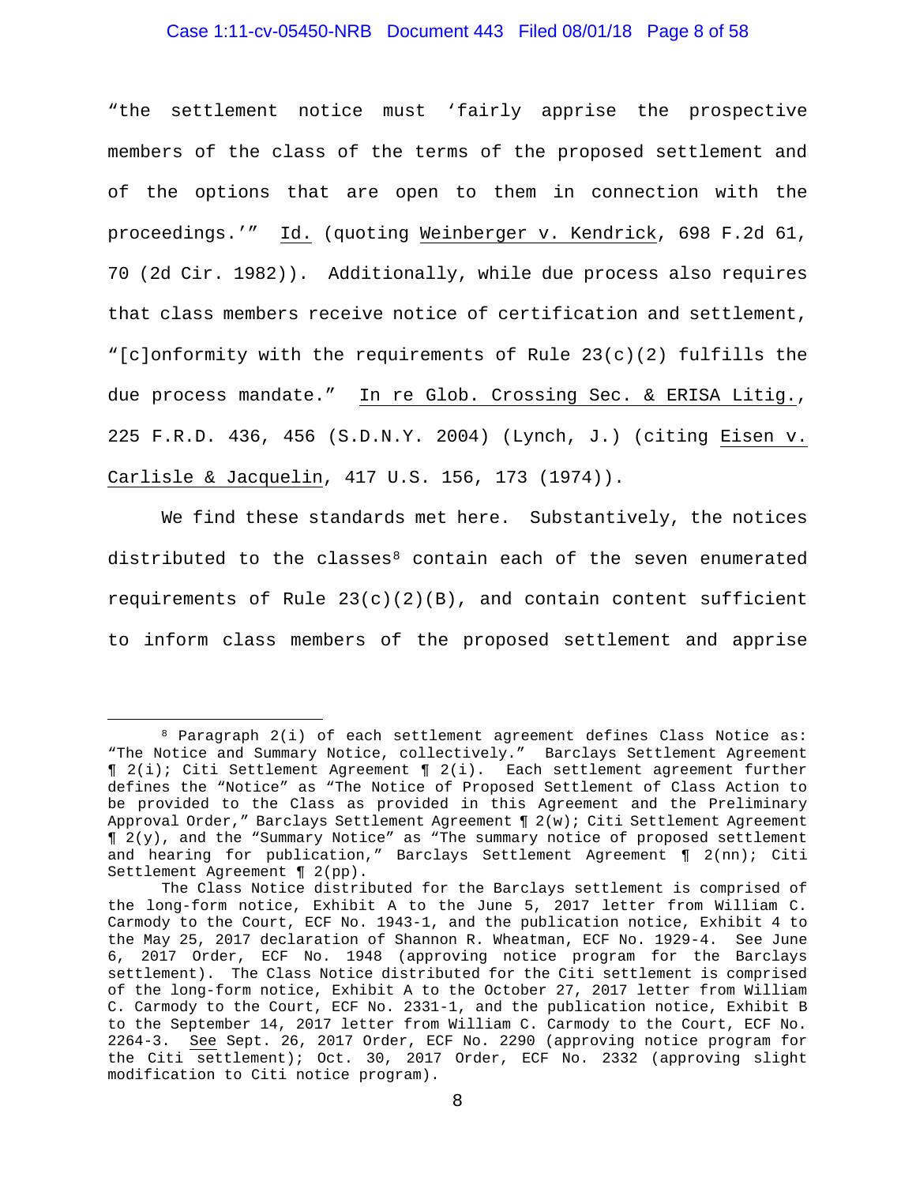"the settlement notice must 'fairly apprise the prospective members of the class of the terms of the proposed settlement and of the options that are open to them in connection with the proceedings.'" Id. (quoting Weinberger v. Kendrick, 698 F.2d 61, 70 (2d Cir. 1982)). Additionally, while due process also requires that class members receive notice of certification and settlement, "[c]onformity with the requirements of Rule 23(c)(2) fulfills the due process mandate." In re Glob. Crossing Sec. & ERISA Litig., 225 F.R.D. 436, 456 (S.D.N.Y. 2004) (Lynch, J.) (citing Eisen v. Carlisle & Jacquelin, 417 U.S. 156, 173 (1974)).

We find these standards met here. Substantively, the notices distributed to the classes[8] contain each of the seven enumerated requirements of Rule 23(c)(2)(B), and contain content sufficient to inform class members of the proposed settlement and apprise

---

[8] Paragraph 2(i) of each settlement agreement defines Class Notice as: "The Notice and Summary Notice, collectively." Barclays Settlement Agreement ¶ 2(i); Citi Settlement Agreement ¶ 2(i). Each settlement agreement further defines the "Notice" as "The Notice of Proposed Settlement of Class Action to be provided to the Class as provided in this Agreement and the Preliminary Approval Order," Barclays Settlement Agreement ¶ 2(w); Citi Settlement Agreement ¶ 2(y), and the "Summary Notice" as "The summary notice of proposed settlement and hearing for publication," Barclays Settlement Agreement ¶ 2(nn); Citi Settlement Agreement ¶ 2(pp).

The Class Notice distributed for the Barclays settlement is comprised of the long-form notice, Exhibit A to the June 5, 2017 letter from William C. Carmody to the Court, ECF No. 1943-1, and the publication notice, Exhibit 4 to the May 25, 2017 declaration of Shannon R. Wheatman, ECF No. 1929-4. See June 6, 2017 Order, ECF No. 1948 (approving notice program for the Barclays settlement). The Class Notice distributed for the Citi settlement is comprised of the long-form notice, Exhibit A to the October 27, 2017 letter from William C. Carmody to the Court, ECF No. 2331-1, and the publication notice, Exhibit B to the September 14, 2017 letter from William C. Carmody to the Court, ECF No. 2264-3. See Sept. 26, 2017 Order, ECF No. 2290 (approving notice program for the Citi settlement); Oct. 30, 2017 Order, ECF No. 2332 (approving slight modification to Citi notice program).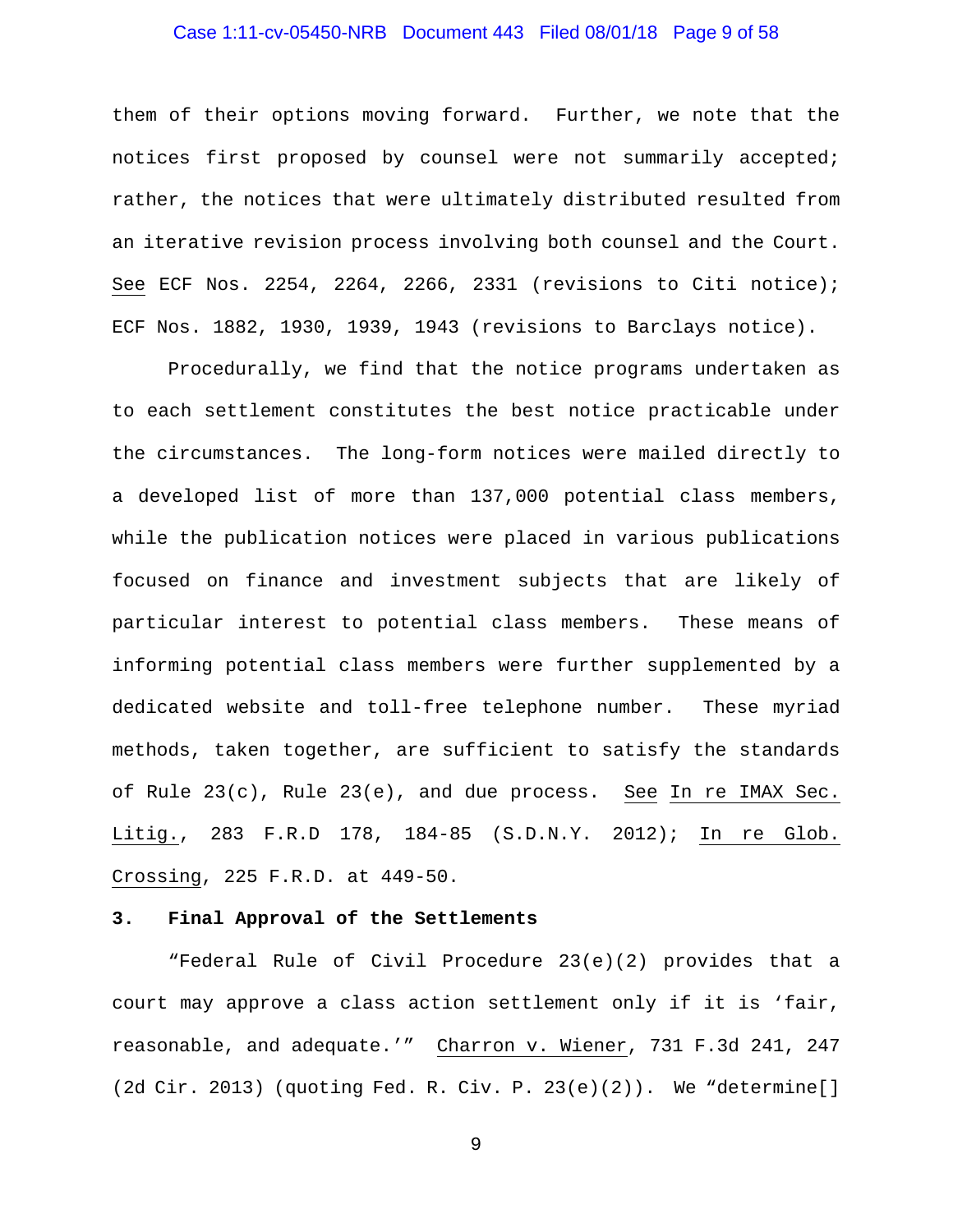them of their options moving forward. Further, we note that the notices first proposed by counsel were not summarily accepted; rather, the notices that were ultimately distributed resulted from an iterative revision process involving both counsel and the Court. See ECF Nos. 2254, 2264, 2266, 2331 (revisions to Citi notice); ECF Nos. 1882, 1930, 1939, 1943 (revisions to Barclays notice).

Procedurally, we find that the notice programs undertaken as to each settlement constitutes the best notice practicable under the circumstances. The long-form notices were mailed directly to a developed list of more than 137,000 potential class members, while the publication notices were placed in various publications focused on finance and investment subjects that are likely of particular interest to potential class members. These means of informing potential class members were further supplemented by a dedicated website and toll-free telephone number. These myriad methods, taken together, are sufficient to satisfy the standards of Rule 23(c), Rule 23(e), and due process. See In re IMAX Sec. Litig., 283 F.R.D 178, 184-85 (S.D.N.Y. 2012); In re Glob. Crossing, 225 F.R.D. at 449-50.

**3. Final Approval of the Settlements**

"Federal Rule of Civil Procedure 23(e)(2) provides that a court may approve a class action settlement only if it is 'fair, reasonable, and adequate.'" Charron v. Wiener, 731 F.3d 241, 247 (2d Cir. 2013) (quoting Fed. R. Civ. P. 23(e)(2)). We "determine[]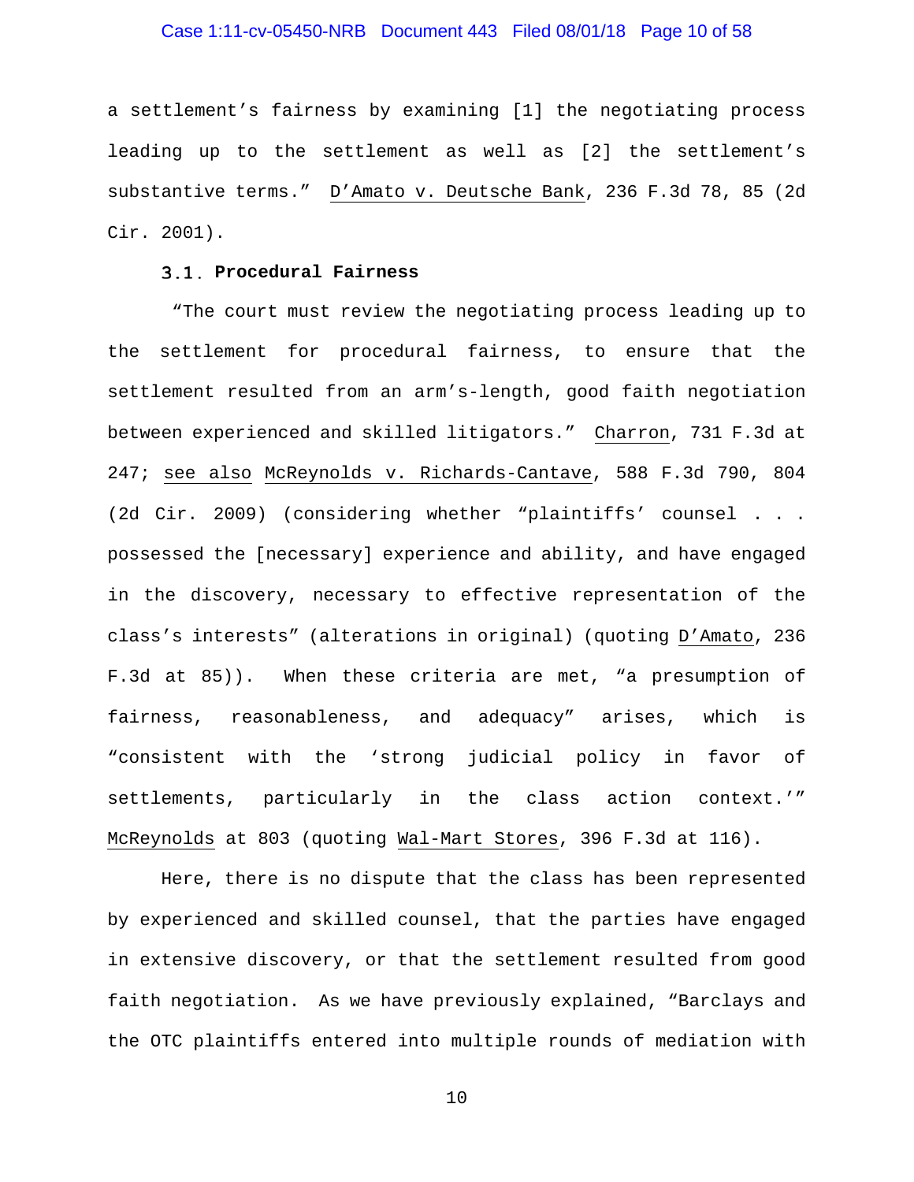a settlement's fairness by examining [1] the negotiating process leading up to the settlement as well as [2] the settlement's substantive terms." D'Amato v. Deutsche Bank, 236 F.3d 78, 85 (2d Cir. 2001).

### 3.1. Procedural Fairness

"The court must review the negotiating process leading up to the settlement for procedural fairness, to ensure that the settlement resulted from an arm's-length, good faith negotiation between experienced and skilled litigators." Charron, 731 F.3d at 247; see also McReynolds v. Richards-Cantave, 588 F.3d 790, 804 (2d Cir. 2009) (considering whether "plaintiffs' counsel . . . possessed the [necessary] experience and ability, and have engaged in the discovery, necessary to effective representation of the class's interests" (alterations in original) (quoting D'Amato, 236 F.3d at 85)). When these criteria are met, "a presumption of fairness, reasonableness, and adequacy" arises, which is "consistent with the 'strong judicial policy in favor of settlements, particularly in the class action context.'" McReynolds at 803 (quoting Wal-Mart Stores, 396 F.3d at 116).

Here, there is no dispute that the class has been represented by experienced and skilled counsel, that the parties have engaged in extensive discovery, or that the settlement resulted from good faith negotiation. As we have previously explained, "Barclays and the OTC plaintiffs entered into multiple rounds of mediation with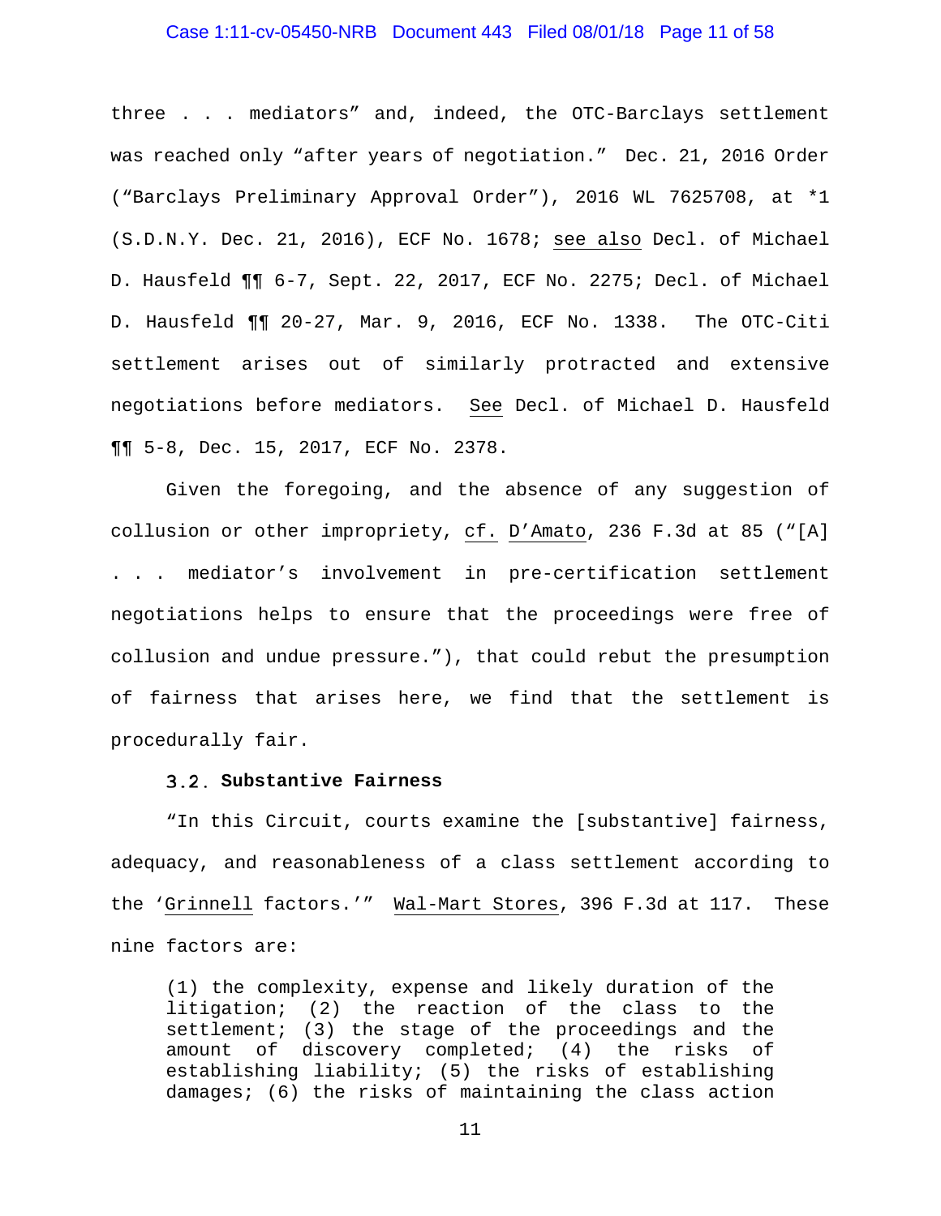three . . . mediators" and, indeed, the OTC-Barclays settlement was reached only "after years of negotiation." Dec. 21, 2016 Order ("Barclays Preliminary Approval Order"), 2016 WL 7625708, at *1 (S.D.N.Y. Dec. 21, 2016), ECF No. 1678; see also Decl. of Michael D. Hausfeld ¶¶ 6-7, Sept. 22, 2017, ECF No. 2275; Decl. of Michael D. Hausfeld ¶¶ 20-27, Mar. 9, 2016, ECF No. 1338. The OTC-Citi settlement arises out of similarly protracted and extensive negotiations before mediators. See Decl. of Michael D. Hausfeld ¶¶ 5-8, Dec. 15, 2017, ECF No. 2378.

Given the foregoing, and the absence of any suggestion of collusion or other impropriety, cf. D'Amato, 236 F.3d at 85 ("[A] . . . mediator's involvement in pre-certification settlement negotiations helps to ensure that the proceedings were free of collusion and undue pressure."), that could rebut the presumption of fairness that arises here, we find that the settlement is procedurally fair.

### 3.2. Substantive Fairness

"In this Circuit, courts examine the [substantive] fairness, adequacy, and reasonableness of a class settlement according to the 'Grinnell factors.'" Wal-Mart Stores, 396 F.3d at 117. These nine factors are:

> (1) the complexity, expense and likely duration of the litigation; (2) the reaction of the class to the settlement; (3) the stage of the proceedings and the amount of discovery completed; (4) the risks of establishing liability; (5) the risks of establishing damages; (6) the risks of maintaining the class action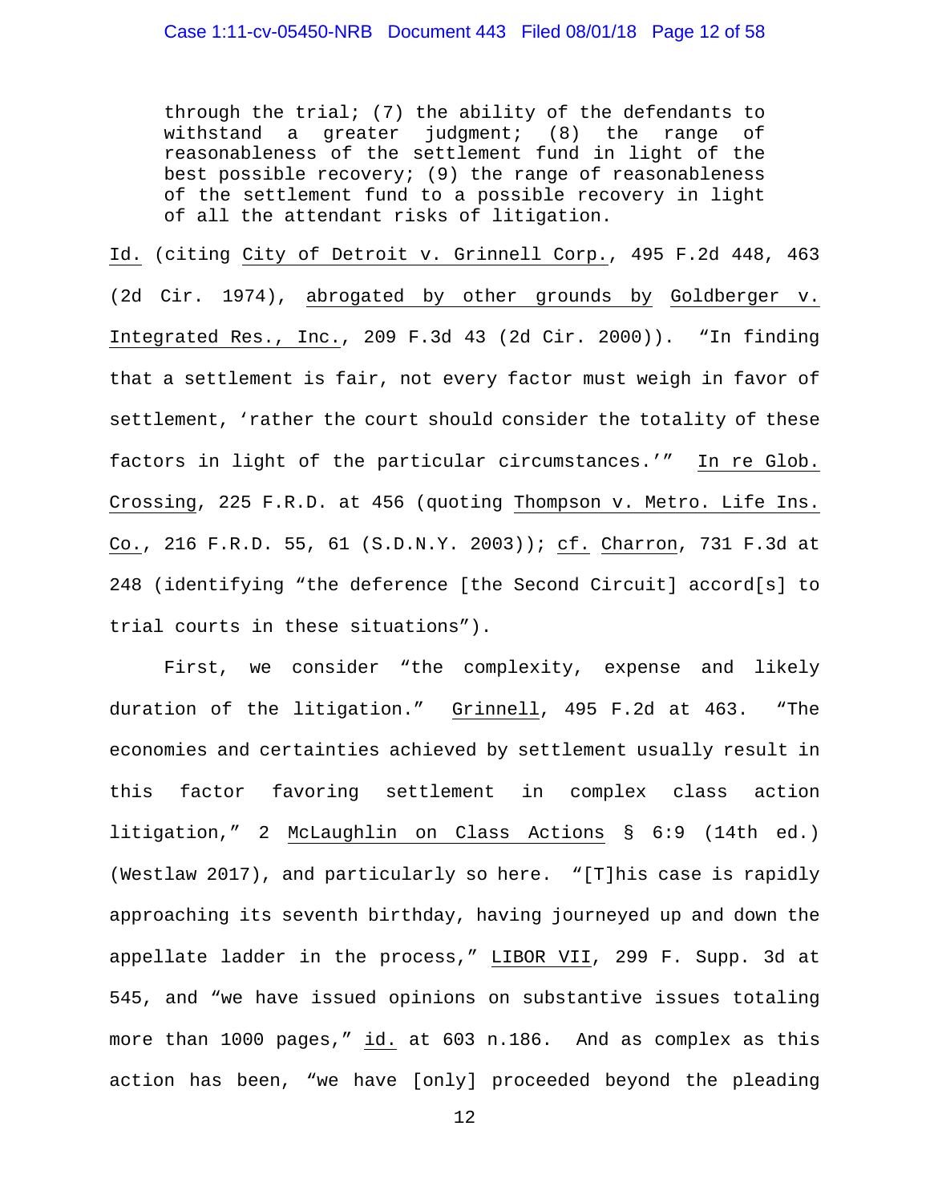> through the trial; (7) the ability of the defendants to withstand a greater judgment; (8) the range of reasonableness of the settlement fund in light of the best possible recovery; (9) the range of reasonableness of the settlement fund to a possible recovery in light of all the attendant risks of litigation.

Id. (citing City of Detroit v. Grinnell Corp., 495 F.2d 448, 463 (2d Cir. 1974), abrogated by other grounds by Goldberger v. Integrated Res., Inc., 209 F.3d 43 (2d Cir. 2000)). "In finding that a settlement is fair, not every factor must weigh in favor of settlement, 'rather the court should consider the totality of these factors in light of the particular circumstances.'" In re Glob. Crossing, 225 F.R.D. at 456 (quoting Thompson v. Metro. Life Ins. Co., 216 F.R.D. 55, 61 (S.D.N.Y. 2003)); cf. Charron, 731 F.3d at 248 (identifying "the deference [the Second Circuit] accord[s] to trial courts in these situations").

First, we consider "the complexity, expense and likely duration of the litigation." Grinnell, 495 F.2d at 463. "The economies and certainties achieved by settlement usually result in this factor favoring settlement in complex class action litigation," 2 McLaughlin on Class Actions § 6:9 (14th ed.) (Westlaw 2017), and particularly so here. "[T]his case is rapidly approaching its seventh birthday, having journeyed up and down the appellate ladder in the process," LIBOR VII, 299 F. Supp. 3d at 545, and "we have issued opinions on substantive issues totaling more than 1000 pages," id. at 603 n.186. And as complex as this action has been, "we have [only] proceeded beyond the pleading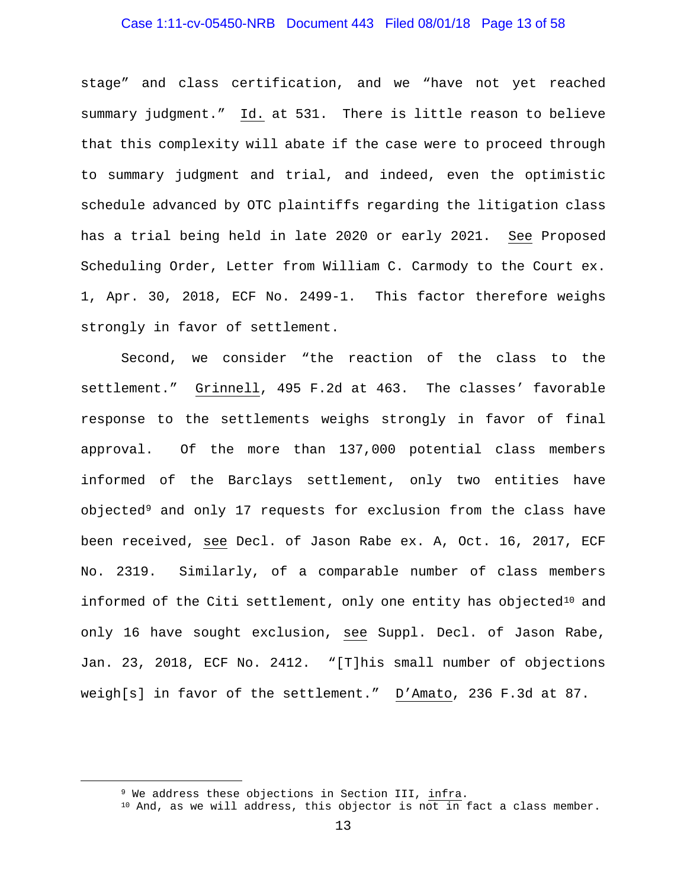stage" and class certification, and we "have not yet reached summary judgment." Id. at 531. There is little reason to believe that this complexity will abate if the case were to proceed through to summary judgment and trial, and indeed, even the optimistic schedule advanced by OTC plaintiffs regarding the litigation class has a trial being held in late 2020 or early 2021. See Proposed Scheduling Order, Letter from William C. Carmody to the Court ex. 1, Apr. 30, 2018, ECF No. 2499-1. This factor therefore weighs strongly in favor of settlement.

Second, we consider "the reaction of the class to the settlement." Grinnell, 495 F.2d at 463. The classes' favorable response to the settlements weighs strongly in favor of final approval. Of the more than 137,000 potential class members informed of the Barclays settlement, only two entities have objected[9] and only 17 requests for exclusion from the class have been received, see Decl. of Jason Rabe ex. A, Oct. 16, 2017, ECF No. 2319. Similarly, of a comparable number of class members informed of the Citi settlement, only one entity has objected[10] and only 16 have sought exclusion, see Suppl. Decl. of Jason Rabe, Jan. 23, 2018, ECF No. 2412. "[T]his small number of objections weigh[s] in favor of the settlement." D'Amato, 236 F.3d at 87.

[9] We address these objections in Section III, infra.

[10] And, as we will address, this objector is not in fact a class member.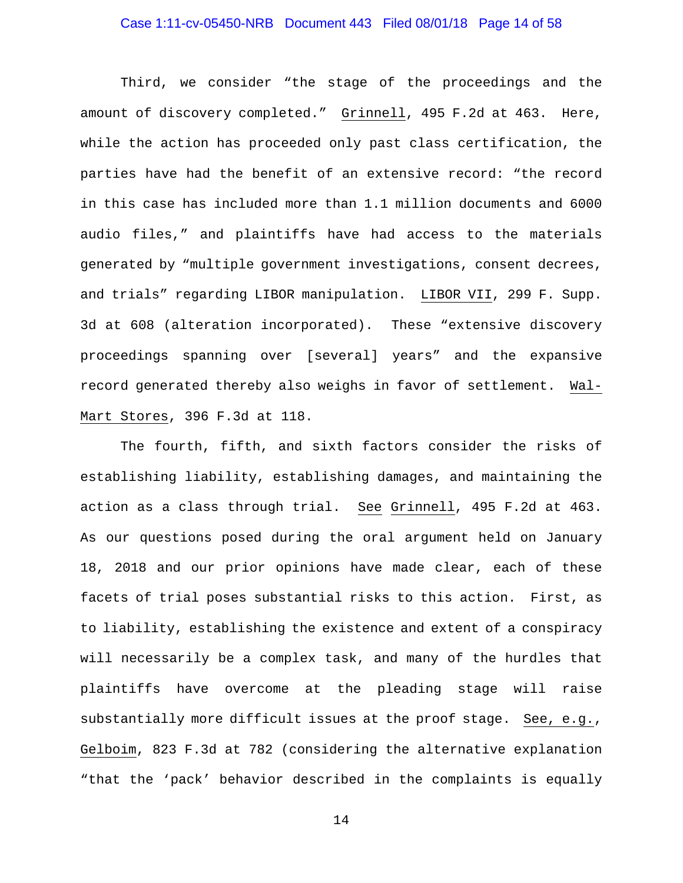Third, we consider "the stage of the proceedings and the amount of discovery completed." Grinnell, 495 F.2d at 463. Here, while the action has proceeded only past class certification, the parties have had the benefit of an extensive record: "the record in this case has included more than 1.1 million documents and 6000 audio files," and plaintiffs have had access to the materials generated by "multiple government investigations, consent decrees, and trials" regarding LIBOR manipulation. LIBOR VII, 299 F. Supp. 3d at 608 (alteration incorporated). These "extensive discovery proceedings spanning over [several] years" and the expansive record generated thereby also weighs in favor of settlement. Wal-Mart Stores, 396 F.3d at 118.

The fourth, fifth, and sixth factors consider the risks of establishing liability, establishing damages, and maintaining the action as a class through trial. See Grinnell, 495 F.2d at 463. As our questions posed during the oral argument held on January 18, 2018 and our prior opinions have made clear, each of these facets of trial poses substantial risks to this action. First, as to liability, establishing the existence and extent of a conspiracy will necessarily be a complex task, and many of the hurdles that plaintiffs have overcome at the pleading stage will raise substantially more difficult issues at the proof stage. See, e.g., Gelboim, 823 F.3d at 782 (considering the alternative explanation "that the 'pack' behavior described in the complaints is equally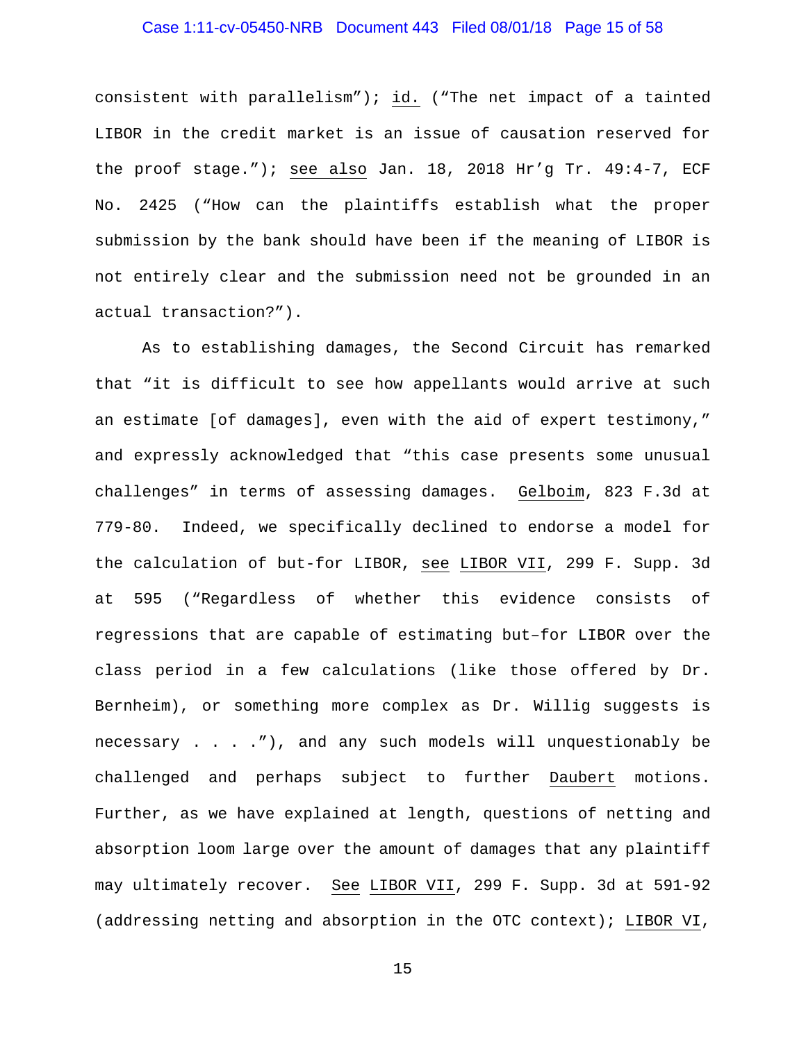consistent with parallelism"); id. ("The net impact of a tainted LIBOR in the credit market is an issue of causation reserved for the proof stage."); see also Jan. 18, 2018 Hr'g Tr. 49:4-7, ECF No. 2425 ("How can the plaintiffs establish what the proper submission by the bank should have been if the meaning of LIBOR is not entirely clear and the submission need not be grounded in an actual transaction?").

As to establishing damages, the Second Circuit has remarked that "it is difficult to see how appellants would arrive at such an estimate [of damages], even with the aid of expert testimony," and expressly acknowledged that "this case presents some unusual challenges" in terms of assessing damages. Gelboim, 823 F.3d at 779-80. Indeed, we specifically declined to endorse a model for the calculation of but-for LIBOR, see LIBOR VII, 299 F. Supp. 3d at 595 ("Regardless of whether this evidence consists of regressions that are capable of estimating but–for LIBOR over the class period in a few calculations (like those offered by Dr. Bernheim), or something more complex as Dr. Willig suggests is necessary . . . ."), and any such models will unquestionably be challenged and perhaps subject to further Daubert motions. Further, as we have explained at length, questions of netting and absorption loom large over the amount of damages that any plaintiff may ultimately recover. See LIBOR VII, 299 F. Supp. 3d at 591-92 (addressing netting and absorption in the OTC context); LIBOR VI,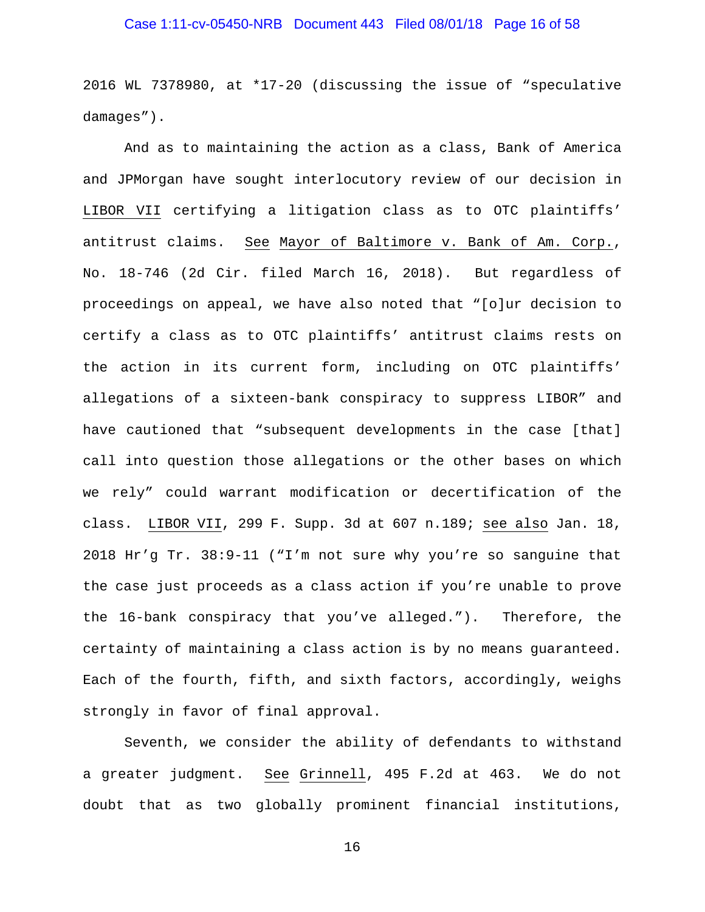2016 WL 7378980, at *17-20 (discussing the issue of "speculative damages").

And as to maintaining the action as a class, Bank of America and JPMorgan have sought interlocutory review of our decision in LIBOR VII certifying a litigation class as to OTC plaintiffs' antitrust claims. See Mayor of Baltimore v. Bank of Am. Corp., No. 18-746 (2d Cir. filed March 16, 2018). But regardless of proceedings on appeal, we have also noted that "[o]ur decision to certify a class as to OTC plaintiffs' antitrust claims rests on the action in its current form, including on OTC plaintiffs' allegations of a sixteen-bank conspiracy to suppress LIBOR" and have cautioned that "subsequent developments in the case [that] call into question those allegations or the other bases on which we rely" could warrant modification or decertification of the class. LIBOR VII, 299 F. Supp. 3d at 607 n.189; see also Jan. 18, 2018 Hr'g Tr. 38:9-11 ("I'm not sure why you're so sanguine that the case just proceeds as a class action if you're unable to prove the 16-bank conspiracy that you've alleged."). Therefore, the certainty of maintaining a class action is by no means guaranteed. Each of the fourth, fifth, and sixth factors, accordingly, weighs strongly in favor of final approval.

Seventh, we consider the ability of defendants to withstand a greater judgment. See Grinnell, 495 F.2d at 463. We do not doubt that as two globally prominent financial institutions,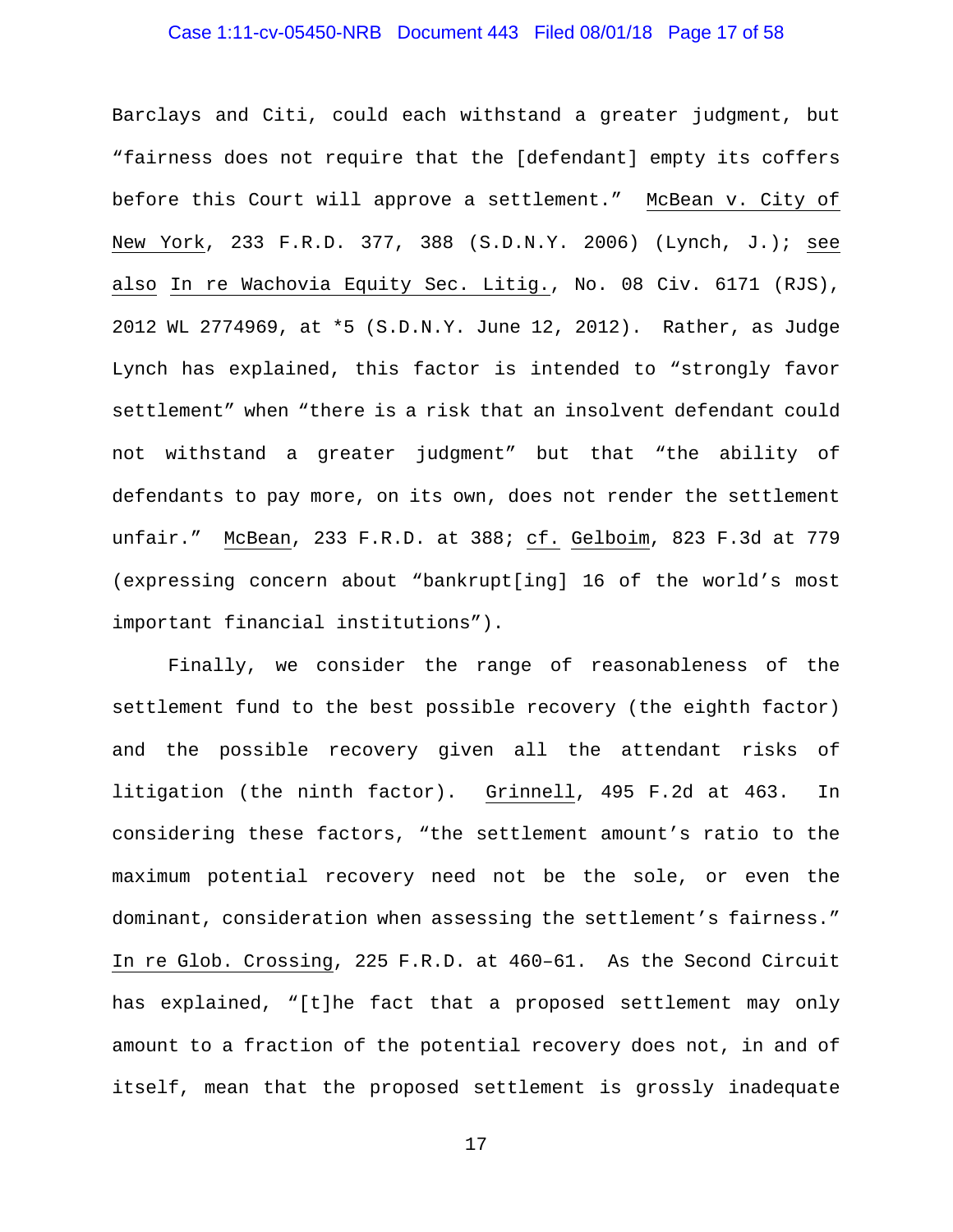Barclays and Citi, could each withstand a greater judgment, but "fairness does not require that the [defendant] empty its coffers before this Court will approve a settlement." McBean v. City of New York, 233 F.R.D. 377, 388 (S.D.N.Y. 2006) (Lynch, J.); see also In re Wachovia Equity Sec. Litig., No. 08 Civ. 6171 (RJS), 2012 WL 2774969, at *5 (S.D.N.Y. June 12, 2012). Rather, as Judge Lynch has explained, this factor is intended to "strongly favor settlement" when "there is a risk that an insolvent defendant could not withstand a greater judgment" but that "the ability of defendants to pay more, on its own, does not render the settlement unfair." McBean, 233 F.R.D. at 388; cf. Gelboim, 823 F.3d at 779 (expressing concern about "bankrupt[ing] 16 of the world's most important financial institutions").

Finally, we consider the range of reasonableness of the settlement fund to the best possible recovery (the eighth factor) and the possible recovery given all the attendant risks of litigation (the ninth factor). Grinnell, 495 F.2d at 463. In considering these factors, "the settlement amount's ratio to the maximum potential recovery need not be the sole, or even the dominant, consideration when assessing the settlement's fairness." In re Glob. Crossing, 225 F.R.D. at 460–61. As the Second Circuit has explained, "[t]he fact that a proposed settlement may only amount to a fraction of the potential recovery does not, in and of itself, mean that the proposed settlement is grossly inadequate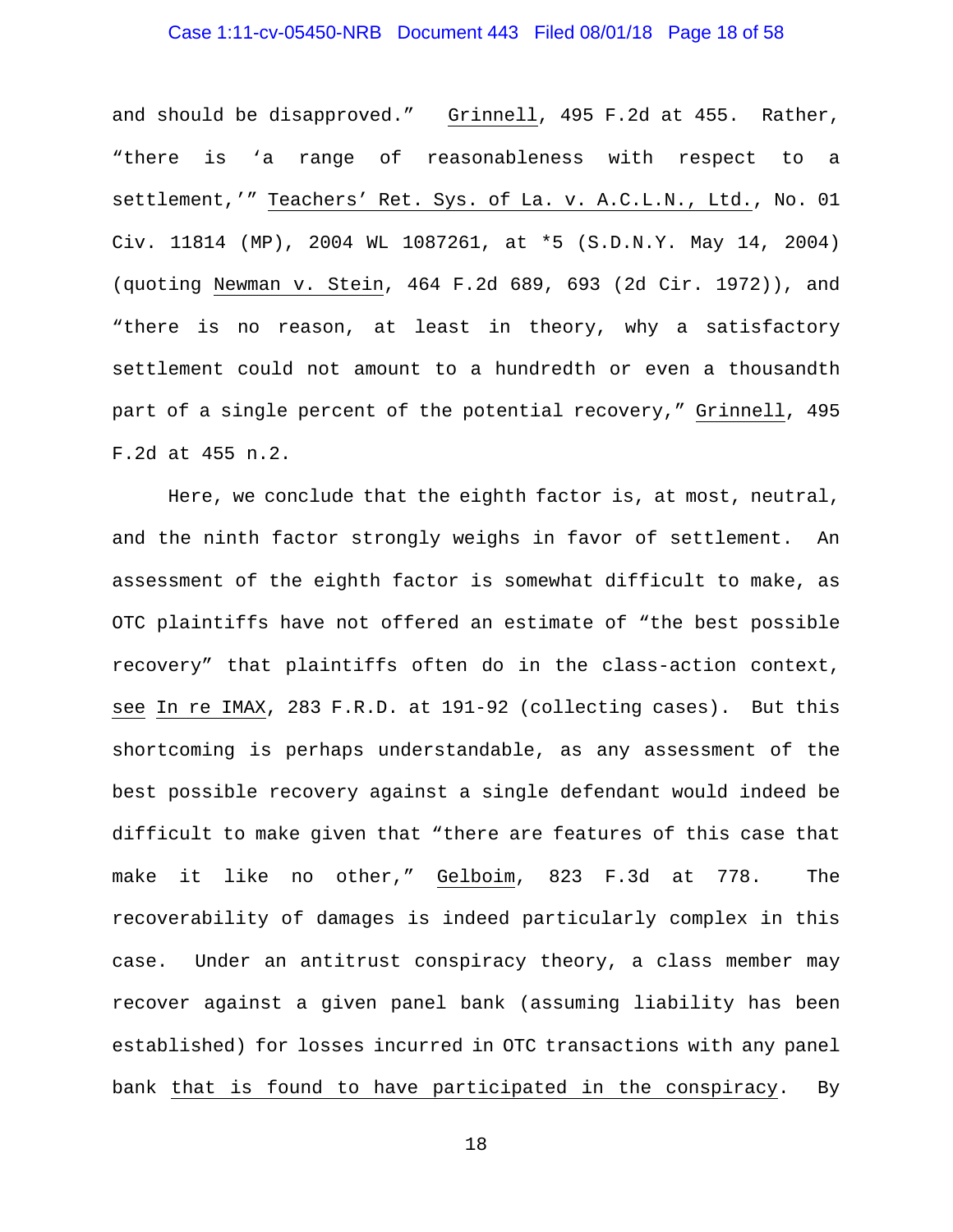and should be disapproved." Grinnell, 495 F.2d at 455. Rather, "there is 'a range of reasonableness with respect to a settlement,'" Teachers' Ret. Sys. of La. v. A.C.L.N., Ltd., No. 01 Civ. 11814 (MP), 2004 WL 1087261, at *5 (S.D.N.Y. May 14, 2004) (quoting Newman v. Stein, 464 F.2d 689, 693 (2d Cir. 1972)), and "there is no reason, at least in theory, why a satisfactory settlement could not amount to a hundredth or even a thousandth part of a single percent of the potential recovery," Grinnell, 495 F.2d at 455 n.2.

Here, we conclude that the eighth factor is, at most, neutral, and the ninth factor strongly weighs in favor of settlement. An assessment of the eighth factor is somewhat difficult to make, as OTC plaintiffs have not offered an estimate of "the best possible recovery" that plaintiffs often do in the class-action context, see In re IMAX, 283 F.R.D. at 191-92 (collecting cases). But this shortcoming is perhaps understandable, as any assessment of the best possible recovery against a single defendant would indeed be difficult to make given that "there are features of this case that make it like no other," Gelboim, 823 F.3d at 778. The recoverability of damages is indeed particularly complex in this case. Under an antitrust conspiracy theory, a class member may recover against a given panel bank (assuming liability has been established) for losses incurred in OTC transactions with any panel bank that is found to have participated in the conspiracy. By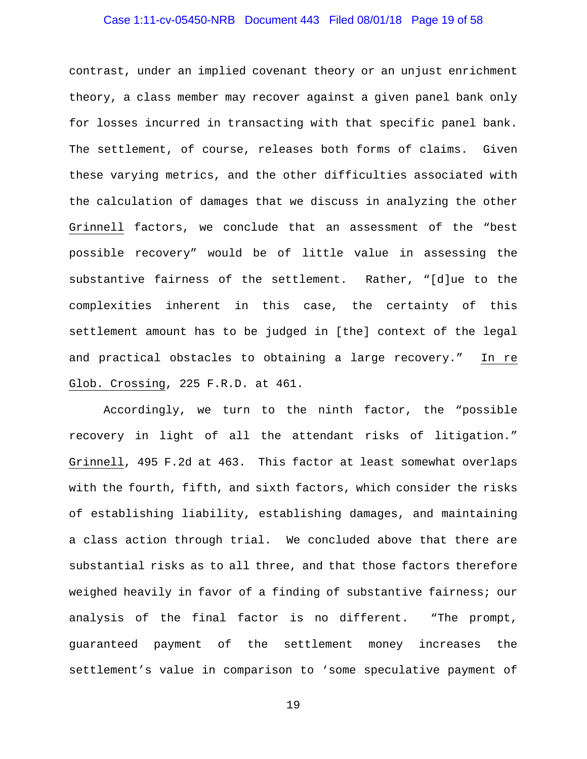contrast, under an implied covenant theory or an unjust enrichment theory, a class member may recover against a given panel bank only for losses incurred in transacting with that specific panel bank. The settlement, of course, releases both forms of claims. Given these varying metrics, and the other difficulties associated with the calculation of damages that we discuss in analyzing the other Grinnell factors, we conclude that an assessment of the "best possible recovery" would be of little value in assessing the substantive fairness of the settlement. Rather, "[d]ue to the complexities inherent in this case, the certainty of this settlement amount has to be judged in [the] context of the legal and practical obstacles to obtaining a large recovery." In re Glob. Crossing, 225 F.R.D. at 461.

Accordingly, we turn to the ninth factor, the "possible recovery in light of all the attendant risks of litigation." Grinnell, 495 F.2d at 463. This factor at least somewhat overlaps with the fourth, fifth, and sixth factors, which consider the risks of establishing liability, establishing damages, and maintaining a class action through trial. We concluded above that there are substantial risks as to all three, and that those factors therefore weighed heavily in favor of a finding of substantive fairness; our analysis of the final factor is no different. "The prompt, guaranteed payment of the settlement money increases the settlement's value in comparison to 'some speculative payment of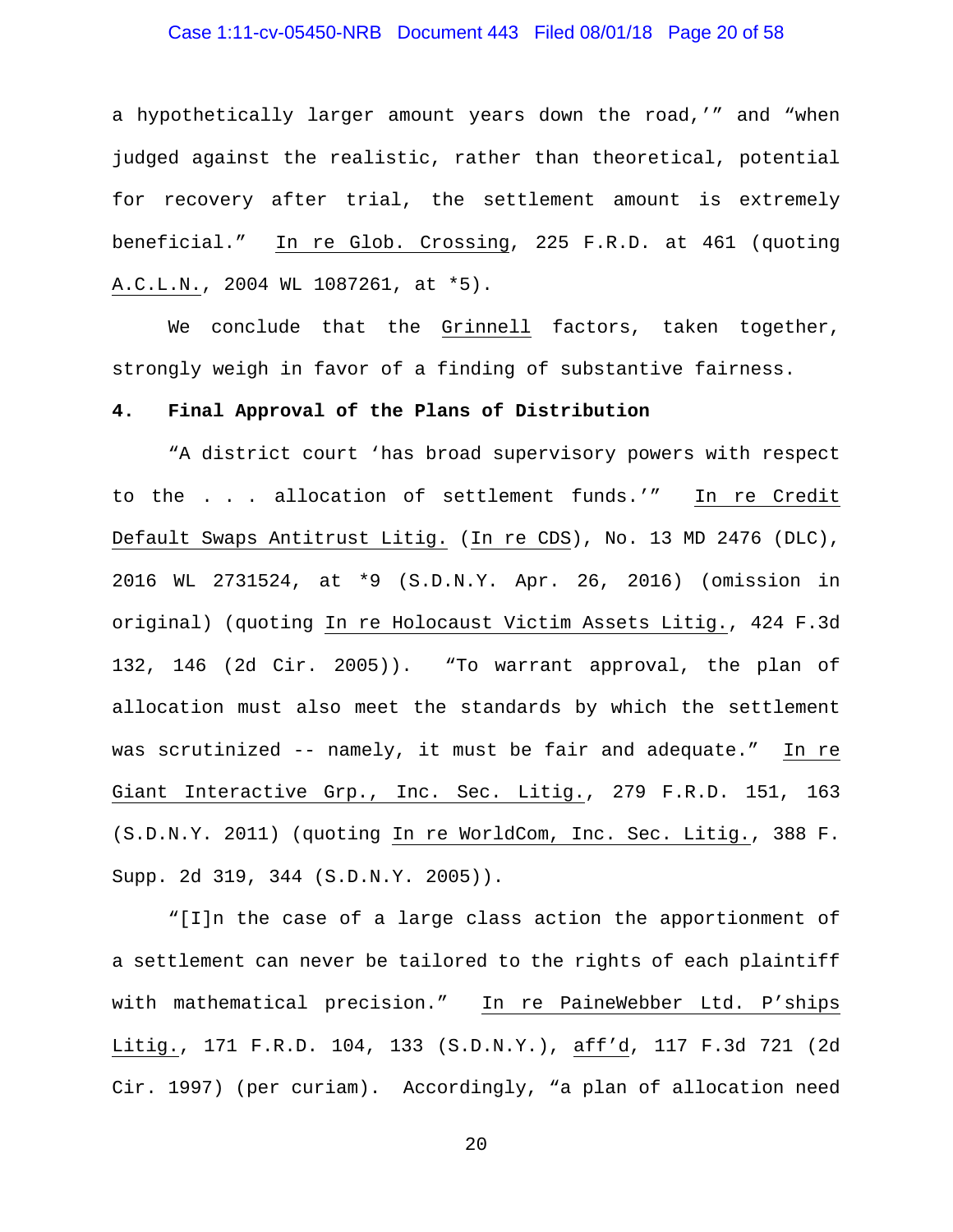a hypothetically larger amount years down the road,'" and "when judged against the realistic, rather than theoretical, potential for recovery after trial, the settlement amount is extremely beneficial." In re Glob. Crossing, 225 F.R.D. at 461 (quoting A.C.L.N., 2004 WL 1087261, at *5).

We conclude that the Grinnell factors, taken together, strongly weigh in favor of a finding of substantive fairness.

**4. Final Approval of the Plans of Distribution**

"A district court 'has broad supervisory powers with respect to the . . . allocation of settlement funds.'" In re Credit Default Swaps Antitrust Litig. (In re CDS), No. 13 MD 2476 (DLC), 2016 WL 2731524, at *9 (S.D.N.Y. Apr. 26, 2016) (omission in original) (quoting In re Holocaust Victim Assets Litig., 424 F.3d 132, 146 (2d Cir. 2005)). "To warrant approval, the plan of allocation must also meet the standards by which the settlement was scrutinized -- namely, it must be fair and adequate." In re Giant Interactive Grp., Inc. Sec. Litig., 279 F.R.D. 151, 163 (S.D.N.Y. 2011) (quoting In re WorldCom, Inc. Sec. Litig., 388 F. Supp. 2d 319, 344 (S.D.N.Y. 2005)).

"[I]n the case of a large class action the apportionment of a settlement can never be tailored to the rights of each plaintiff with mathematical precision." In re PaineWebber Ltd. P'ships Litig., 171 F.R.D. 104, 133 (S.D.N.Y.), aff'd, 117 F.3d 721 (2d Cir. 1997) (per curiam). Accordingly, "a plan of allocation need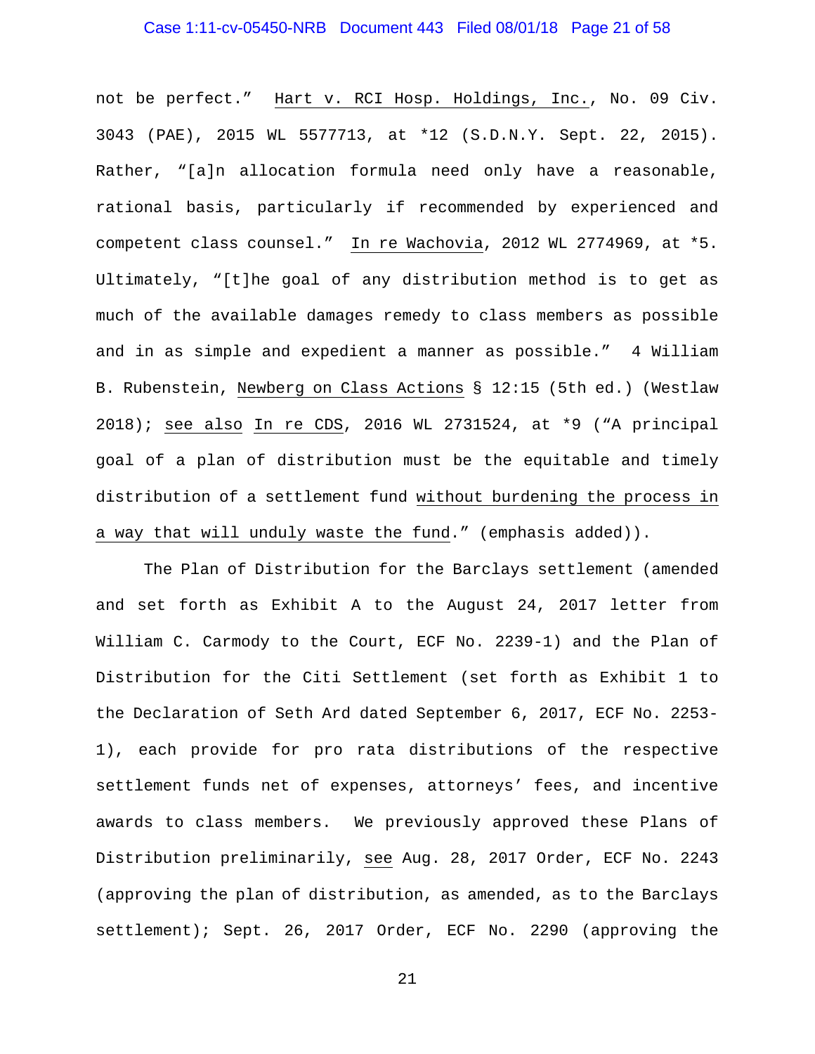not be perfect." Hart v. RCI Hosp. Holdings, Inc., No. 09 Civ. 3043 (PAE), 2015 WL 5577713, at *12 (S.D.N.Y. Sept. 22, 2015). Rather, "[a]n allocation formula need only have a reasonable, rational basis, particularly if recommended by experienced and competent class counsel." In re Wachovia, 2012 WL 2774969, at *5. Ultimately, "[t]he goal of any distribution method is to get as much of the available damages remedy to class members as possible and in as simple and expedient a manner as possible." 4 William B. Rubenstein, Newberg on Class Actions § 12:15 (5th ed.) (Westlaw 2018); see also In re CDS, 2016 WL 2731524, at *9 ("A principal goal of a plan of distribution must be the equitable and timely distribution of a settlement fund without burdening the process in a way that will unduly waste the fund." (emphasis added)).

The Plan of Distribution for the Barclays settlement (amended and set forth as Exhibit A to the August 24, 2017 letter from William C. Carmody to the Court, ECF No. 2239-1) and the Plan of Distribution for the Citi Settlement (set forth as Exhibit 1 to the Declaration of Seth Ard dated September 6, 2017, ECF No. 2253-1), each provide for pro rata distributions of the respective settlement funds net of expenses, attorneys' fees, and incentive awards to class members. We previously approved these Plans of Distribution preliminarily, see Aug. 28, 2017 Order, ECF No. 2243 (approving the plan of distribution, as amended, as to the Barclays settlement); Sept. 26, 2017 Order, ECF No. 2290 (approving the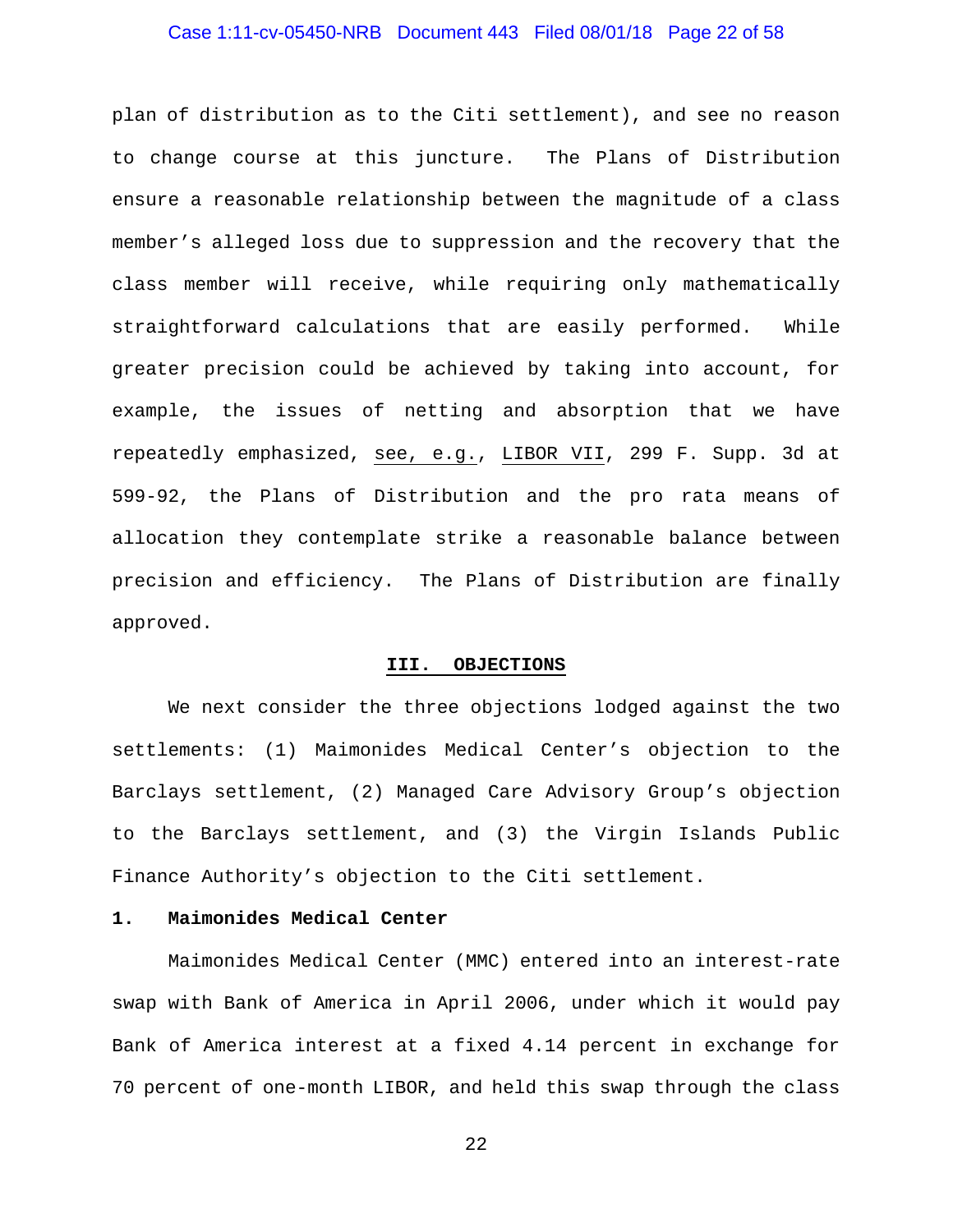plan of distribution as to the Citi settlement), and see no reason to change course at this juncture. The Plans of Distribution ensure a reasonable relationship between the magnitude of a class member's alleged loss due to suppression and the recovery that the class member will receive, while requiring only mathematically straightforward calculations that are easily performed. While greater precision could be achieved by taking into account, for example, the issues of netting and absorption that we have repeatedly emphasized, see, e.g., LIBOR VII, 299 F. Supp. 3d at 599-92, the Plans of Distribution and the pro rata means of allocation they contemplate strike a reasonable balance between precision and efficiency. The Plans of Distribution are finally approved.

## III. OBJECTIONS

We next consider the three objections lodged against the two settlements: (1) Maimonides Medical Center's objection to the Barclays settlement, (2) Managed Care Advisory Group's objection to the Barclays settlement, and (3) the Virgin Islands Public Finance Authority's objection to the Citi settlement.

### 1. Maimonides Medical Center

Maimonides Medical Center (MMC) entered into an interest-rate swap with Bank of America in April 2006, under which it would pay Bank of America interest at a fixed 4.14 percent in exchange for 70 percent of one-month LIBOR, and held this swap through the class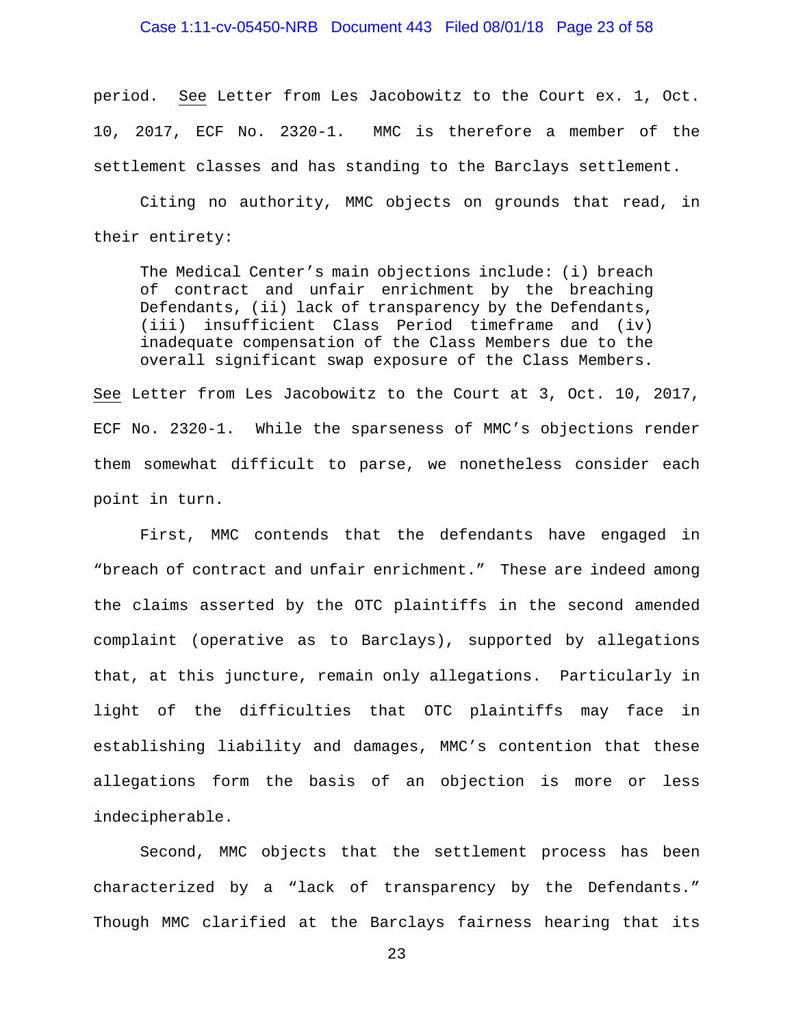period. See Letter from Les Jacobowitz to the Court ex. 1, Oct. 10, 2017, ECF No. 2320-1. MMC is therefore a member of the settlement classes and has standing to the Barclays settlement.

Citing no authority, MMC objects on grounds that read, in their entirety:

> The Medical Center's main objections include: (i) breach of contract and unfair enrichment by the breaching Defendants, (ii) lack of transparency by the Defendants, (iii) insufficient Class Period timeframe and (iv) inadequate compensation of the Class Members due to the overall significant swap exposure of the Class Members.

See Letter from Les Jacobowitz to the Court at 3, Oct. 10, 2017, ECF No. 2320-1. While the sparseness of MMC's objections render them somewhat difficult to parse, we nonetheless consider each point in turn.

First, MMC contends that the defendants have engaged in "breach of contract and unfair enrichment." These are indeed among the claims asserted by the OTC plaintiffs in the second amended complaint (operative as to Barclays), supported by allegations that, at this juncture, remain only allegations. Particularly in light of the difficulties that OTC plaintiffs may face in establishing liability and damages, MMC's contention that these allegations form the basis of an objection is more or less indecipherable.

Second, MMC objects that the settlement process has been characterized by a "lack of transparency by the Defendants." Though MMC clarified at the Barclays fairness hearing that its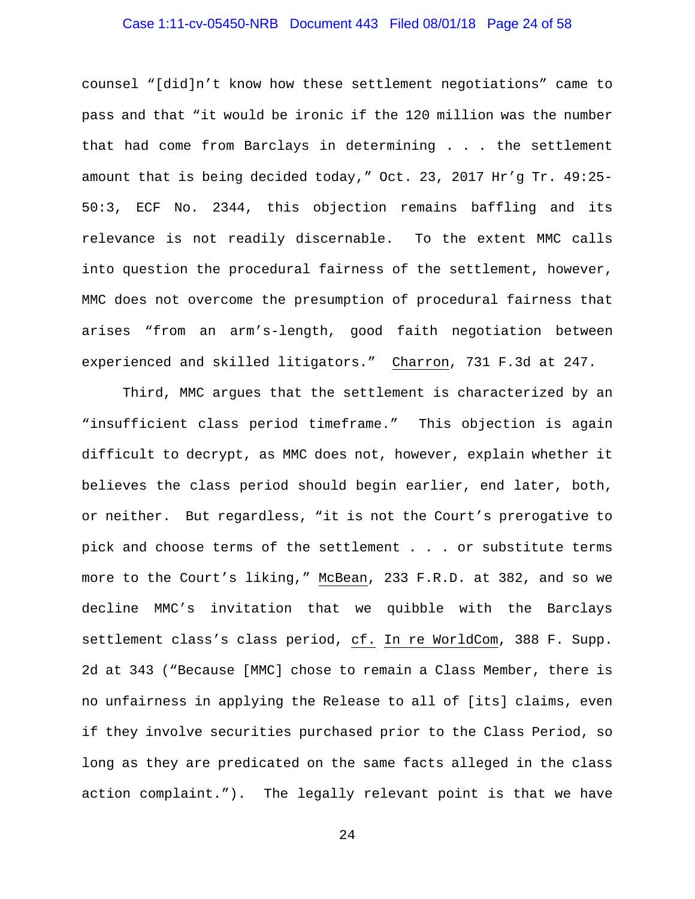counsel "[did]n't know how these settlement negotiations" came to pass and that "it would be ironic if the 120 million was the number that had come from Barclays in determining . . . the settlement amount that is being decided today," Oct. 23, 2017 Hr'g Tr. 49:25-50:3, ECF No. 2344, this objection remains baffling and its relevance is not readily discernable. To the extent MMC calls into question the procedural fairness of the settlement, however, MMC does not overcome the presumption of procedural fairness that arises "from an arm's-length, good faith negotiation between experienced and skilled litigators." Charron, 731 F.3d at 247.

Third, MMC argues that the settlement is characterized by an "insufficient class period timeframe." This objection is again difficult to decrypt, as MMC does not, however, explain whether it believes the class period should begin earlier, end later, both, or neither. But regardless, "it is not the Court's prerogative to pick and choose terms of the settlement . . . or substitute terms more to the Court's liking," McBean, 233 F.R.D. at 382, and so we decline MMC's invitation that we quibble with the Barclays settlement class's class period, cf. In re WorldCom, 388 F. Supp. 2d at 343 ("Because [MMC] chose to remain a Class Member, there is no unfairness in applying the Release to all of [its] claims, even if they involve securities purchased prior to the Class Period, so long as they are predicated on the same facts alleged in the class action complaint."). The legally relevant point is that we have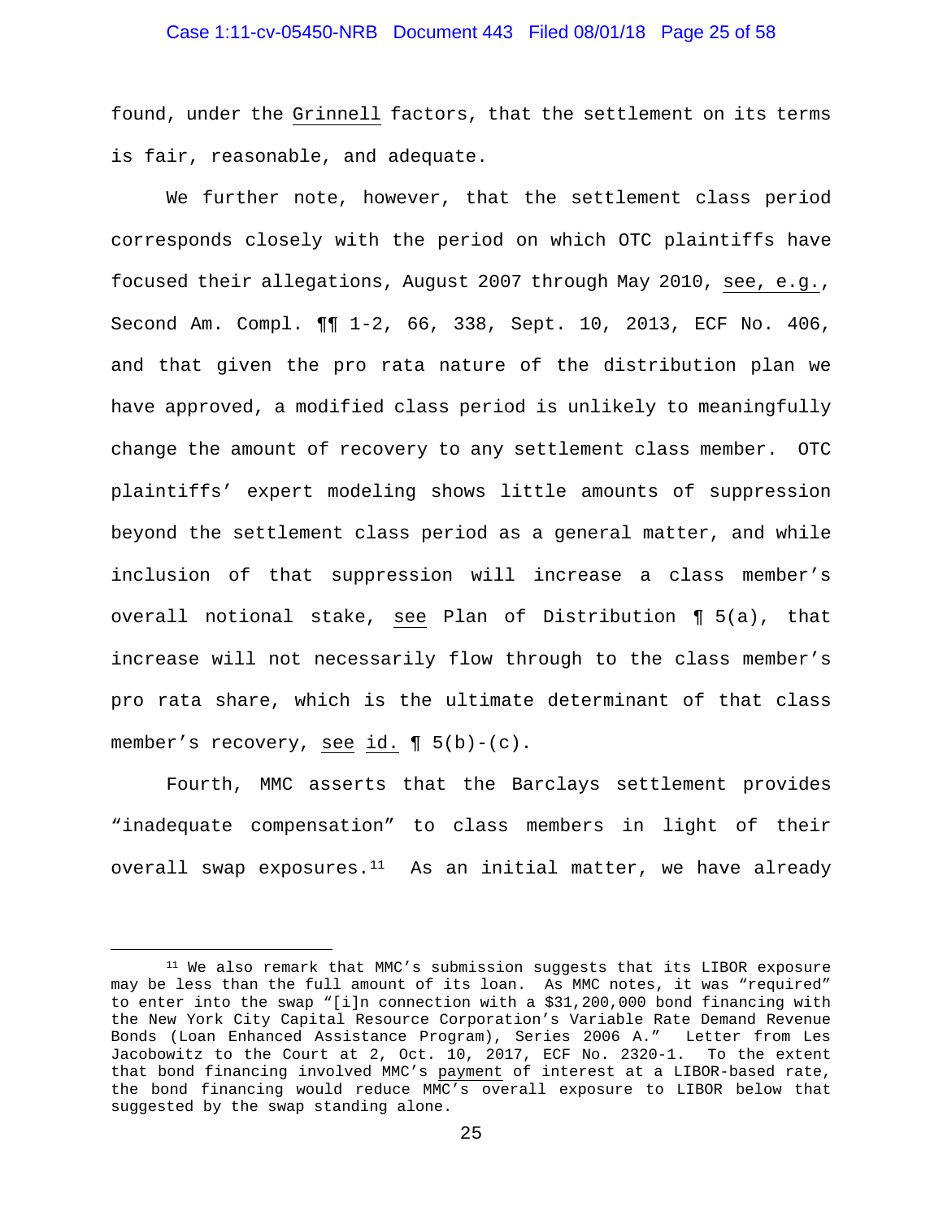found, under the Grinnell factors, that the settlement on its terms is fair, reasonable, and adequate.

We further note, however, that the settlement class period corresponds closely with the period on which OTC plaintiffs have focused their allegations, August 2007 through May 2010, see, e.g., Second Am. Compl. ¶¶ 1-2, 66, 338, Sept. 10, 2013, ECF No. 406, and that given the pro rata nature of the distribution plan we have approved, a modified class period is unlikely to meaningfully change the amount of recovery to any settlement class member. OTC plaintiffs' expert modeling shows little amounts of suppression beyond the settlement class period as a general matter, and while inclusion of that suppression will increase a class member's overall notional stake, see Plan of Distribution ¶ 5(a), that increase will not necessarily flow through to the class member's pro rata share, which is the ultimate determinant of that class member's recovery, see id. ¶ 5(b)-(c).

Fourth, MMC asserts that the Barclays settlement provides "inadequate compensation" to class members in light of their overall swap exposures.[11] As an initial matter, we have already

---

[11] We also remark that MMC's submission suggests that its LIBOR exposure may be less than the full amount of its loan. As MMC notes, it was "required" to enter into the swap "[i]n connection with a $31,200,000 bond financing with the New York City Capital Resource Corporation's Variable Rate Demand Revenue Bonds (Loan Enhanced Assistance Program), Series 2006 A." Letter from Les Jacobowitz to the Court at 2, Oct. 10, 2017, ECF No. 2320-1. To the extent that bond financing involved MMC's payment of interest at a LIBOR-based rate, the bond financing would reduce MMC's overall exposure to LIBOR below that suggested by the swap standing alone.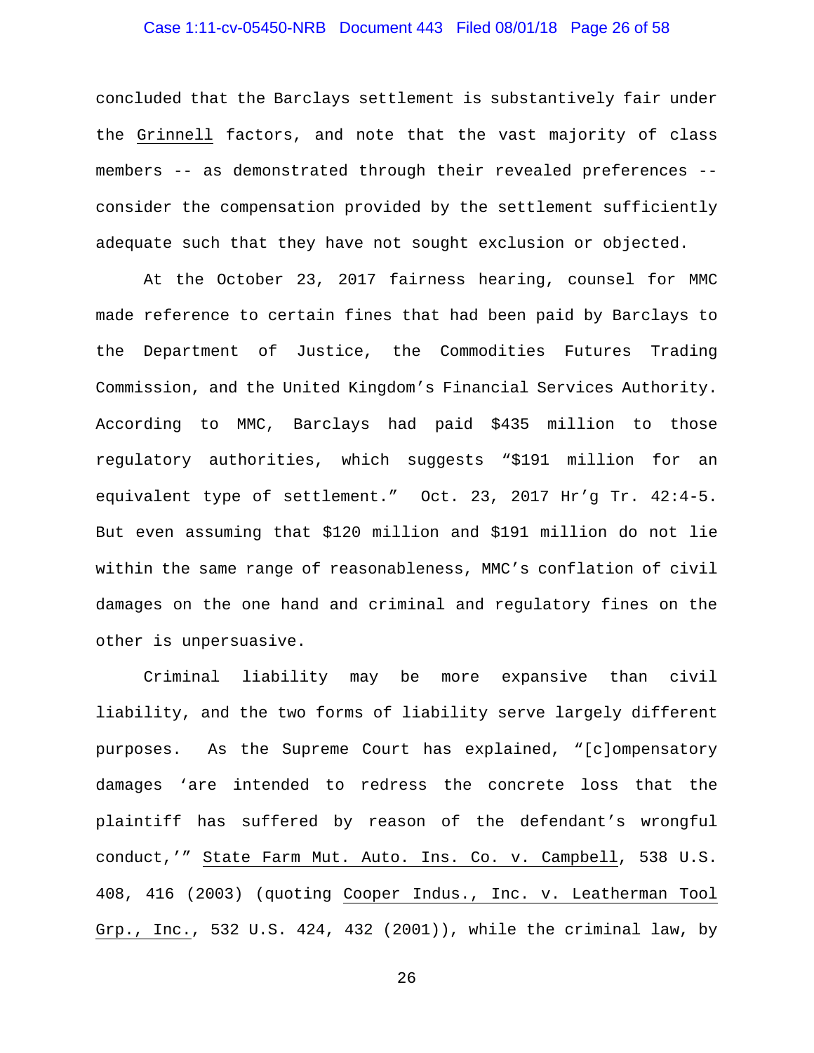concluded that the Barclays settlement is substantively fair under the <u>Grinnell</u> factors, and note that the vast majority of class members -- as demonstrated through their revealed preferences -- consider the compensation provided by the settlement sufficiently adequate such that they have not sought exclusion or objected.

At the October 23, 2017 fairness hearing, counsel for MMC made reference to certain fines that had been paid by Barclays to the Department of Justice, the Commodities Futures Trading Commission, and the United Kingdom's Financial Services Authority. According to MMC, Barclays had paid $435 million to those regulatory authorities, which suggests "$191 million for an equivalent type of settlement." Oct. 23, 2017 Hr'g Tr. 42:4-5. But even assuming that $120 million and $191 million do not lie within the same range of reasonableness, MMC's conflation of civil damages on the one hand and criminal and regulatory fines on the other is unpersuasive.

Criminal liability may be more expansive than civil liability, and the two forms of liability serve largely different purposes. As the Supreme Court has explained, "[c]ompensatory damages 'are intended to redress the concrete loss that the plaintiff has suffered by reason of the defendant's wrongful conduct,'" <u>State Farm Mut. Auto. Ins. Co. v. Campbell</u>, 538 U.S. 408, 416 (2003) (quoting <u>Cooper Indus., Inc. v. Leatherman Tool Grp., Inc.</u>, 532 U.S. 424, 432 (2001)), while the criminal law, by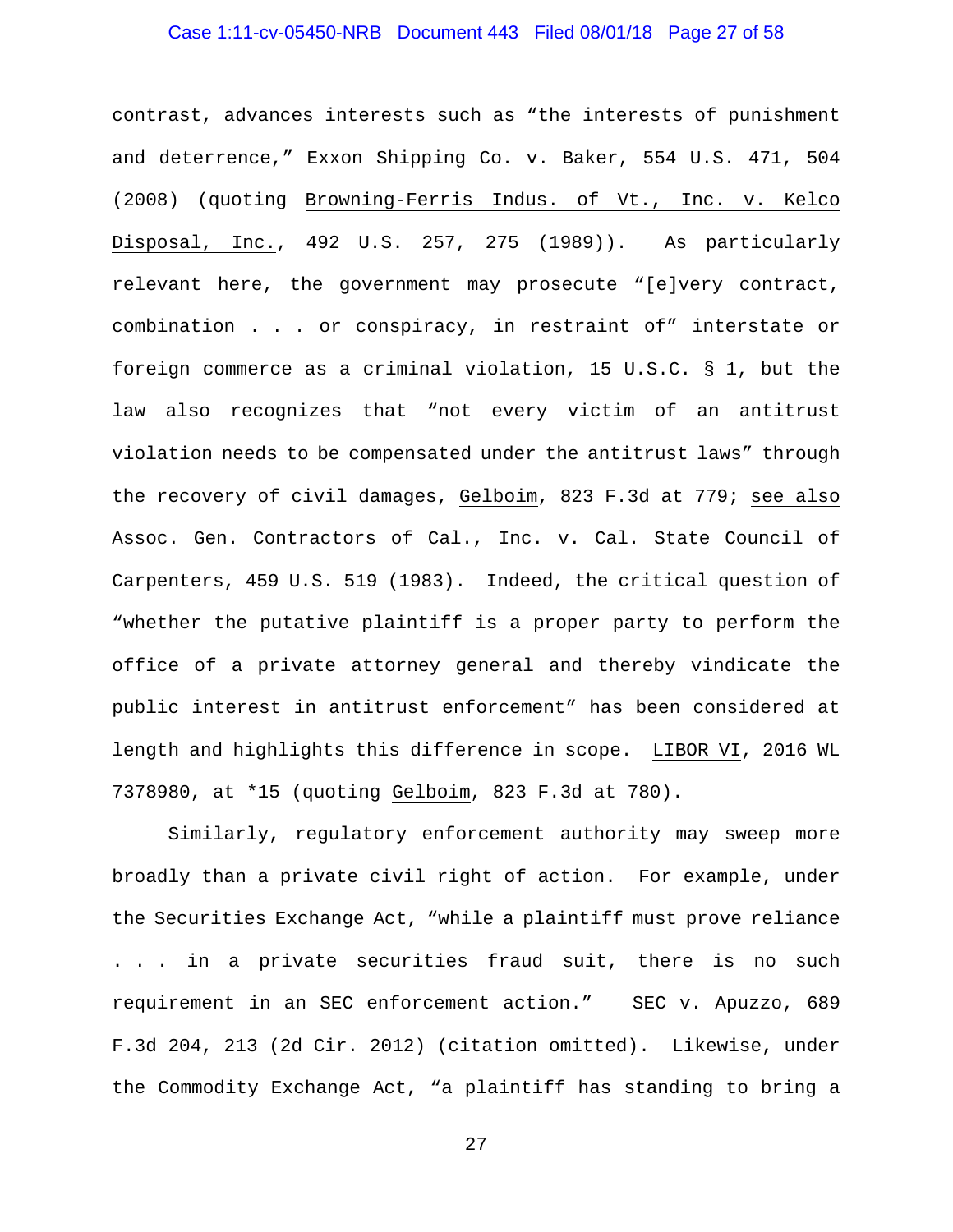contrast, advances interests such as "the interests of punishment and deterrence," Exxon Shipping Co. v. Baker, 554 U.S. 471, 504 (2008) (quoting Browning-Ferris Indus. of Vt., Inc. v. Kelco Disposal, Inc., 492 U.S. 257, 275 (1989)). As particularly relevant here, the government may prosecute "[e]very contract, combination . . . or conspiracy, in restraint of" interstate or foreign commerce as a criminal violation, 15 U.S.C. § 1, but the law also recognizes that "not every victim of an antitrust violation needs to be compensated under the antitrust laws" through the recovery of civil damages, Gelboim, 823 F.3d at 779; see also Assoc. Gen. Contractors of Cal., Inc. v. Cal. State Council of Carpenters, 459 U.S. 519 (1983). Indeed, the critical question of "whether the putative plaintiff is a proper party to perform the office of a private attorney general and thereby vindicate the public interest in antitrust enforcement" has been considered at length and highlights this difference in scope. LIBOR VI, 2016 WL 7378980, at *15 (quoting Gelboim, 823 F.3d at 780).

Similarly, regulatory enforcement authority may sweep more broadly than a private civil right of action. For example, under the Securities Exchange Act, "while a plaintiff must prove reliance . . . in a private securities fraud suit, there is no such requirement in an SEC enforcement action." SEC v. Apuzzo, 689 F.3d 204, 213 (2d Cir. 2012) (citation omitted). Likewise, under the Commodity Exchange Act, "a plaintiff has standing to bring a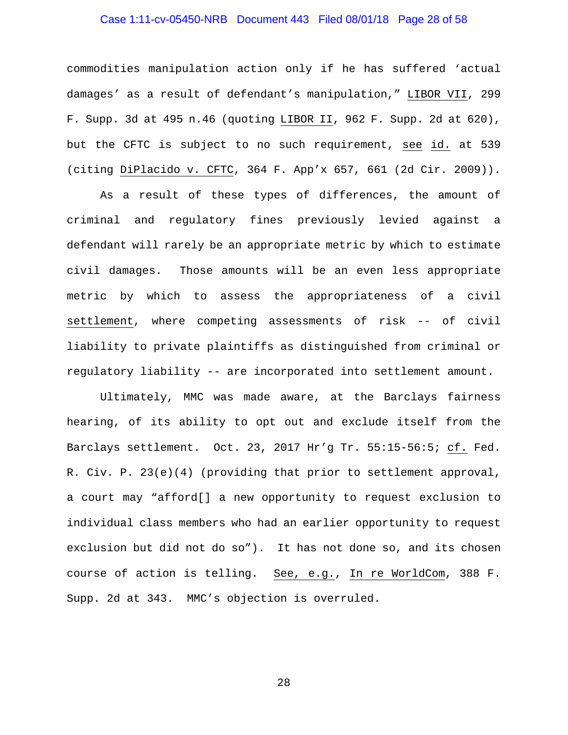commodities manipulation action only if he has suffered 'actual damages' as a result of defendant's manipulation," LIBOR VII, 299 F. Supp. 3d at 495 n.46 (quoting LIBOR II, 962 F. Supp. 2d at 620), but the CFTC is subject to no such requirement, see id. at 539 (citing DiPlacido v. CFTC, 364 F. App'x 657, 661 (2d Cir. 2009)).

As a result of these types of differences, the amount of criminal and regulatory fines previously levied against a defendant will rarely be an appropriate metric by which to estimate civil damages. Those amounts will be an even less appropriate metric by which to assess the appropriateness of a civil settlement, where competing assessments of risk -- of civil liability to private plaintiffs as distinguished from criminal or regulatory liability -- are incorporated into settlement amount.

Ultimately, MMC was made aware, at the Barclays fairness hearing, of its ability to opt out and exclude itself from the Barclays settlement. Oct. 23, 2017 Hr'g Tr. 55:15-56:5; cf. Fed. R. Civ. P. 23(e)(4) (providing that prior to settlement approval, a court may "afford[] a new opportunity to request exclusion to individual class members who had an earlier opportunity to request exclusion but did not do so"). It has not done so, and its chosen course of action is telling. See, e.g., In re WorldCom, 388 F. Supp. 2d at 343. MMC's objection is overruled.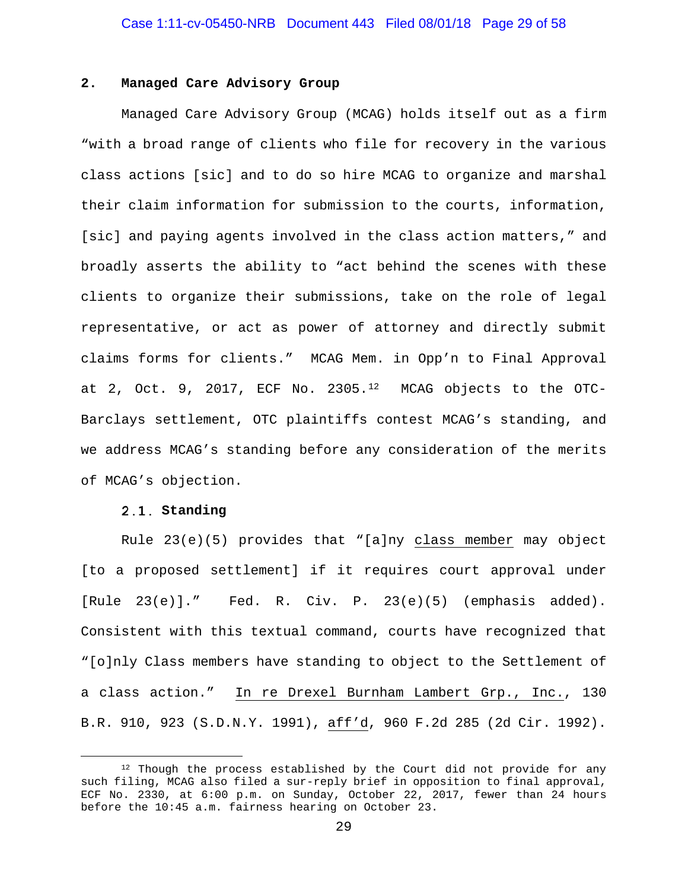## 2. Managed Care Advisory Group

Managed Care Advisory Group (MCAG) holds itself out as a firm "with a broad range of clients who file for recovery in the various class actions [sic] and to do so hire MCAG to organize and marshal their claim information for submission to the courts, information, [sic] and paying agents involved in the class action matters," and broadly asserts the ability to "act behind the scenes with these clients to organize their submissions, take on the role of legal representative, or act as power of attorney and directly submit claims forms for clients." MCAG Mem. in Opp'n to Final Approval at 2, Oct. 9, 2017, ECF No. 2305.[12] MCAG objects to the OTC-Barclays settlement, OTC plaintiffs contest MCAG's standing, and we address MCAG's standing before any consideration of the merits of MCAG's objection.

### 2.1. Standing

Rule 23(e)(5) provides that "[a]ny <u>class member</u> may object [to a proposed settlement] if it requires court approval under [Rule 23(e)]." Fed. R. Civ. P. 23(e)(5) (emphasis added). Consistent with this textual command, courts have recognized that "[o]nly Class members have standing to object to the Settlement of a class action." <u>In re Drexel Burnham Lambert Grp., Inc.</u>, 130 B.R. 910, 923 (S.D.N.Y. 1991), <u>aff'd</u>, 960 F.2d 285 (2d Cir. 1992).

[12] Though the process established by the Court did not provide for any such filing, MCAG also filed a sur-reply brief in opposition to final approval, ECF No. 2330, at 6:00 p.m. on Sunday, October 22, 2017, fewer than 24 hours before the 10:45 a.m. fairness hearing on October 23.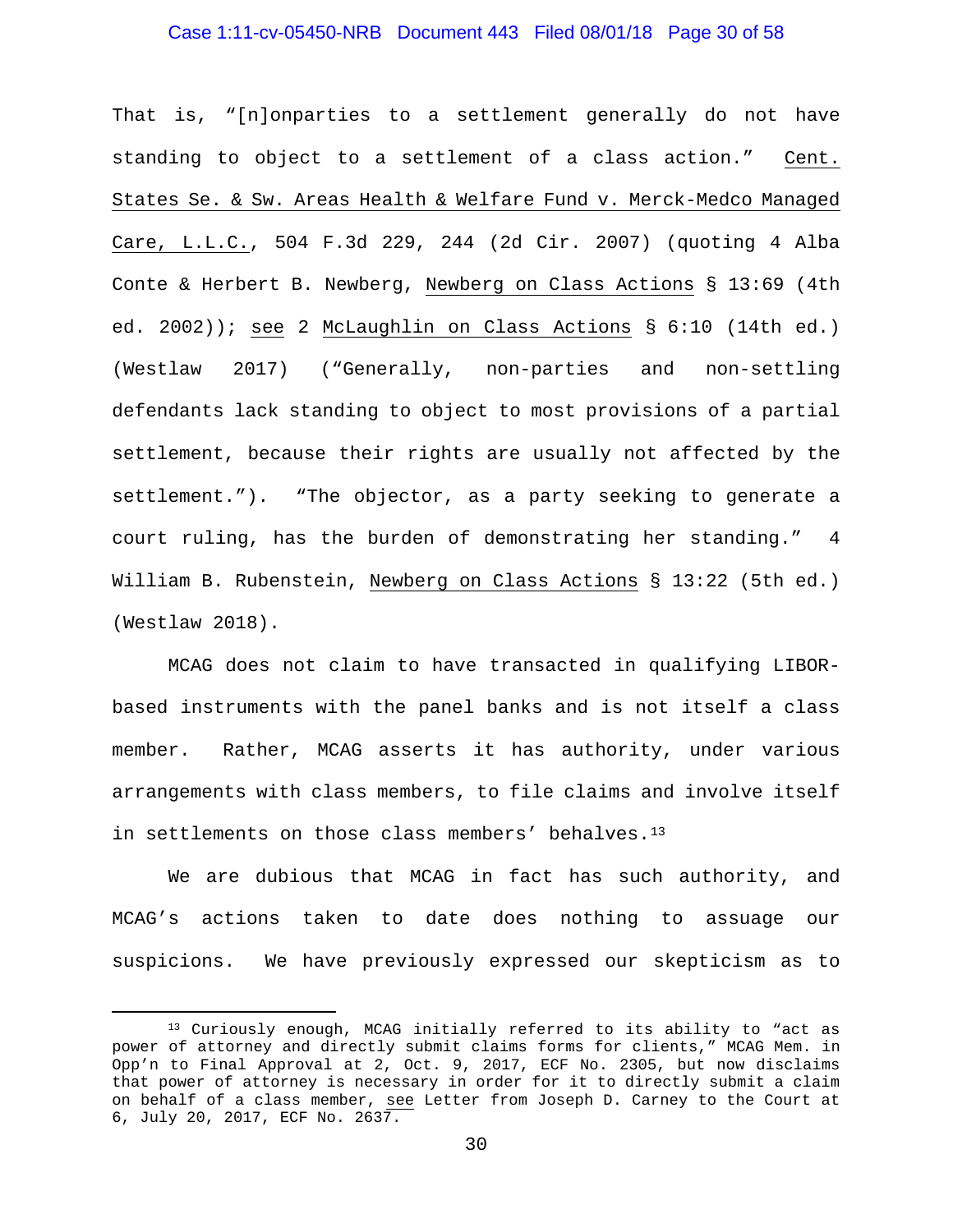That is, "[n]onparties to a settlement generally do not have standing to object to a settlement of a class action." Cent. States Se. & Sw. Areas Health & Welfare Fund v. Merck-Medco Managed Care, L.L.C., 504 F.3d 229, 244 (2d Cir. 2007) (quoting 4 Alba Conte & Herbert B. Newberg, Newberg on Class Actions § 13:69 (4th ed. 2002)); see 2 McLaughlin on Class Actions § 6:10 (14th ed.) (Westlaw 2017) ("Generally, non-parties and non-settling defendants lack standing to object to most provisions of a partial settlement, because their rights are usually not affected by the settlement."). "The objector, as a party seeking to generate a court ruling, has the burden of demonstrating her standing." 4 William B. Rubenstein, Newberg on Class Actions § 13:22 (5th ed.) (Westlaw 2018).

MCAG does not claim to have transacted in qualifying LIBOR-based instruments with the panel banks and is not itself a class member. Rather, MCAG asserts it has authority, under various arrangements with class members, to file claims and involve itself in settlements on those class members' behalves.[13]

We are dubious that MCAG in fact has such authority, and MCAG's actions taken to date does nothing to assuage our suspicions. We have previously expressed our skepticism as to

[13] Curiously enough, MCAG initially referred to its ability to "act as power of attorney and directly submit claims forms for clients," MCAG Mem. in Opp'n to Final Approval at 2, Oct. 9, 2017, ECF No. 2305, but now disclaims that power of attorney is necessary in order for it to directly submit a claim on behalf of a class member, see Letter from Joseph D. Carney to the Court at 6, July 20, 2017, ECF No. 2637.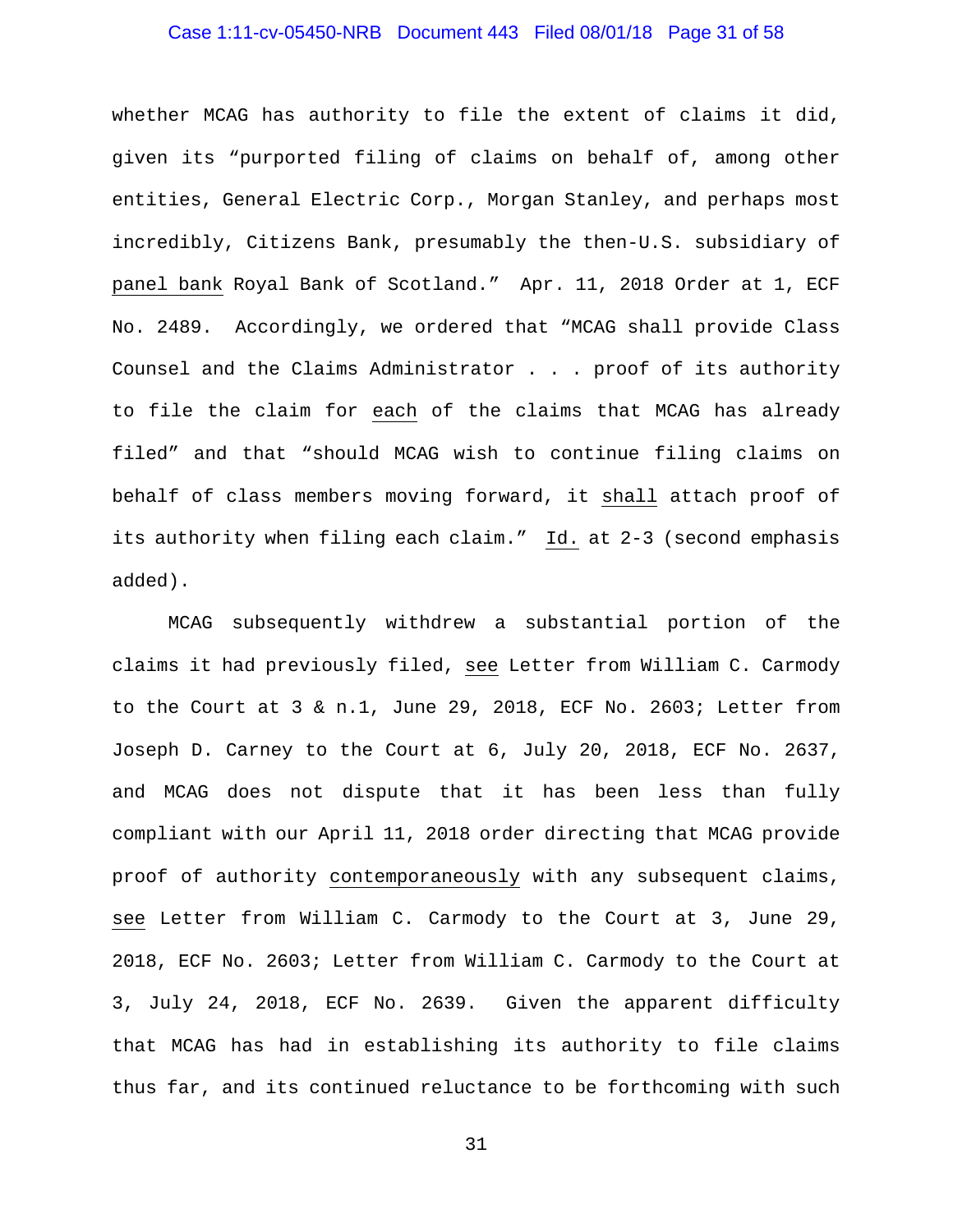whether MCAG has authority to file the extent of claims it did, given its "purported filing of claims on behalf of, among other entities, General Electric Corp., Morgan Stanley, and perhaps most incredibly, Citizens Bank, presumably the then-U.S. subsidiary of panel bank Royal Bank of Scotland." Apr. 11, 2018 Order at 1, ECF No. 2489. Accordingly, we ordered that "MCAG shall provide Class Counsel and the Claims Administrator . . . proof of its authority to file the claim for each of the claims that MCAG has already filed" and that "should MCAG wish to continue filing claims on behalf of class members moving forward, it shall attach proof of its authority when filing each claim." Id. at 2-3 (second emphasis added).

MCAG subsequently withdrew a substantial portion of the claims it had previously filed, see Letter from William C. Carmody to the Court at 3 & n.1, June 29, 2018, ECF No. 2603; Letter from Joseph D. Carney to the Court at 6, July 20, 2018, ECF No. 2637, and MCAG does not dispute that it has been less than fully compliant with our April 11, 2018 order directing that MCAG provide proof of authority contemporaneously with any subsequent claims, see Letter from William C. Carmody to the Court at 3, June 29, 2018, ECF No. 2603; Letter from William C. Carmody to the Court at 3, July 24, 2018, ECF No. 2639. Given the apparent difficulty that MCAG has had in establishing its authority to file claims thus far, and its continued reluctance to be forthcoming with such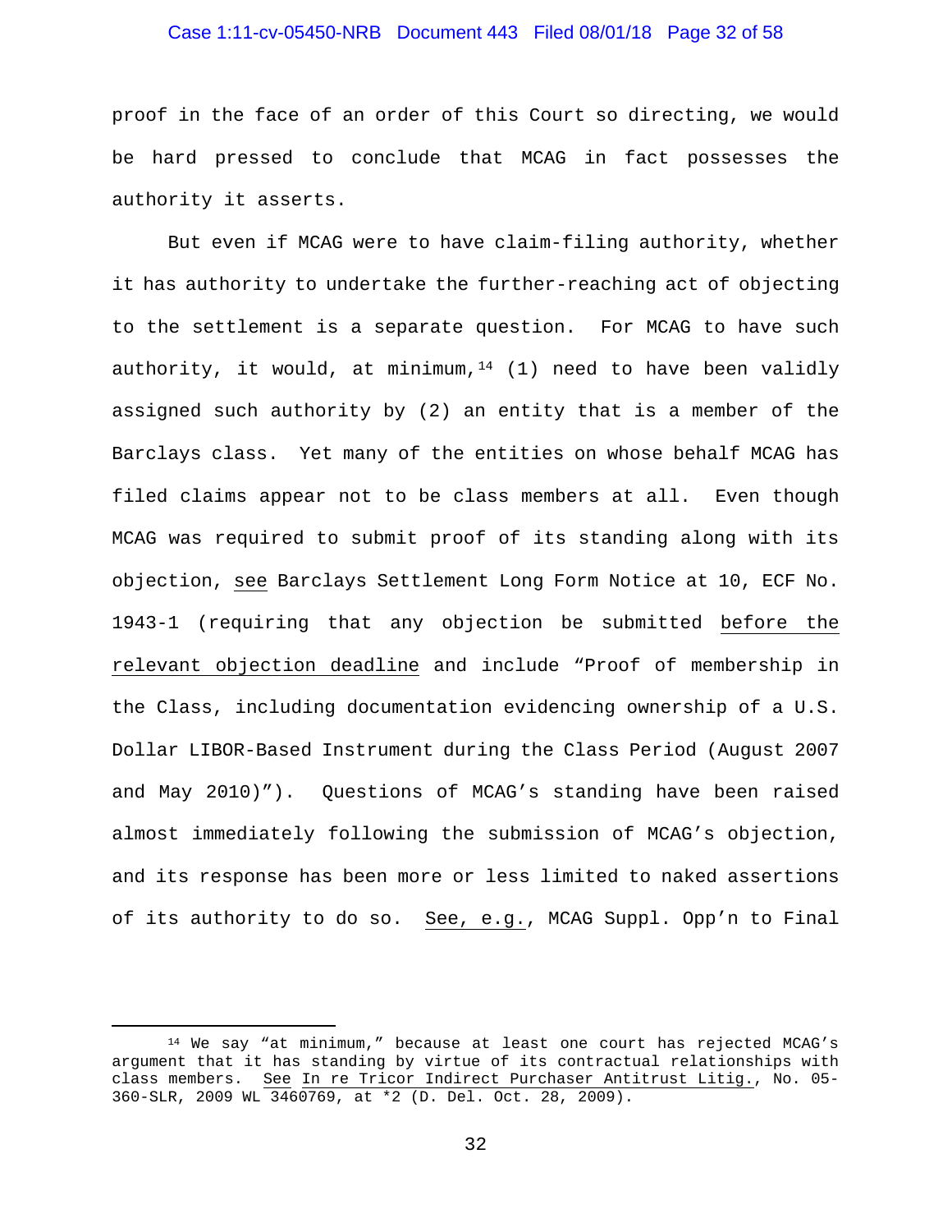proof in the face of an order of this Court so directing, we would be hard pressed to conclude that MCAG in fact possesses the authority it asserts.

But even if MCAG were to have claim-filing authority, whether it has authority to undertake the further-reaching act of objecting to the settlement is a separate question. For MCAG to have such authority, it would, at minimum,[14] (1) need to have been validly assigned such authority by (2) an entity that is a member of the Barclays class. Yet many of the entities on whose behalf MCAG has filed claims appear not to be class members at all. Even though MCAG was required to submit proof of its standing along with its objection, see Barclays Settlement Long Form Notice at 10, ECF No. 1943-1 (requiring that any objection be submitted before the relevant objection deadline and include "Proof of membership in the Class, including documentation evidencing ownership of a U.S. Dollar LIBOR-Based Instrument during the Class Period (August 2007 and May 2010)"). Questions of MCAG's standing have been raised almost immediately following the submission of MCAG's objection, and its response has been more or less limited to naked assertions of its authority to do so. See, e.g., MCAG Suppl. Opp'n to Final

---

[14] We say "at minimum," because at least one court has rejected MCAG's argument that it has standing by virtue of its contractual relationships with class members. See In re Tricor Indirect Purchaser Antitrust Litig., No. 05-360-SLR, 2009 WL 3460769, at *2 (D. Del. Oct. 28, 2009).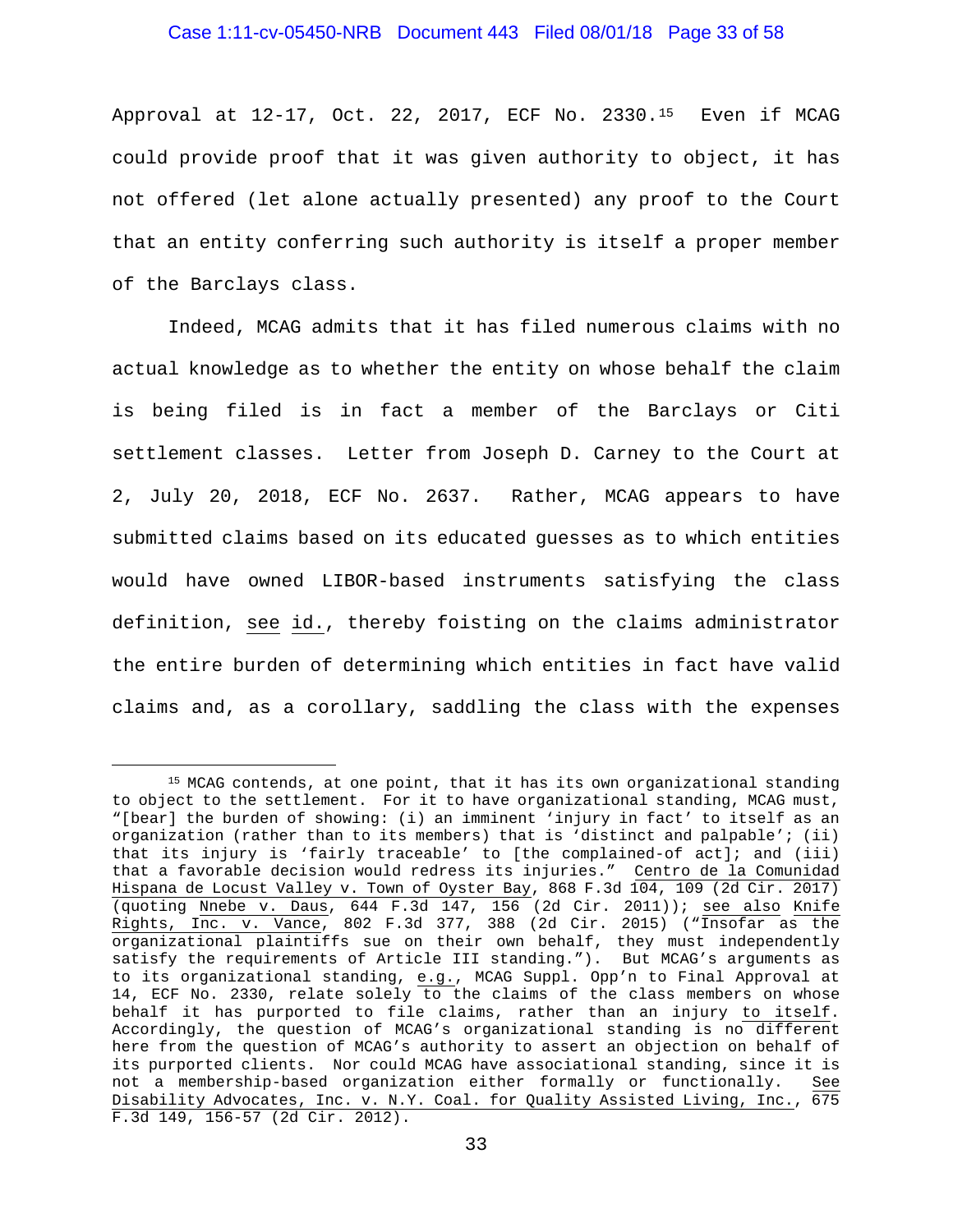Approval at 12-17, Oct. 22, 2017, ECF No. 2330.[15] Even if MCAG could provide proof that it was given authority to object, it has not offered (let alone actually presented) any proof to the Court that an entity conferring such authority is itself a proper member of the Barclays class.

Indeed, MCAG admits that it has filed numerous claims with no actual knowledge as to whether the entity on whose behalf the claim is being filed is in fact a member of the Barclays or Citi settlement classes. Letter from Joseph D. Carney to the Court at 2, July 20, 2018, ECF No. 2637. Rather, MCAG appears to have submitted claims based on its educated guesses as to which entities would have owned LIBOR-based instruments satisfying the class definition, see id., thereby foisting on the claims administrator the entire burden of determining which entities in fact have valid claims and, as a corollary, saddling the class with the expenses

---

[15] MCAG contends, at one point, that it has its own organizational standing to object to the settlement. For it to have organizational standing, MCAG must, "[bear] the burden of showing: (i) an imminent 'injury in fact' to itself as an organization (rather than to its members) that is 'distinct and palpable'; (ii) that its injury is 'fairly traceable' to [the complained-of act]; and (iii) that a favorable decision would redress its injuries." Centro de la Comunidad Hispana de Locust Valley v. Town of Oyster Bay, 868 F.3d 104, 109 (2d Cir. 2017) (quoting Nnebe v. Daus, 644 F.3d 147, 156 (2d Cir. 2011)); see also Knife Rights, Inc. v. Vance, 802 F.3d 377, 388 (2d Cir. 2015) ("Insofar as the organizational plaintiffs sue on their own behalf, they must independently satisfy the requirements of Article III standing."). But MCAG's arguments as to its organizational standing, e.g., MCAG Suppl. Opp'n to Final Approval at 14, ECF No. 2330, relate solely to the claims of the class members on whose behalf it has purported to file claims, rather than an injury to itself. Accordingly, the question of MCAG's organizational standing is no different here from the question of MCAG's authority to assert an objection on behalf of its purported clients. Nor could MCAG have associational standing, since it is not a membership-based organization either formally or functionally. See Disability Advocates, Inc. v. N.Y. Coal. for Quality Assisted Living, Inc., 675 F.3d 149, 156-57 (2d Cir. 2012).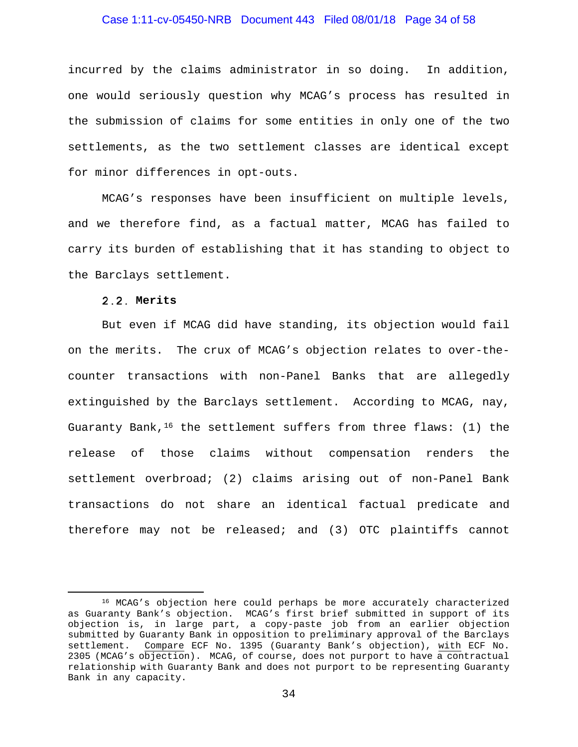incurred by the claims administrator in so doing. In addition, one would seriously question why MCAG's process has resulted in the submission of claims for some entities in only one of the two settlements, as the two settlement classes are identical except for minor differences in opt-outs.

MCAG's responses have been insufficient on multiple levels, and we therefore find, as a factual matter, MCAG has failed to carry its burden of establishing that it has standing to object to the Barclays settlement.

### 2.2. Merits

But even if MCAG did have standing, its objection would fail on the merits. The crux of MCAG's objection relates to over-the-counter transactions with non-Panel Banks that are allegedly extinguished by the Barclays settlement. According to MCAG, nay, Guaranty Bank,[16] the settlement suffers from three flaws: (1) the release of those claims without compensation renders the settlement overbroad; (2) claims arising out of non-Panel Bank transactions do not share an identical factual predicate and therefore may not be released; and (3) OTC plaintiffs cannot

---

[16] MCAG's objection here could perhaps be more accurately characterized as Guaranty Bank's objection. MCAG's first brief submitted in support of its objection is, in large part, a copy-paste job from an earlier objection submitted by Guaranty Bank in opposition to preliminary approval of the Barclays settlement. Compare ECF No. 1395 (Guaranty Bank's objection), with ECF No. 2305 (MCAG's objection). MCAG, of course, does not purport to have a contractual relationship with Guaranty Bank and does not purport to be representing Guaranty Bank in any capacity.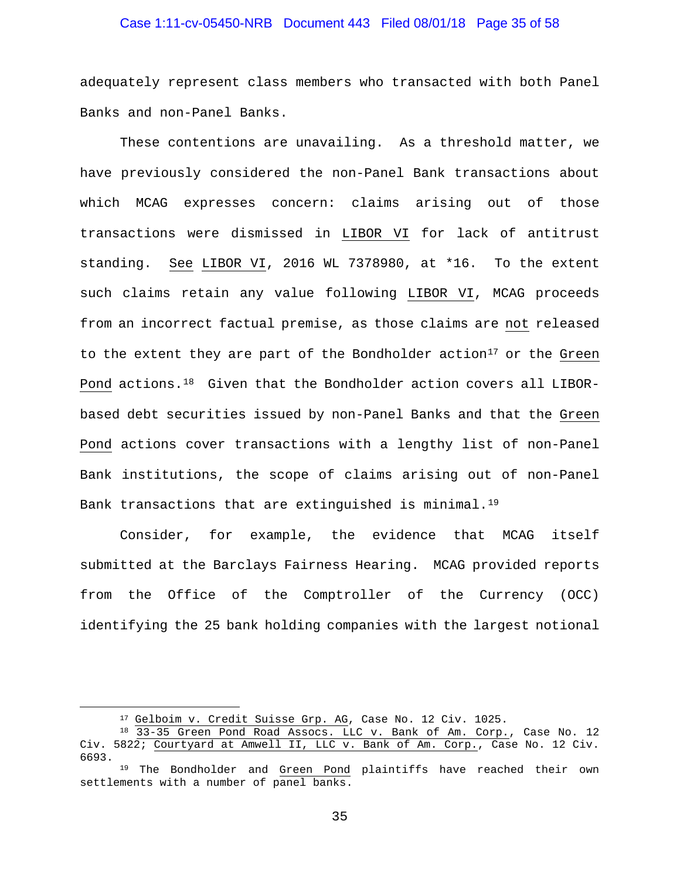adequately represent class members who transacted with both Panel Banks and non-Panel Banks.

These contentions are unavailing. As a threshold matter, we have previously considered the non-Panel Bank transactions about which MCAG expresses concern: claims arising out of those transactions were dismissed in LIBOR VI for lack of antitrust standing. See LIBOR VI, 2016 WL 7378980, at *16. To the extent such claims retain any value following LIBOR VI, MCAG proceeds from an incorrect factual premise, as those claims are not released to the extent they are part of the Bondholder action[17] or the Green Pond actions.[18] Given that the Bondholder action covers all LIBOR-based debt securities issued by non-Panel Banks and that the Green Pond actions cover transactions with a lengthy list of non-Panel Bank institutions, the scope of claims arising out of non-Panel Bank transactions that are extinguished is minimal.[19]

Consider, for example, the evidence that MCAG itself submitted at the Barclays Fairness Hearing. MCAG provided reports from the Office of the Comptroller of the Currency (OCC) identifying the 25 bank holding companies with the largest notional

---

[17] Gelboim v. Credit Suisse Grp. AG, Case No. 12 Civ. 1025.

[18] 33-35 Green Pond Road Assocs. LLC v. Bank of Am. Corp., Case No. 12 Civ. 5822; Courtyard at Amwell II, LLC v. Bank of Am. Corp., Case No. 12 Civ. 6693.

[19] The Bondholder and Green Pond plaintiffs have reached their own settlements with a number of panel banks.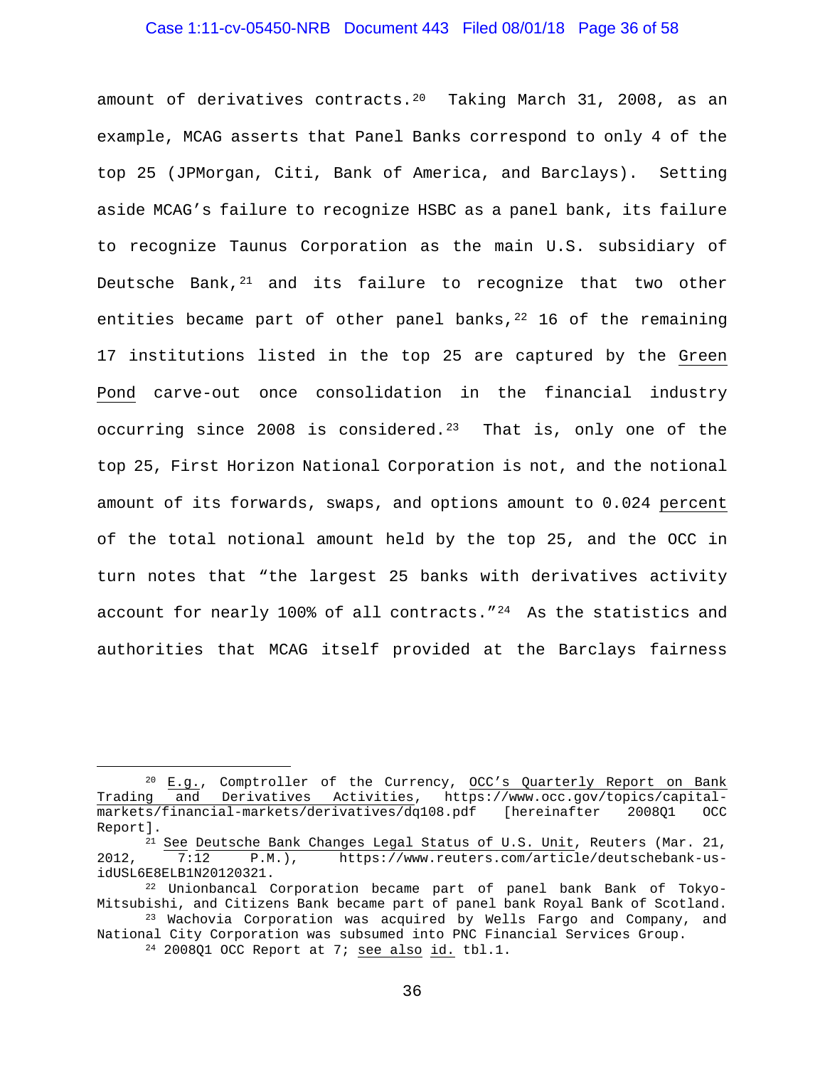amount of derivatives contracts.[20] Taking March 31, 2008, as an example, MCAG asserts that Panel Banks correspond to only 4 of the top 25 (JPMorgan, Citi, Bank of America, and Barclays). Setting aside MCAG's failure to recognize HSBC as a panel bank, its failure to recognize Taunus Corporation as the main U.S. subsidiary of Deutsche Bank,[21] and its failure to recognize that two other entities became part of other panel banks,[22] 16 of the remaining 17 institutions listed in the top 25 are captured by the <u>Green Pond</u> carve-out once consolidation in the financial industry occurring since 2008 is considered.[23] That is, only one of the top 25, First Horizon National Corporation is not, and the notional amount of its forwards, swaps, and options amount to 0.024 <u>percent</u> of the total notional amount held by the top 25, and the OCC in turn notes that "the largest 25 banks with derivatives activity account for nearly 100% of all contracts."[24] As the statistics and authorities that MCAG itself provided at the Barclays fairness

---

[20] <u>E.g.</u>, Comptroller of the Currency, <u>OCC's Quarterly Report on Bank Trading and Derivatives Activities</u>, https://www.occ.gov/topics/capital-markets/financial-markets/derivatives/dq108.pdf [hereinafter 2008Q1 OCC Report].

[21] <u>See</u> <u>Deutsche Bank Changes Legal Status of U.S. Unit</u>, Reuters (Mar. 21, 2012, 7:12 P.M.), https://www.reuters.com/article/deutschebank-us-idUSL6E8ELB1N20120321.

[22] Unionbancal Corporation became part of panel bank Bank of Tokyo-Mitsubishi, and Citizens Bank became part of panel bank Royal Bank of Scotland.

[23] Wachovia Corporation was acquired by Wells Fargo and Company, and National City Corporation was subsumed into PNC Financial Services Group.

[24] 2008Q1 OCC Report at 7; <u>see also</u> <u>id.</u> tbl.1.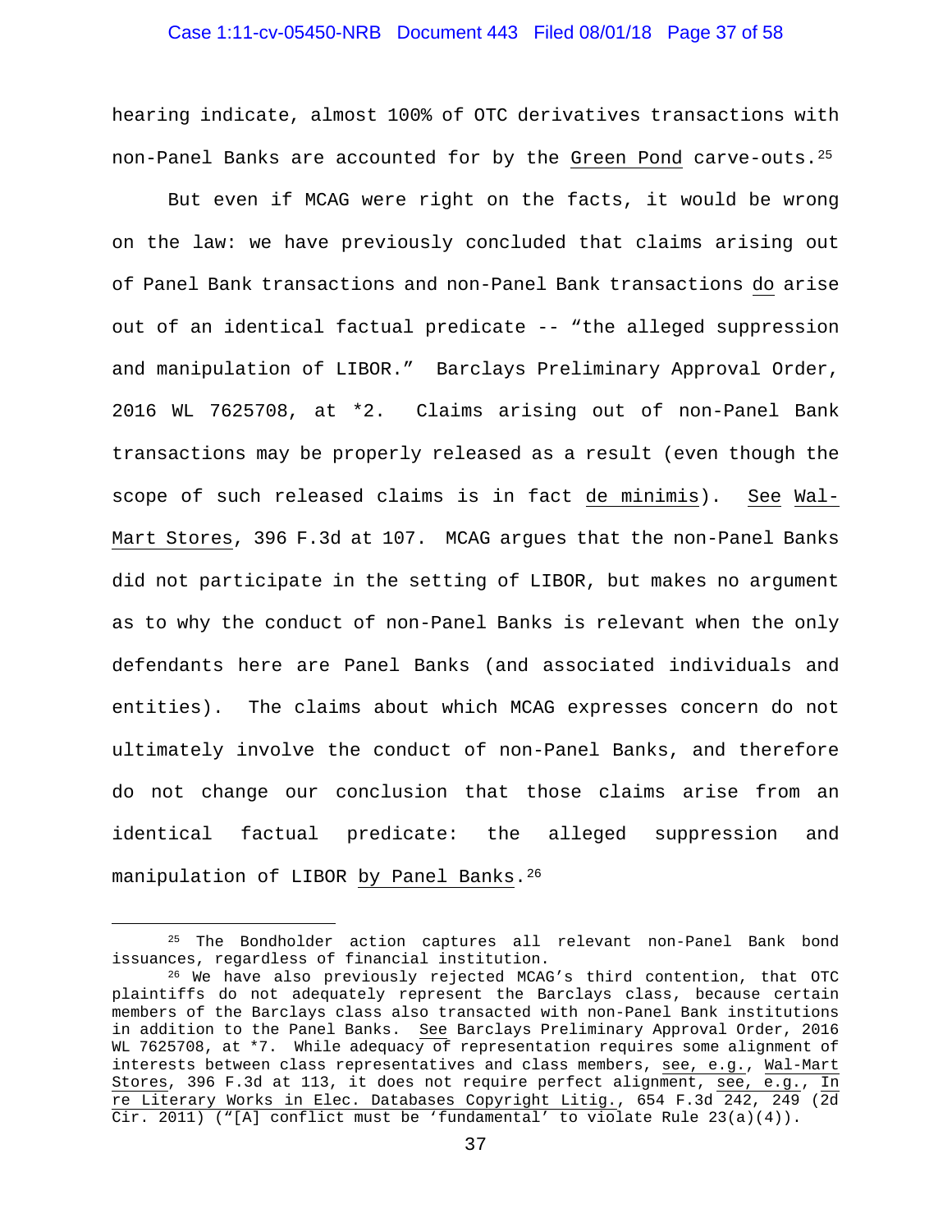hearing indicate, almost 100% of OTC derivatives transactions with non-Panel Banks are accounted for by the Green Pond carve-outs.[25]

But even if MCAG were right on the facts, it would be wrong on the law: we have previously concluded that claims arising out of Panel Bank transactions and non-Panel Bank transactions do arise out of an identical factual predicate -- "the alleged suppression and manipulation of LIBOR." Barclays Preliminary Approval Order, 2016 WL 7625708, at *2. Claims arising out of non-Panel Bank transactions may be properly released as a result (even though the scope of such released claims is in fact de minimis). See Wal-Mart Stores, 396 F.3d at 107. MCAG argues that the non-Panel Banks did not participate in the setting of LIBOR, but makes no argument as to why the conduct of non-Panel Banks is relevant when the only defendants here are Panel Banks (and associated individuals and entities). The claims about which MCAG expresses concern do not ultimately involve the conduct of non-Panel Banks, and therefore do not change our conclusion that those claims arise from an identical factual predicate: the alleged suppression and manipulation of LIBOR by Panel Banks.[26]

---

[25] The Bondholder action captures all relevant non-Panel Bank bond issuances, regardless of financial institution.

[26] We have also previously rejected MCAG's third contention, that OTC plaintiffs do not adequately represent the Barclays class, because certain members of the Barclays class also transacted with non-Panel Bank institutions in addition to the Panel Banks. See Barclays Preliminary Approval Order, 2016 WL 7625708, at *7. While adequacy of representation requires some alignment of interests between class representatives and class members, see, e.g., Wal-Mart Stores, 396 F.3d at 113, it does not require perfect alignment, see, e.g., In re Literary Works in Elec. Databases Copyright Litig., 654 F.3d 242, 249 (2d Cir. 2011) ("[A] conflict must be 'fundamental' to violate Rule 23(a)(4)).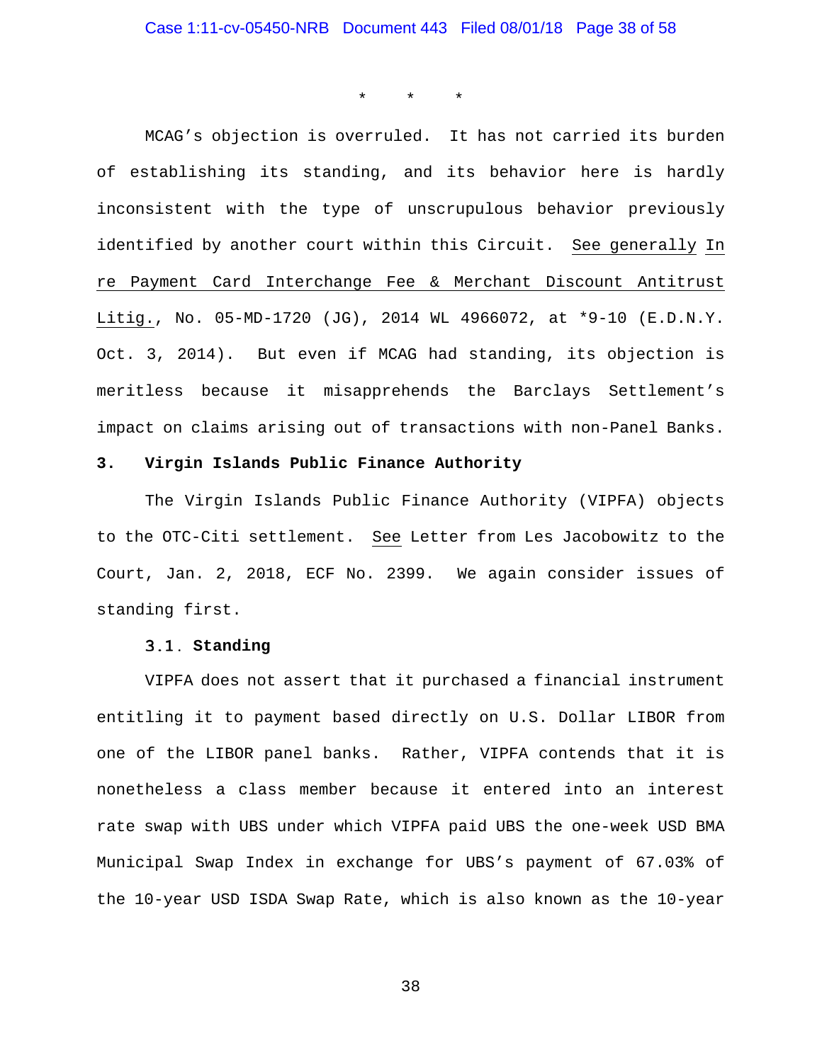\*   \*   \*

MCAG's objection is overruled. It has not carried its burden of establishing its standing, and its behavior here is hardly inconsistent with the type of unscrupulous behavior previously identified by another court within this Circuit. See generally In re Payment Card Interchange Fee & Merchant Discount Antitrust Litig., No. 05-MD-1720 (JG), 2014 WL 4966072, at \*9-10 (E.D.N.Y. Oct. 3, 2014). But even if MCAG had standing, its objection is meritless because it misapprehends the Barclays Settlement's impact on claims arising out of transactions with non-Panel Banks.

### 3. Virgin Islands Public Finance Authority

The Virgin Islands Public Finance Authority (VIPFA) objects to the OTC-Citi settlement. See Letter from Les Jacobowitz to the Court, Jan. 2, 2018, ECF No. 2399. We again consider issues of standing first.

#### 3.1. Standing

VIPFA does not assert that it purchased a financial instrument entitling it to payment based directly on U.S. Dollar LIBOR from one of the LIBOR panel banks. Rather, VIPFA contends that it is nonetheless a class member because it entered into an interest rate swap with UBS under which VIPFA paid UBS the one-week USD BMA Municipal Swap Index in exchange for UBS's payment of 67.03% of the 10-year USD ISDA Swap Rate, which is also known as the 10-year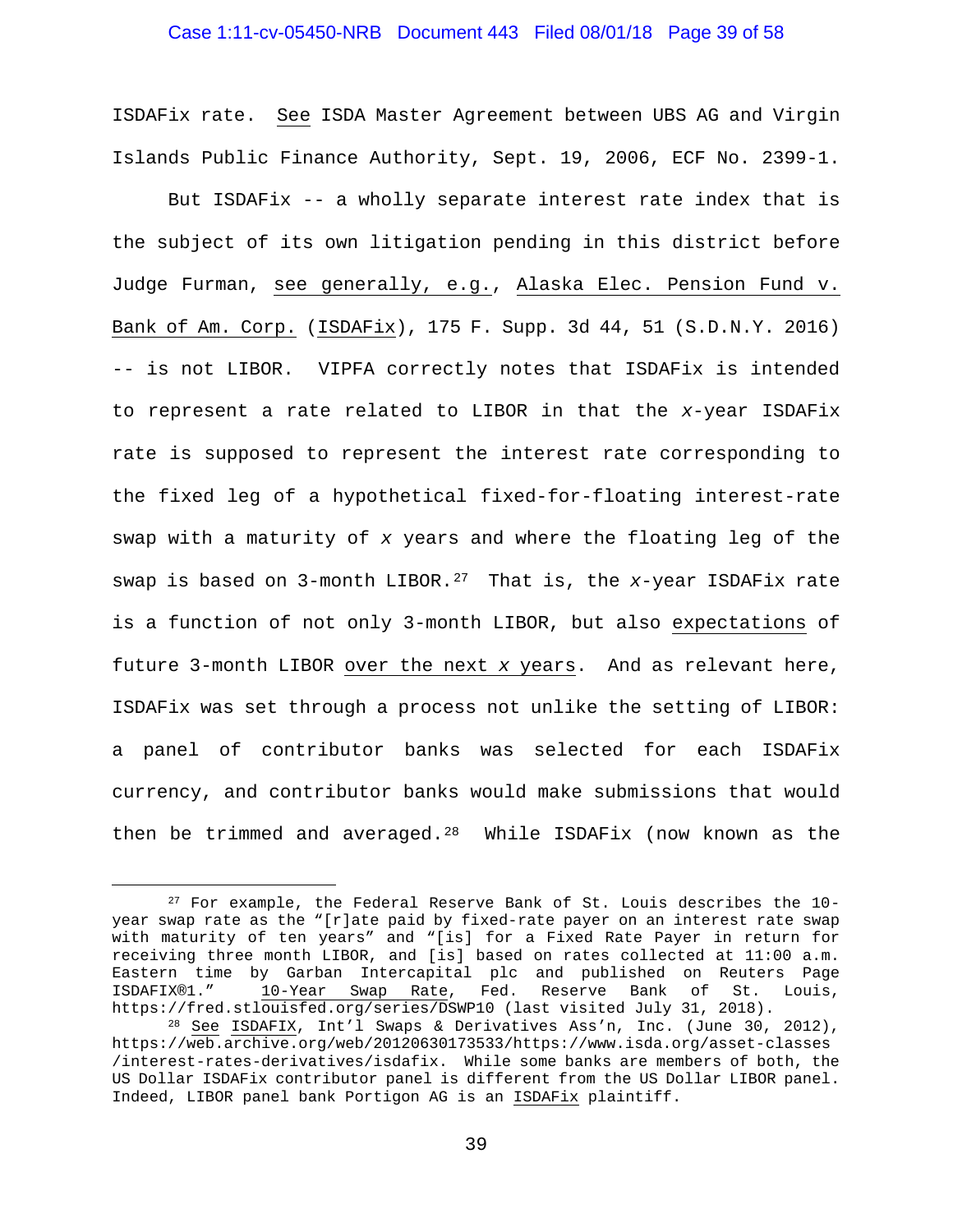ISDAFix rate. See ISDA Master Agreement between UBS AG and Virgin Islands Public Finance Authority, Sept. 19, 2006, ECF No. 2399-1.

But ISDAFix -- a wholly separate interest rate index that is the subject of its own litigation pending in this district before Judge Furman, see generally, e.g., Alaska Elec. Pension Fund v. Bank of Am. Corp. (ISDAFix), 175 F. Supp. 3d 44, 51 (S.D.N.Y. 2016) -- is not LIBOR. VIPFA correctly notes that ISDAFix is intended to represent a rate related to LIBOR in that the *x*-year ISDAFix rate is supposed to represent the interest rate corresponding to the fixed leg of a hypothetical fixed-for-floating interest-rate swap with a maturity of *x* years and where the floating leg of the swap is based on 3-month LIBOR.[27] That is, the *x*-year ISDAFix rate is a function of not only 3-month LIBOR, but also expectations of future 3-month LIBOR over the next *x* years. And as relevant here, ISDAFix was set through a process not unlike the setting of LIBOR: a panel of contributor banks was selected for each ISDAFix currency, and contributor banks would make submissions that would then be trimmed and averaged.[28] While ISDAFix (now known as the

---

[27] For example, the Federal Reserve Bank of St. Louis describes the 10-year swap rate as the "[r]ate paid by fixed-rate payer on an interest rate swap with maturity of ten years" and "[is] for a Fixed Rate Payer in return for receiving three month LIBOR, and [is] based on rates collected at 11:00 a.m. Eastern time by Garban Intercapital plc and published on Reuters Page ISDAFIX®1." 10-Year Swap Rate, Fed. Reserve Bank of St. Louis, https://fred.stlouisfed.org/series/DSWP10 (last visited July 31, 2018).

[28] See ISDAFIX, Int'l Swaps & Derivatives Ass'n, Inc. (June 30, 2012), https://web.archive.org/web/20120630173533/https://www.isda.org/asset-classes/interest-rates-derivatives/isdafix. While some banks are members of both, the US Dollar ISDAFix contributor panel is different from the US Dollar LIBOR panel. Indeed, LIBOR panel bank Portigon AG is an ISDAFix plaintiff.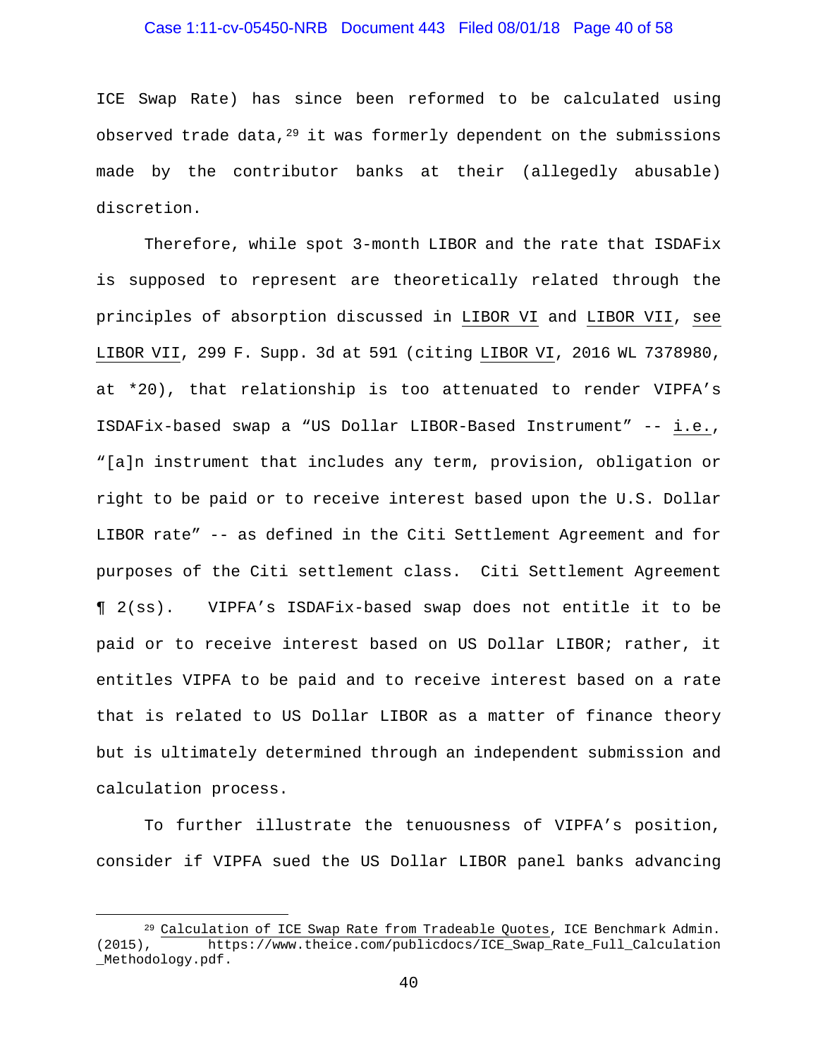ICE Swap Rate) has since been reformed to be calculated using observed trade data,[29] it was formerly dependent on the submissions made by the contributor banks at their (allegedly abusable) discretion.

Therefore, while spot 3-month LIBOR and the rate that ISDAFix is supposed to represent are theoretically related through the principles of absorption discussed in LIBOR VI and LIBOR VII, see LIBOR VII, 299 F. Supp. 3d at 591 (citing LIBOR VI, 2016 WL 7378980, at *20), that relationship is too attenuated to render VIPFA's ISDAFix-based swap a "US Dollar LIBOR-Based Instrument" -- i.e., "[a]n instrument that includes any term, provision, obligation or right to be paid or to receive interest based upon the U.S. Dollar LIBOR rate" -- as defined in the Citi Settlement Agreement and for purposes of the Citi settlement class. Citi Settlement Agreement ¶ 2(ss). VIPFA's ISDAFix-based swap does not entitle it to be paid or to receive interest based on US Dollar LIBOR; rather, it entitles VIPFA to be paid and to receive interest based on a rate that is related to US Dollar LIBOR as a matter of finance theory but is ultimately determined through an independent submission and calculation process.

To further illustrate the tenuousness of VIPFA's position, consider if VIPFA sued the US Dollar LIBOR panel banks advancing

---

[29] Calculation of ICE Swap Rate from Tradeable Quotes, ICE Benchmark Admin. (2015), https://www.theice.com/publicdocs/ICE_Swap_Rate_Full_Calculation_Methodology.pdf.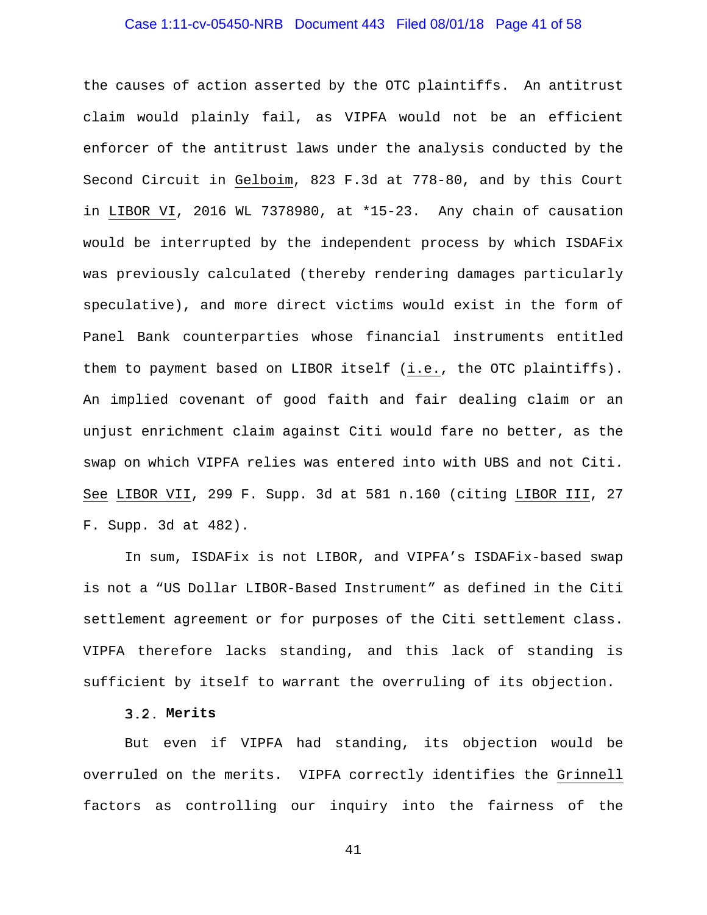the causes of action asserted by the OTC plaintiffs. An antitrust claim would plainly fail, as VIPFA would not be an efficient enforcer of the antitrust laws under the analysis conducted by the Second Circuit in Gelboim, 823 F.3d at 778-80, and by this Court in LIBOR VI, 2016 WL 7378980, at *15-23. Any chain of causation would be interrupted by the independent process by which ISDAFix was previously calculated (thereby rendering damages particularly speculative), and more direct victims would exist in the form of Panel Bank counterparties whose financial instruments entitled them to payment based on LIBOR itself (i.e., the OTC plaintiffs). An implied covenant of good faith and fair dealing claim or an unjust enrichment claim against Citi would fare no better, as the swap on which VIPFA relies was entered into with UBS and not Citi. See LIBOR VII, 299 F. Supp. 3d at 581 n.160 (citing LIBOR III, 27 F. Supp. 3d at 482).

In sum, ISDAFix is not LIBOR, and VIPFA's ISDAFix-based swap is not a "US Dollar LIBOR-Based Instrument" as defined in the Citi settlement agreement or for purposes of the Citi settlement class. VIPFA therefore lacks standing, and this lack of standing is sufficient by itself to warrant the overruling of its objection.

### 3.2. Merits

But even if VIPFA had standing, its objection would be overruled on the merits. VIPFA correctly identifies the Grinnell factors as controlling our inquiry into the fairness of the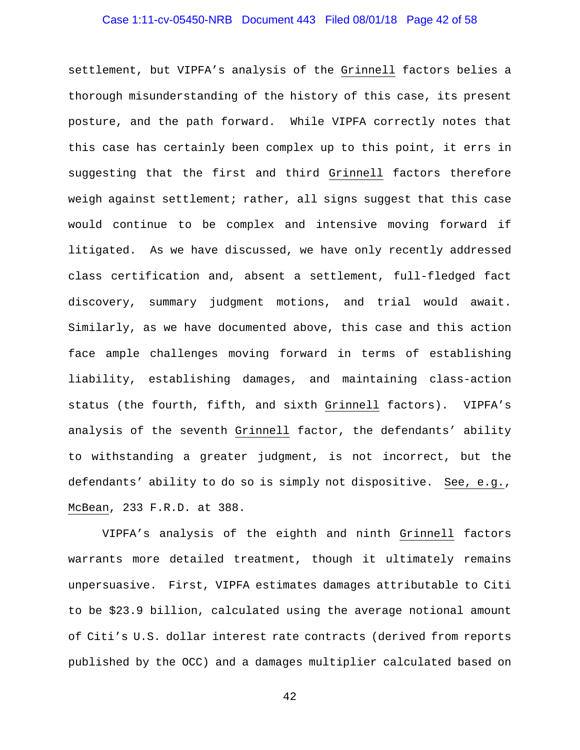settlement, but VIPFA's analysis of the Grinnell factors belies a thorough misunderstanding of the history of this case, its present posture, and the path forward. While VIPFA correctly notes that this case has certainly been complex up to this point, it errs in suggesting that the first and third Grinnell factors therefore weigh against settlement; rather, all signs suggest that this case would continue to be complex and intensive moving forward if litigated. As we have discussed, we have only recently addressed class certification and, absent a settlement, full-fledged fact discovery, summary judgment motions, and trial would await. Similarly, as we have documented above, this case and this action face ample challenges moving forward in terms of establishing liability, establishing damages, and maintaining class-action status (the fourth, fifth, and sixth Grinnell factors). VIPFA's analysis of the seventh Grinnell factor, the defendants' ability to withstanding a greater judgment, is not incorrect, but the defendants' ability to do so is simply not dispositive. See, e.g., McBean, 233 F.R.D. at 388.

VIPFA's analysis of the eighth and ninth Grinnell factors warrants more detailed treatment, though it ultimately remains unpersuasive. First, VIPFA estimates damages attributable to Citi to be \$23.9 billion, calculated using the average notional amount of Citi's U.S. dollar interest rate contracts (derived from reports published by the OCC) and a damages multiplier calculated based on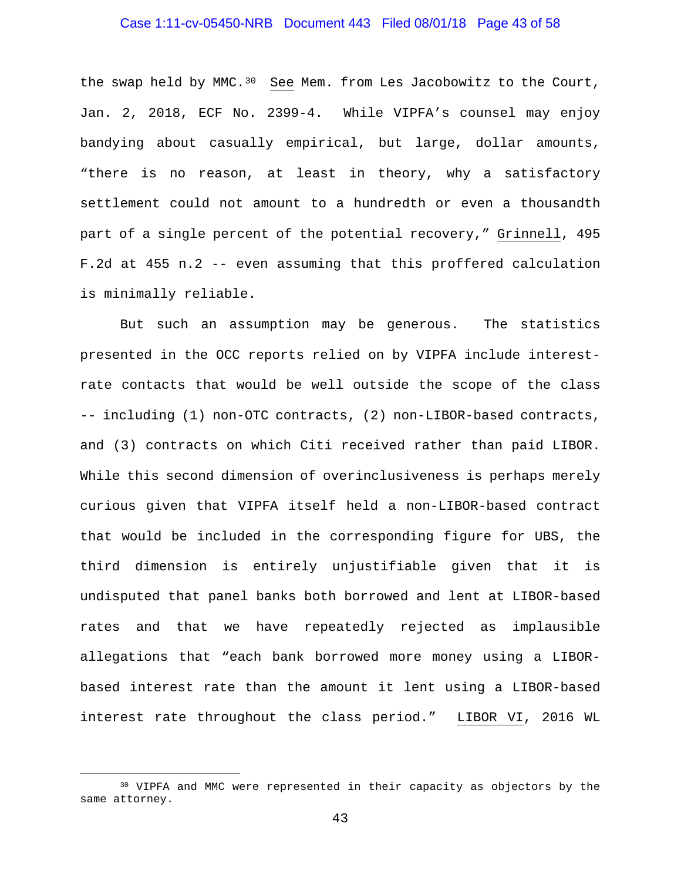the swap held by MMC.[30] See Mem. from Les Jacobowitz to the Court, Jan. 2, 2018, ECF No. 2399-4. While VIPFA's counsel may enjoy bandying about casually empirical, but large, dollar amounts, "there is no reason, at least in theory, why a satisfactory settlement could not amount to a hundredth or even a thousandth part of a single percent of the potential recovery," Grinnell, 495 F.2d at 455 n.2 -- even assuming that this proffered calculation is minimally reliable.

But such an assumption may be generous. The statistics presented in the OCC reports relied on by VIPFA include interest-rate contacts that would be well outside the scope of the class -- including (1) non-OTC contracts, (2) non-LIBOR-based contracts, and (3) contracts on which Citi received rather than paid LIBOR. While this second dimension of overinclusiveness is perhaps merely curious given that VIPFA itself held a non-LIBOR-based contract that would be included in the corresponding figure for UBS, the third dimension is entirely unjustifiable given that it is undisputed that panel banks both borrowed and lent at LIBOR-based rates and that we have repeatedly rejected as implausible allegations that "each bank borrowed more money using a LIBOR-based interest rate than the amount it lent using a LIBOR-based interest rate throughout the class period." LIBOR VI, 2016 WL

---

[30] VIPFA and MMC were represented in their capacity as objectors by the same attorney.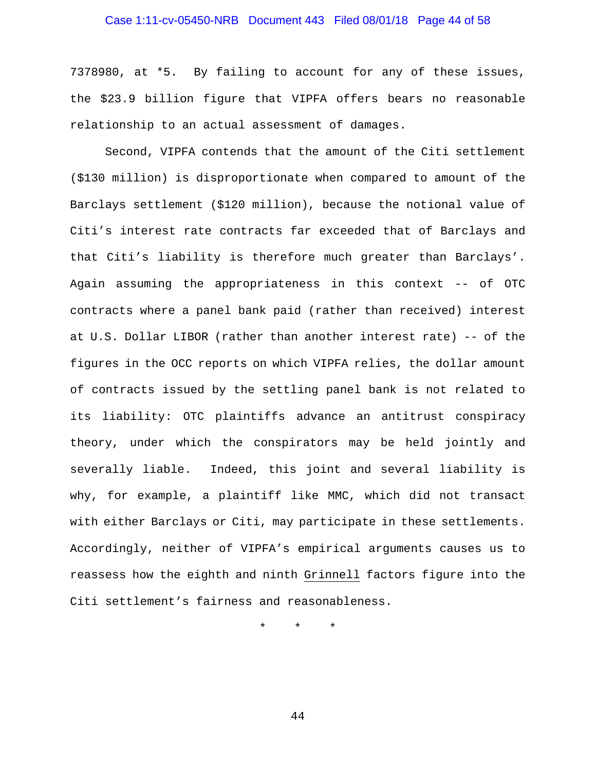7378980, at *5. By failing to account for any of these issues, the $23.9 billion figure that VIPFA offers bears no reasonable relationship to an actual assessment of damages.

Second, VIPFA contends that the amount of the Citi settlement ($130 million) is disproportionate when compared to amount of the Barclays settlement ($120 million), because the notional value of Citi's interest rate contracts far exceeded that of Barclays and that Citi's liability is therefore much greater than Barclays'. Again assuming the appropriateness in this context -- of OTC contracts where a panel bank paid (rather than received) interest at U.S. Dollar LIBOR (rather than another interest rate) -- of the figures in the OCC reports on which VIPFA relies, the dollar amount of contracts issued by the settling panel bank is not related to its liability: OTC plaintiffs advance an antitrust conspiracy theory, under which the conspirators may be held jointly and severally liable. Indeed, this joint and several liability is why, for example, a plaintiff like MMC, which did not transact with either Barclays or Citi, may participate in these settlements. Accordingly, neither of VIPFA's empirical arguments causes us to reassess how the eighth and ninth Grinnell factors figure into the Citi settlement's fairness and reasonableness.

\* \* \*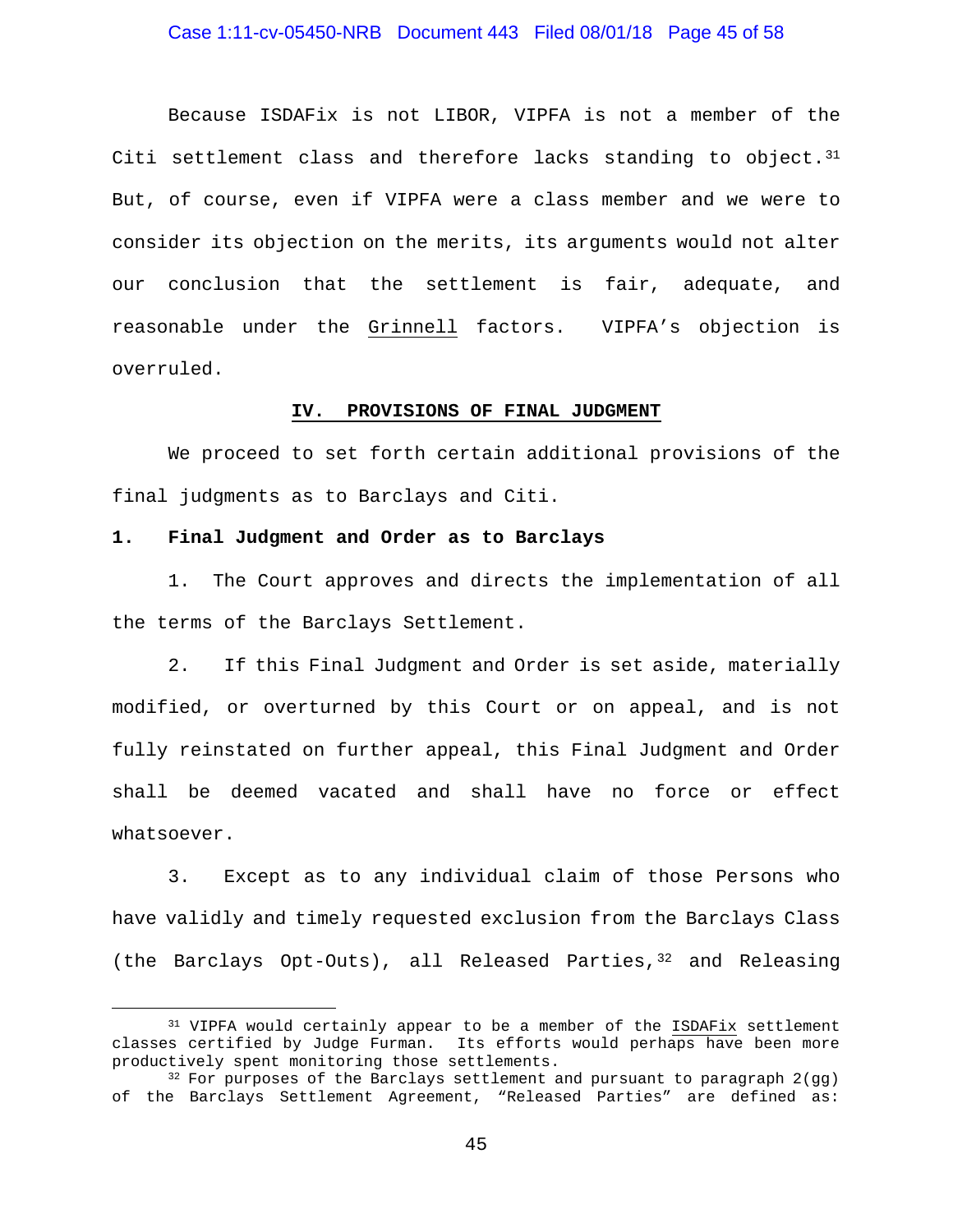Because ISDAFix is not LIBOR, VIPFA is not a member of the Citi settlement class and therefore lacks standing to object.[31] But, of course, even if VIPFA were a class member and we were to consider its objection on the merits, its arguments would not alter our conclusion that the settlement is fair, adequate, and reasonable under the Grinnell factors. VIPFA's objection is overruled.

## IV. PROVISIONS OF FINAL JUDGMENT

We proceed to set forth certain additional provisions of the final judgments as to Barclays and Citi.

### 1. Final Judgment and Order as to Barclays

1. The Court approves and directs the implementation of all the terms of the Barclays Settlement.

2. If this Final Judgment and Order is set aside, materially modified, or overturned by this Court or on appeal, and is not fully reinstated on further appeal, this Final Judgment and Order shall be deemed vacated and shall have no force or effect whatsoever.

3. Except as to any individual claim of those Persons who have validly and timely requested exclusion from the Barclays Class (the Barclays Opt-Outs), all Released Parties,[32] and Releasing

---

[31] VIPFA would certainly appear to be a member of the ISDAFix settlement classes certified by Judge Furman. Its efforts would perhaps have been more productively spent monitoring those settlements.

[32] For purposes of the Barclays settlement and pursuant to paragraph 2(gg) of the Barclays Settlement Agreement, "Released Parties" are defined as: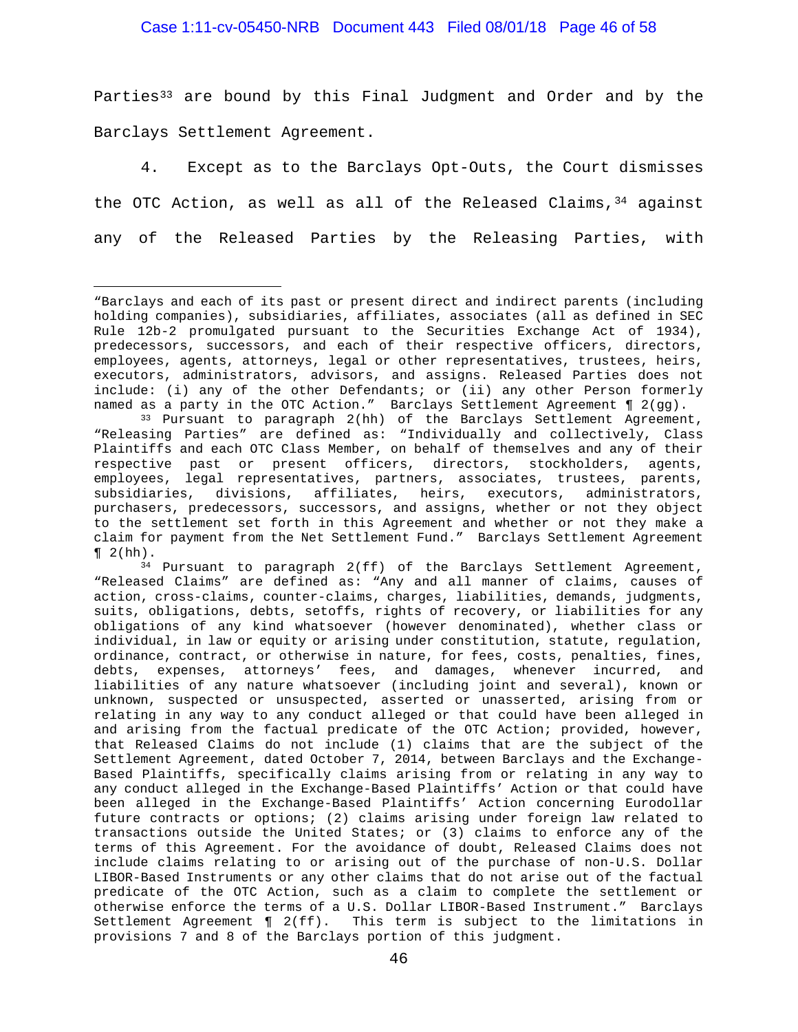Parties[33] are bound by this Final Judgment and Order and by the Barclays Settlement Agreement.

4. Except as to the Barclays Opt-Outs, the Court dismisses the OTC Action, as well as all of the Released Claims,[34] against any of the Released Parties by the Releasing Parties, with

---

"Barclays and each of its past or present direct and indirect parents (including holding companies), subsidiaries, affiliates, associates (all as defined in SEC Rule 12b-2 promulgated pursuant to the Securities Exchange Act of 1934), predecessors, successors, and each of their respective officers, directors, employees, agents, attorneys, legal or other representatives, trustees, heirs, executors, administrators, advisors, and assigns. Released Parties does not include: (i) any of the other Defendants; or (ii) any other Person formerly named as a party in the OTC Action." Barclays Settlement Agreement ¶ 2(gg).

[33] Pursuant to paragraph 2(hh) of the Barclays Settlement Agreement, "Releasing Parties" are defined as: "Individually and collectively, Class Plaintiffs and each OTC Class Member, on behalf of themselves and any of their respective past or present officers, directors, stockholders, agents, employees, legal representatives, partners, associates, trustees, parents, subsidiaries, divisions, affiliates, heirs, executors, administrators, purchasers, predecessors, successors, and assigns, whether or not they object to the settlement set forth in this Agreement and whether or not they make a claim for payment from the Net Settlement Fund." Barclays Settlement Agreement ¶ 2(hh).

[34] Pursuant to paragraph 2(ff) of the Barclays Settlement Agreement, "Released Claims" are defined as: "Any and all manner of claims, causes of action, cross-claims, counter-claims, charges, liabilities, demands, judgments, suits, obligations, debts, setoffs, rights of recovery, or liabilities for any obligations of any kind whatsoever (however denominated), whether class or individual, in law or equity or arising under constitution, statute, regulation, ordinance, contract, or otherwise in nature, for fees, costs, penalties, fines, debts, expenses, attorneys' fees, and damages, whenever incurred, and liabilities of any nature whatsoever (including joint and several), known or unknown, suspected or unsuspected, asserted or unasserted, arising from or relating in any way to any conduct alleged or that could have been alleged in and arising from the factual predicate of the OTC Action; provided, however, that Released Claims do not include (1) claims that are the subject of the Settlement Agreement, dated October 7, 2014, between Barclays and the Exchange-Based Plaintiffs, specifically claims arising from or relating in any way to any conduct alleged in the Exchange-Based Plaintiffs' Action or that could have been alleged in the Exchange-Based Plaintiffs' Action concerning Eurodollar future contracts or options; (2) claims arising under foreign law related to transactions outside the United States; or (3) claims to enforce any of the terms of this Agreement. For the avoidance of doubt, Released Claims does not include claims relating to or arising out of the purchase of non-U.S. Dollar LIBOR-Based Instruments or any other claims that do not arise out of the factual predicate of the OTC Action, such as a claim to complete the settlement or otherwise enforce the terms of a U.S. Dollar LIBOR-Based Instrument." Barclays Settlement Agreement ¶ 2(ff). This term is subject to the limitations in provisions 7 and 8 of the Barclays portion of this judgment.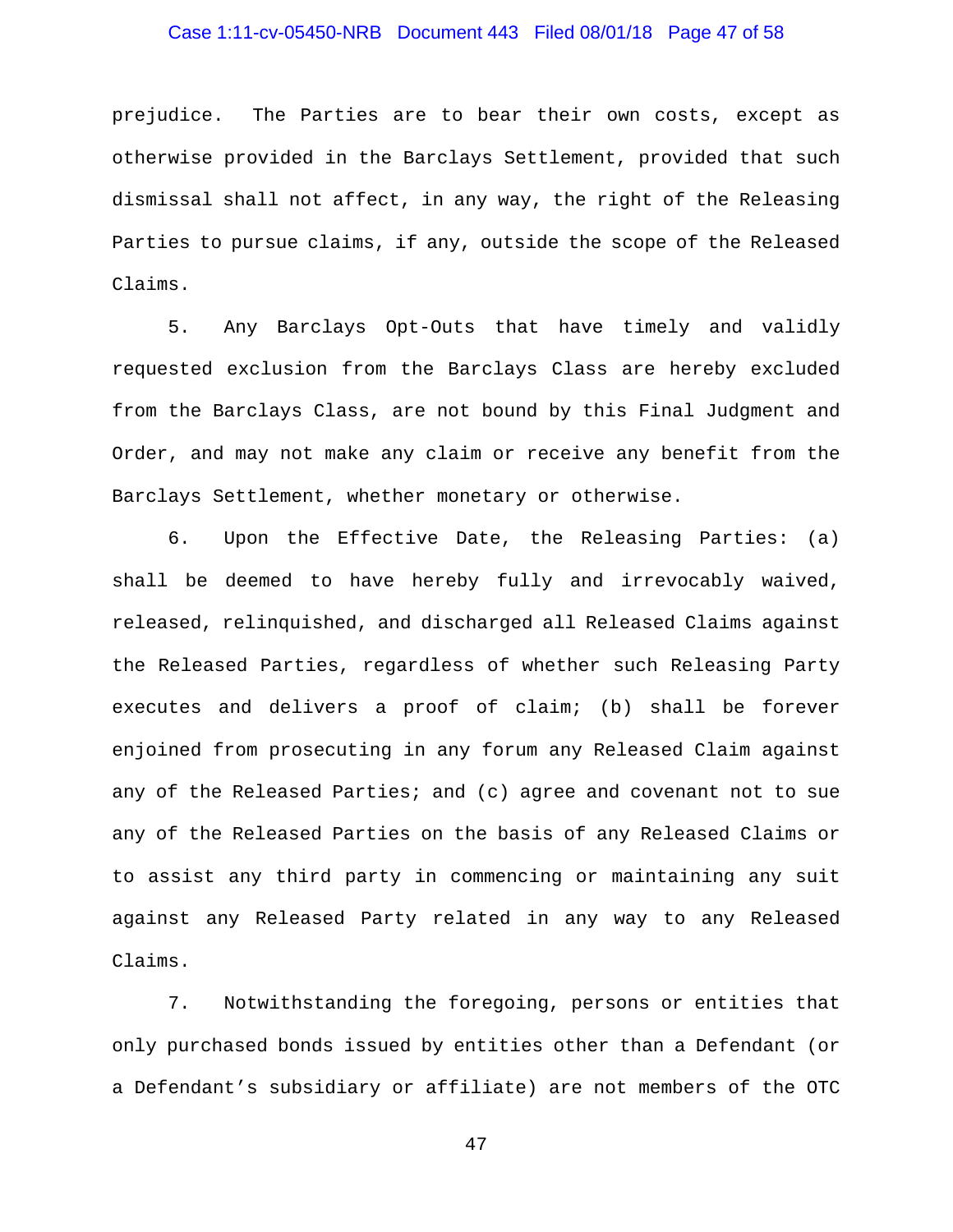prejudice. The Parties are to bear their own costs, except as otherwise provided in the Barclays Settlement, provided that such dismissal shall not affect, in any way, the right of the Releasing Parties to pursue claims, if any, outside the scope of the Released Claims.

5. Any Barclays Opt-Outs that have timely and validly requested exclusion from the Barclays Class are hereby excluded from the Barclays Class, are not bound by this Final Judgment and Order, and may not make any claim or receive any benefit from the Barclays Settlement, whether monetary or otherwise.

6. Upon the Effective Date, the Releasing Parties: (a) shall be deemed to have hereby fully and irrevocably waived, released, relinquished, and discharged all Released Claims against the Released Parties, regardless of whether such Releasing Party executes and delivers a proof of claim; (b) shall be forever enjoined from prosecuting in any forum any Released Claim against any of the Released Parties; and (c) agree and covenant not to sue any of the Released Parties on the basis of any Released Claims or to assist any third party in commencing or maintaining any suit against any Released Party related in any way to any Released Claims.

7. Notwithstanding the foregoing, persons or entities that only purchased bonds issued by entities other than a Defendant (or a Defendant's subsidiary or affiliate) are not members of the OTC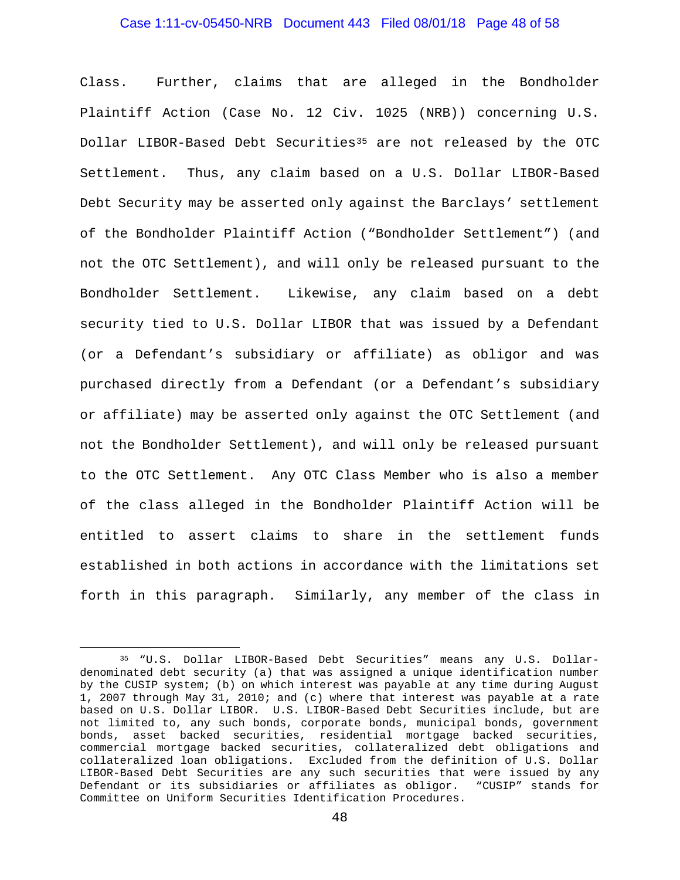Class. Further, claims that are alleged in the Bondholder Plaintiff Action (Case No. 12 Civ. 1025 (NRB)) concerning U.S. Dollar LIBOR-Based Debt Securities[35] are not released by the OTC Settlement. Thus, any claim based on a U.S. Dollar LIBOR-Based Debt Security may be asserted only against the Barclays' settlement of the Bondholder Plaintiff Action ("Bondholder Settlement") (and not the OTC Settlement), and will only be released pursuant to the Bondholder Settlement. Likewise, any claim based on a debt security tied to U.S. Dollar LIBOR that was issued by a Defendant (or a Defendant's subsidiary or affiliate) as obligor and was purchased directly from a Defendant (or a Defendant's subsidiary or affiliate) may be asserted only against the OTC Settlement (and not the Bondholder Settlement), and will only be released pursuant to the OTC Settlement. Any OTC Class Member who is also a member of the class alleged in the Bondholder Plaintiff Action will be entitled to assert claims to share in the settlement funds established in both actions in accordance with the limitations set forth in this paragraph. Similarly, any member of the class in

[35] "U.S. Dollar LIBOR-Based Debt Securities" means any U.S. Dollar-denominated debt security (a) that was assigned a unique identification number by the CUSIP system; (b) on which interest was payable at any time during August 1, 2007 through May 31, 2010; and (c) where that interest was payable at a rate based on U.S. Dollar LIBOR. U.S. LIBOR-Based Debt Securities include, but are not limited to, any such bonds, corporate bonds, municipal bonds, government bonds, asset backed securities, residential mortgage backed securities, commercial mortgage backed securities, collateralized debt obligations and collateralized loan obligations. Excluded from the definition of U.S. Dollar LIBOR-Based Debt Securities are any such securities that were issued by any Defendant or its subsidiaries or affiliates as obligor. "CUSIP" stands for Committee on Uniform Securities Identification Procedures.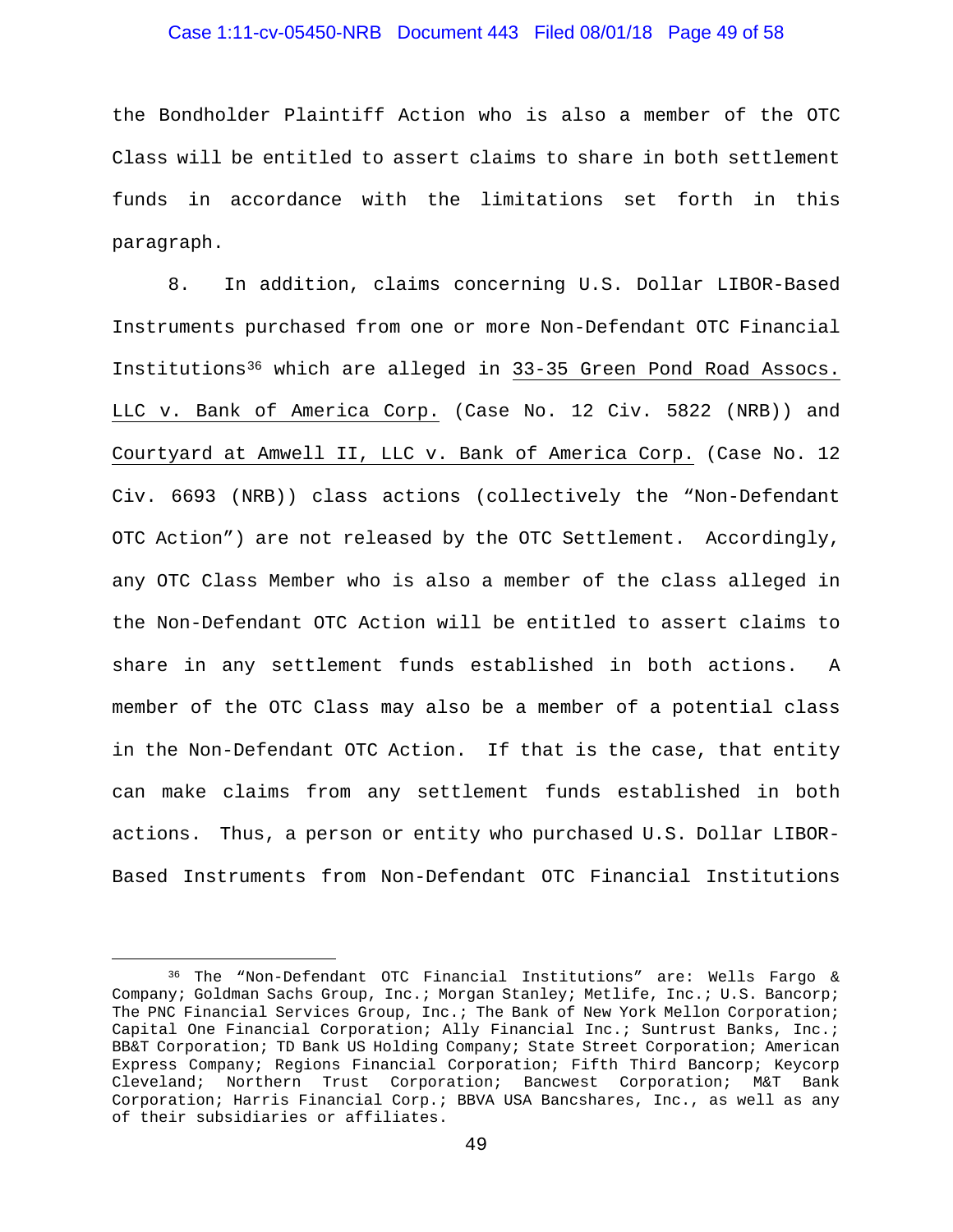the Bondholder Plaintiff Action who is also a member of the OTC Class will be entitled to assert claims to share in both settlement funds in accordance with the limitations set forth in this paragraph.

8. In addition, claims concerning U.S. Dollar LIBOR-Based Instruments purchased from one or more Non-Defendant OTC Financial Institutions[36] which are alleged in 33-35 Green Pond Road Assocs. LLC v. Bank of America Corp. (Case No. 12 Civ. 5822 (NRB)) and Courtyard at Amwell II, LLC v. Bank of America Corp. (Case No. 12 Civ. 6693 (NRB)) class actions (collectively the "Non-Defendant OTC Action") are not released by the OTC Settlement. Accordingly, any OTC Class Member who is also a member of the class alleged in the Non-Defendant OTC Action will be entitled to assert claims to share in any settlement funds established in both actions. A member of the OTC Class may also be a member of a potential class in the Non-Defendant OTC Action. If that is the case, that entity can make claims from any settlement funds established in both actions. Thus, a person or entity who purchased U.S. Dollar LIBOR-Based Instruments from Non-Defendant OTC Financial Institutions

---

[36] The "Non-Defendant OTC Financial Institutions" are: Wells Fargo & Company; Goldman Sachs Group, Inc.; Morgan Stanley; Metlife, Inc.; U.S. Bancorp; The PNC Financial Services Group, Inc.; The Bank of New York Mellon Corporation; Capital One Financial Corporation; Ally Financial Inc.; Suntrust Banks, Inc.; BB&T Corporation; TD Bank US Holding Company; State Street Corporation; American Express Company; Regions Financial Corporation; Fifth Third Bancorp; Keycorp Cleveland; Northern Trust Corporation; Bancwest Corporation; M&T Bank Corporation; Harris Financial Corp.; BBVA USA Bancshares, Inc., as well as any of their subsidiaries or affiliates.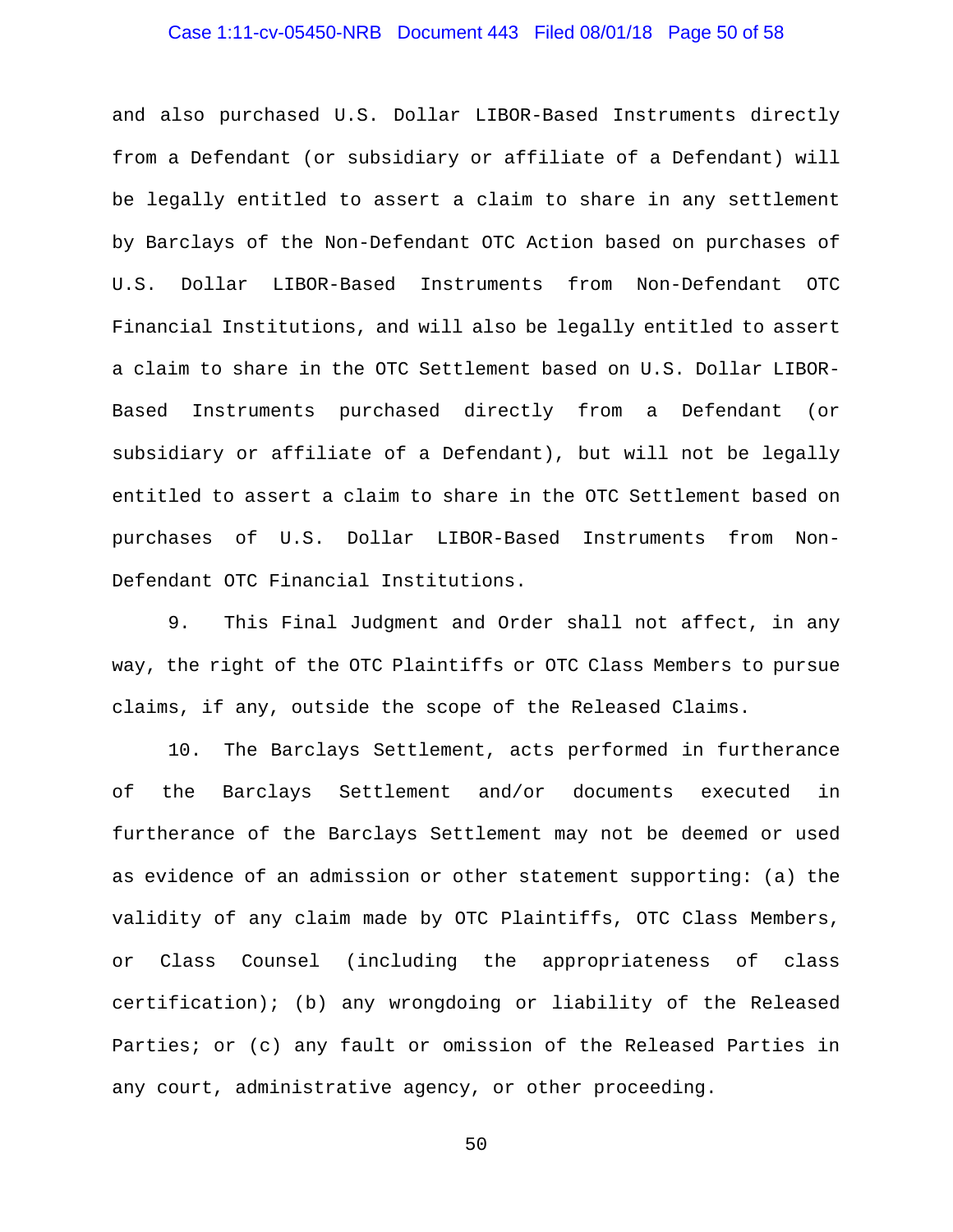and also purchased U.S. Dollar LIBOR-Based Instruments directly from a Defendant (or subsidiary or affiliate of a Defendant) will be legally entitled to assert a claim to share in any settlement by Barclays of the Non-Defendant OTC Action based on purchases of U.S. Dollar LIBOR-Based Instruments from Non-Defendant OTC Financial Institutions, and will also be legally entitled to assert a claim to share in the OTC Settlement based on U.S. Dollar LIBOR-Based Instruments purchased directly from a Defendant (or subsidiary or affiliate of a Defendant), but will not be legally entitled to assert a claim to share in the OTC Settlement based on purchases of U.S. Dollar LIBOR-Based Instruments from Non-Defendant OTC Financial Institutions.

9. This Final Judgment and Order shall not affect, in any way, the right of the OTC Plaintiffs or OTC Class Members to pursue claims, if any, outside the scope of the Released Claims.

10. The Barclays Settlement, acts performed in furtherance of the Barclays Settlement and/or documents executed in furtherance of the Barclays Settlement may not be deemed or used as evidence of an admission or other statement supporting: (a) the validity of any claim made by OTC Plaintiffs, OTC Class Members, or Class Counsel (including the appropriateness of class certification); (b) any wrongdoing or liability of the Released Parties; or (c) any fault or omission of the Released Parties in any court, administrative agency, or other proceeding.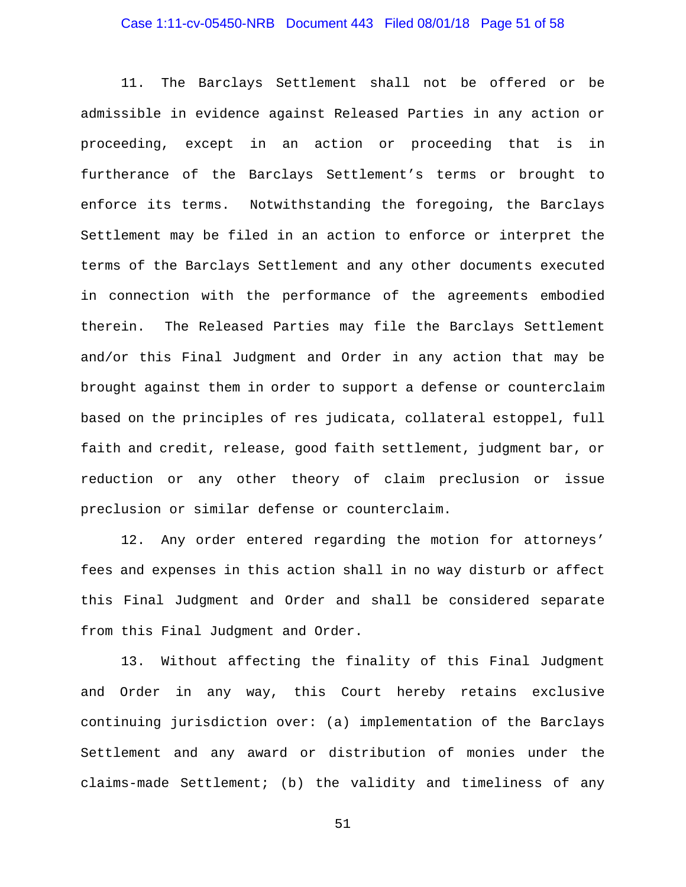11. The Barclays Settlement shall not be offered or be admissible in evidence against Released Parties in any action or proceeding, except in an action or proceeding that is in furtherance of the Barclays Settlement's terms or brought to enforce its terms. Notwithstanding the foregoing, the Barclays Settlement may be filed in an action to enforce or interpret the terms of the Barclays Settlement and any other documents executed in connection with the performance of the agreements embodied therein. The Released Parties may file the Barclays Settlement and/or this Final Judgment and Order in any action that may be brought against them in order to support a defense or counterclaim based on the principles of res judicata, collateral estoppel, full faith and credit, release, good faith settlement, judgment bar, or reduction or any other theory of claim preclusion or issue preclusion or similar defense or counterclaim.

12. Any order entered regarding the motion for attorneys' fees and expenses in this action shall in no way disturb or affect this Final Judgment and Order and shall be considered separate from this Final Judgment and Order.

13. Without affecting the finality of this Final Judgment and Order in any way, this Court hereby retains exclusive continuing jurisdiction over: (a) implementation of the Barclays Settlement and any award or distribution of monies under the claims-made Settlement; (b) the validity and timeliness of any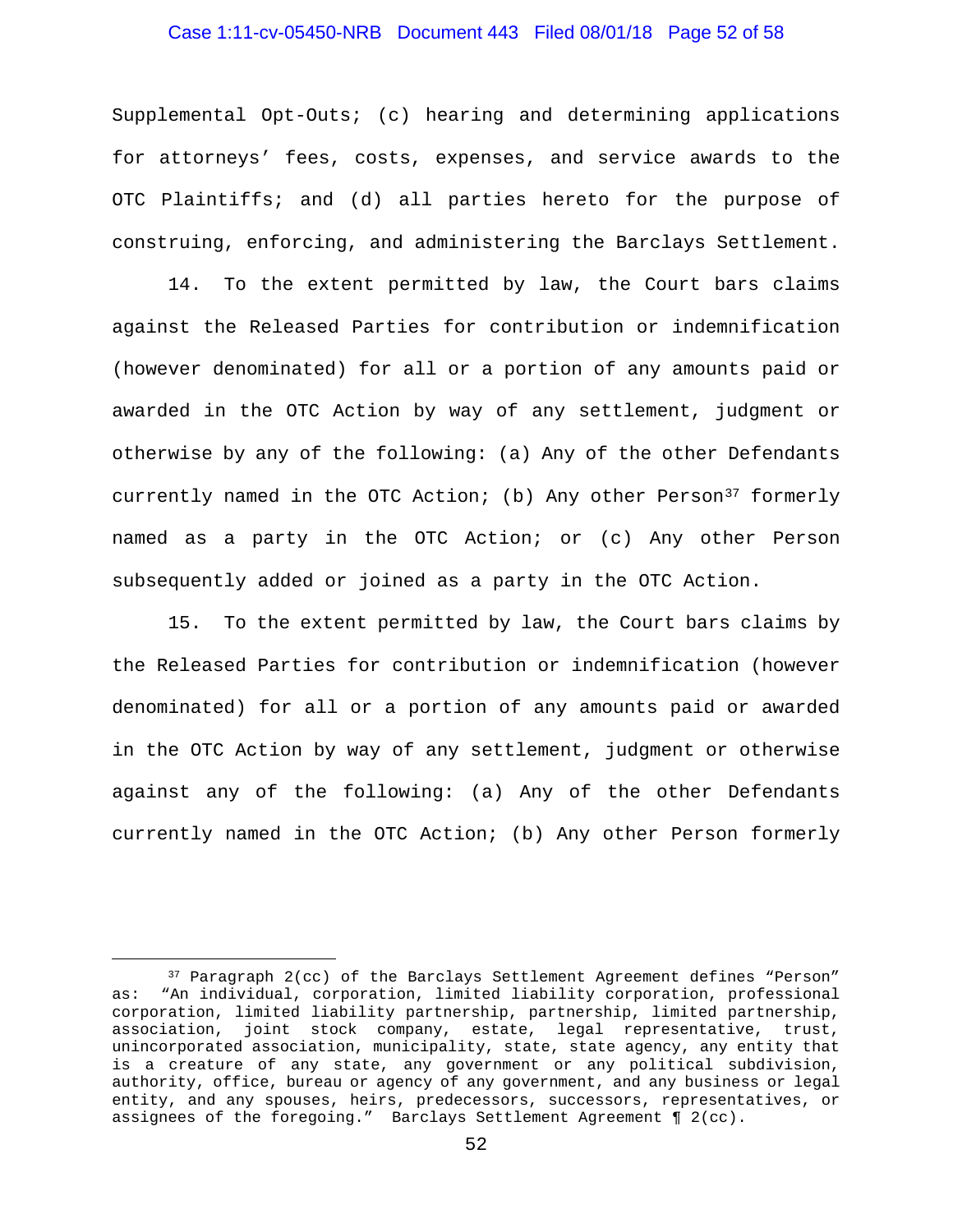Supplemental Opt-Outs; (c) hearing and determining applications for attorneys' fees, costs, expenses, and service awards to the OTC Plaintiffs; and (d) all parties hereto for the purpose of construing, enforcing, and administering the Barclays Settlement.

14. To the extent permitted by law, the Court bars claims against the Released Parties for contribution or indemnification (however denominated) for all or a portion of any amounts paid or awarded in the OTC Action by way of any settlement, judgment or otherwise by any of the following: (a) Any of the other Defendants currently named in the OTC Action; (b) Any other Person[37] formerly named as a party in the OTC Action; or (c) Any other Person subsequently added or joined as a party in the OTC Action.

15. To the extent permitted by law, the Court bars claims by the Released Parties for contribution or indemnification (however denominated) for all or a portion of any amounts paid or awarded in the OTC Action by way of any settlement, judgment or otherwise against any of the following: (a) Any of the other Defendants currently named in the OTC Action; (b) Any other Person formerly

---

[37] Paragraph 2(cc) of the Barclays Settlement Agreement defines "Person" as: "An individual, corporation, limited liability corporation, professional corporation, limited liability partnership, partnership, limited partnership, association, joint stock company, estate, legal representative, trust, unincorporated association, municipality, state, state agency, any entity that is a creature of any state, any government or any political subdivision, authority, office, bureau or agency of any government, and any business or legal entity, and any spouses, heirs, predecessors, successors, representatives, or assignees of the foregoing." Barclays Settlement Agreement ¶ 2(cc).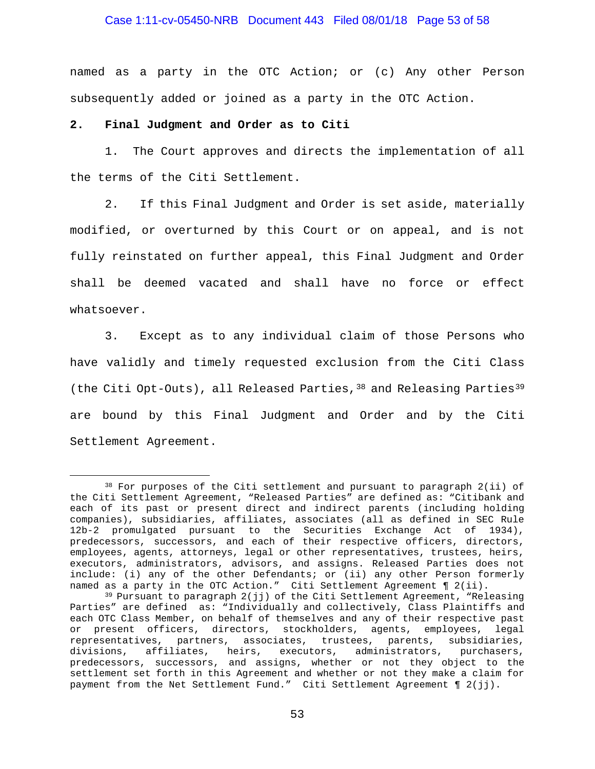named as a party in the OTC Action; or (c) Any other Person subsequently added or joined as a party in the OTC Action.

**2. Final Judgment and Order as to Citi**

1. The Court approves and directs the implementation of all the terms of the Citi Settlement.

2. If this Final Judgment and Order is set aside, materially modified, or overturned by this Court or on appeal, and is not fully reinstated on further appeal, this Final Judgment and Order shall be deemed vacated and shall have no force or effect whatsoever.

3. Except as to any individual claim of those Persons who have validly and timely requested exclusion from the Citi Class (the Citi Opt-Outs), all Released Parties,[38] and Releasing Parties[39] are bound by this Final Judgment and Order and by the Citi Settlement Agreement.

---

[38] For purposes of the Citi settlement and pursuant to paragraph 2(ii) of the Citi Settlement Agreement, "Released Parties" are defined as: "Citibank and each of its past or present direct and indirect parents (including holding companies), subsidiaries, affiliates, associates (all as defined in SEC Rule 12b-2 promulgated pursuant to the Securities Exchange Act of 1934), predecessors, successors, and each of their respective officers, directors, employees, agents, attorneys, legal or other representatives, trustees, heirs, executors, administrators, advisors, and assigns. Released Parties does not include: (i) any of the other Defendants; or (ii) any other Person formerly named as a party in the OTC Action." Citi Settlement Agreement ¶ 2(ii).

[39] Pursuant to paragraph 2(jj) of the Citi Settlement Agreement, "Releasing Parties" are defined as: "Individually and collectively, Class Plaintiffs and each OTC Class Member, on behalf of themselves and any of their respective past or present officers, directors, stockholders, agents, employees, legal representatives, partners, associates, trustees, parents, subsidiaries, divisions, affiliates, heirs, executors, administrators, purchasers, predecessors, successors, and assigns, whether or not they object to the settlement set forth in this Agreement and whether or not they make a claim for payment from the Net Settlement Fund." Citi Settlement Agreement ¶ 2(jj).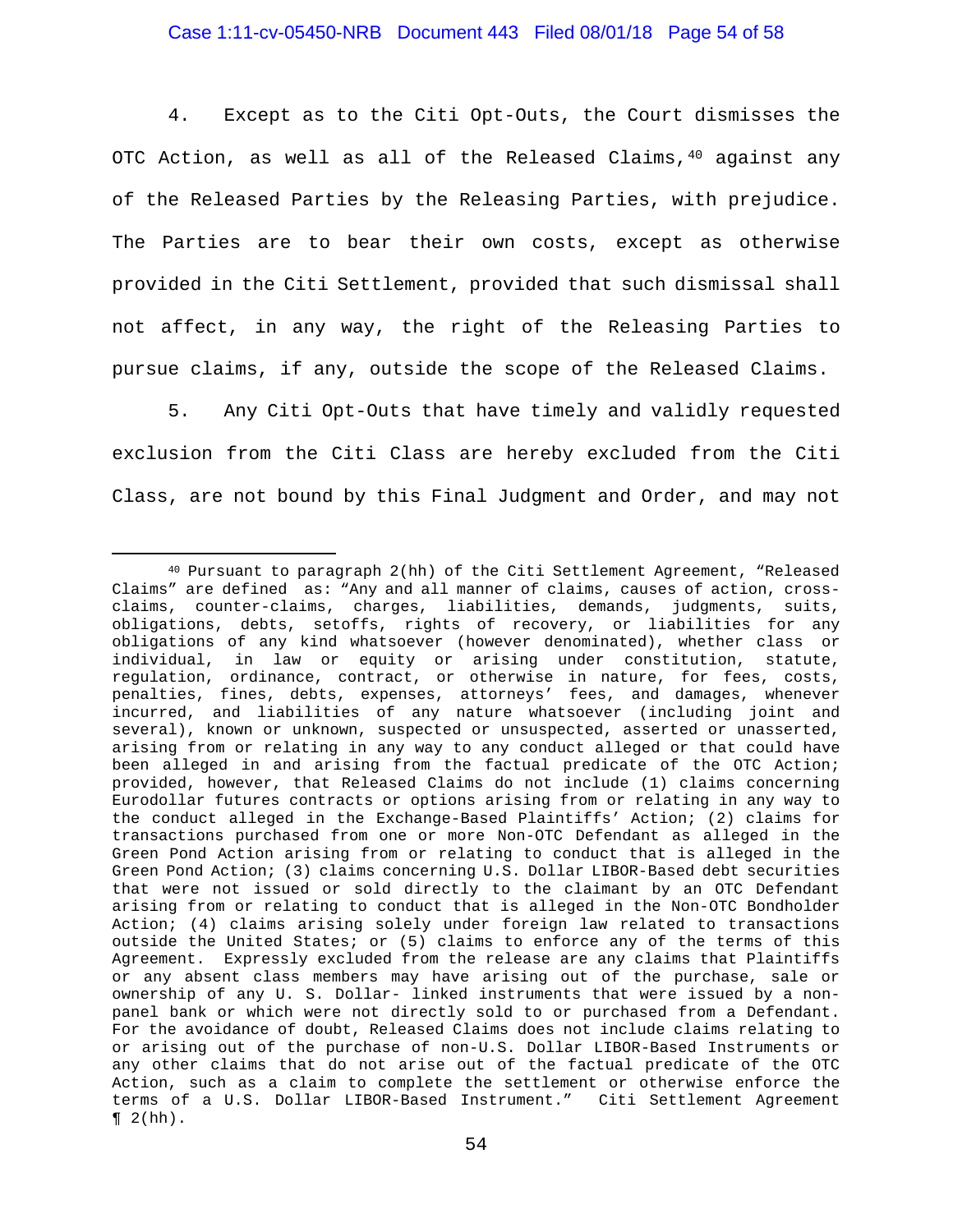4. Except as to the Citi Opt-Outs, the Court dismisses the OTC Action, as well as all of the Released Claims,[40] against any of the Released Parties by the Releasing Parties, with prejudice. The Parties are to bear their own costs, except as otherwise provided in the Citi Settlement, provided that such dismissal shall not affect, in any way, the right of the Releasing Parties to pursue claims, if any, outside the scope of the Released Claims.

5. Any Citi Opt-Outs that have timely and validly requested exclusion from the Citi Class are hereby excluded from the Citi Class, are not bound by this Final Judgment and Order, and may not

---

[40] Pursuant to paragraph 2(hh) of the Citi Settlement Agreement, "Released Claims" are defined as: "Any and all manner of claims, causes of action, cross-claims, counter-claims, charges, liabilities, demands, judgments, suits, obligations, debts, setoffs, rights of recovery, or liabilities for any obligations of any kind whatsoever (however denominated), whether class or individual, in law or equity or arising under constitution, statute, regulation, ordinance, contract, or otherwise in nature, for fees, costs, penalties, fines, debts, expenses, attorneys' fees, and damages, whenever incurred, and liabilities of any nature whatsoever (including joint and several), known or unknown, suspected or unsuspected, asserted or unasserted, arising from or relating in any way to any conduct alleged or that could have been alleged in and arising from the factual predicate of the OTC Action; provided, however, that Released Claims do not include (1) claims concerning Eurodollar futures contracts or options arising from or relating in any way to the conduct alleged in the Exchange-Based Plaintiffs' Action; (2) claims for transactions purchased from one or more Non-OTC Defendant as alleged in the Green Pond Action arising from or relating to conduct that is alleged in the Green Pond Action; (3) claims concerning U.S. Dollar LIBOR-Based debt securities that were not issued or sold directly to the claimant by an OTC Defendant arising from or relating to conduct that is alleged in the Non-OTC Bondholder Action; (4) claims arising solely under foreign law related to transactions outside the United States; or (5) claims to enforce any of the terms of this Agreement. Expressly excluded from the release are any claims that Plaintiffs or any absent class members may have arising out of the purchase, sale or ownership of any U. S. Dollar- linked instruments that were issued by a non-panel bank or which were not directly sold to or purchased from a Defendant. For the avoidance of doubt, Released Claims does not include claims relating to or arising out of the purchase of non-U.S. Dollar LIBOR-Based Instruments or any other claims that do not arise out of the factual predicate of the OTC Action, such as a claim to complete the settlement or otherwise enforce the terms of a U.S. Dollar LIBOR-Based Instrument." Citi Settlement Agreement ¶ 2(hh).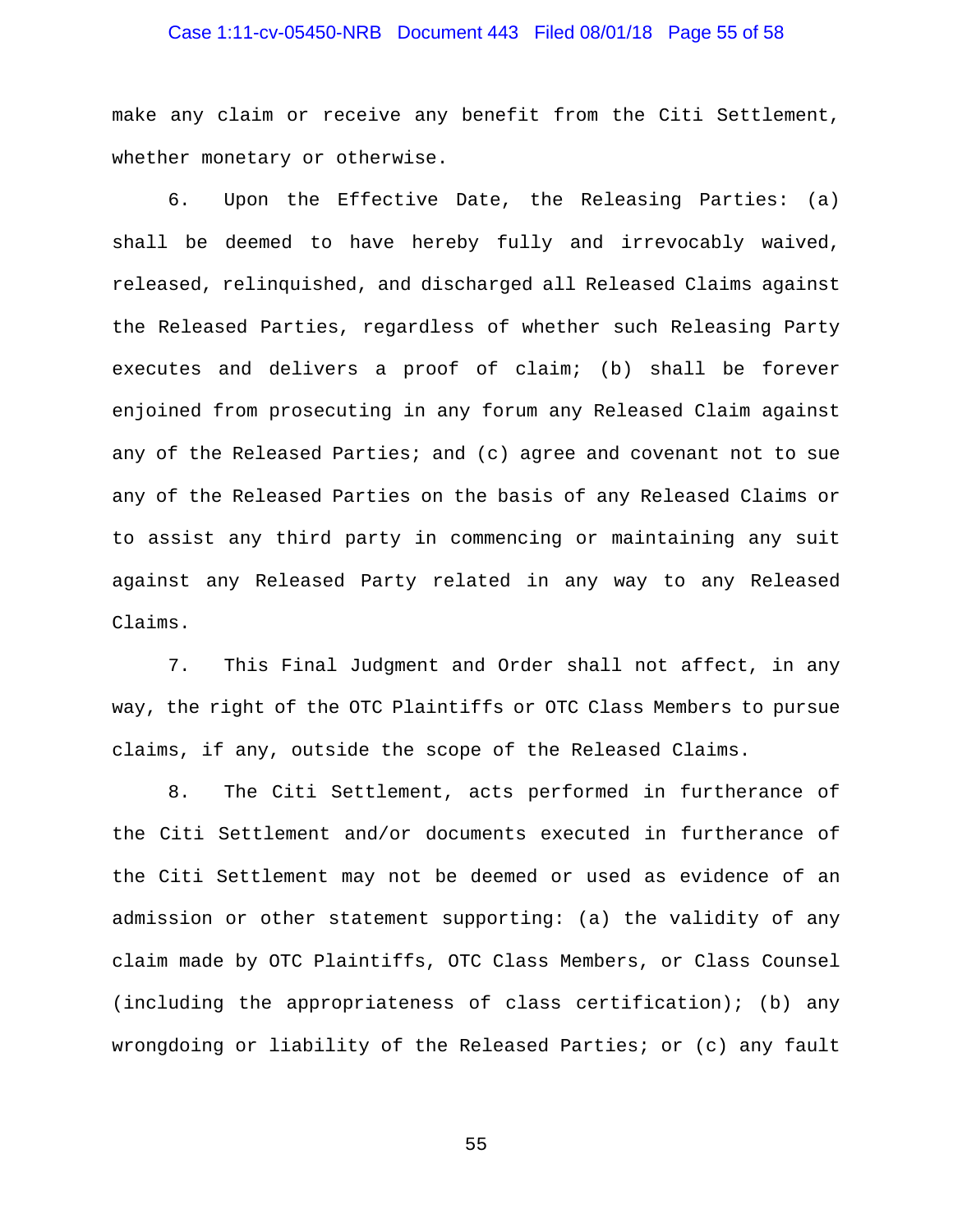make any claim or receive any benefit from the Citi Settlement, whether monetary or otherwise.

6. Upon the Effective Date, the Releasing Parties: (a) shall be deemed to have hereby fully and irrevocably waived, released, relinquished, and discharged all Released Claims against the Released Parties, regardless of whether such Releasing Party executes and delivers a proof of claim; (b) shall be forever enjoined from prosecuting in any forum any Released Claim against any of the Released Parties; and (c) agree and covenant not to sue any of the Released Parties on the basis of any Released Claims or to assist any third party in commencing or maintaining any suit against any Released Party related in any way to any Released Claims.

7. This Final Judgment and Order shall not affect, in any way, the right of the OTC Plaintiffs or OTC Class Members to pursue claims, if any, outside the scope of the Released Claims.

8. The Citi Settlement, acts performed in furtherance of the Citi Settlement and/or documents executed in furtherance of the Citi Settlement may not be deemed or used as evidence of an admission or other statement supporting: (a) the validity of any claim made by OTC Plaintiffs, OTC Class Members, or Class Counsel (including the appropriateness of class certification); (b) any wrongdoing or liability of the Released Parties; or (c) any fault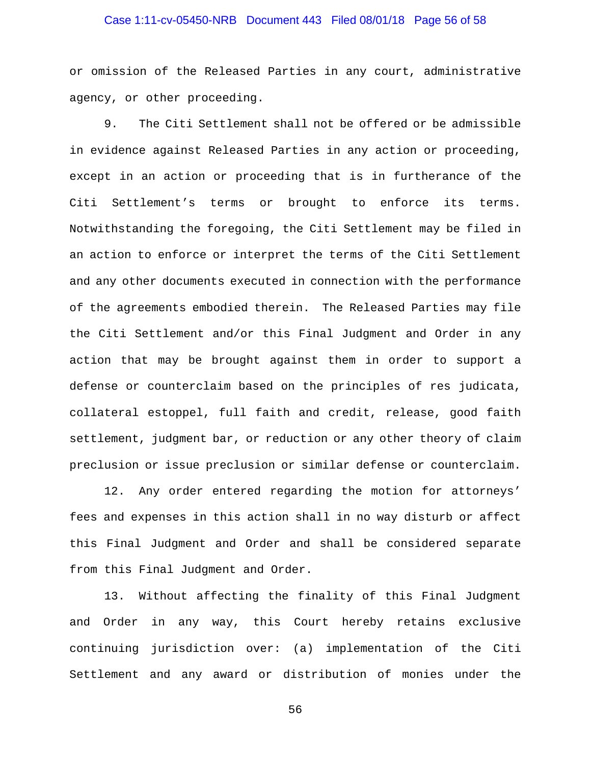or omission of the Released Parties in any court, administrative agency, or other proceeding.

9. The Citi Settlement shall not be offered or be admissible in evidence against Released Parties in any action or proceeding, except in an action or proceeding that is in furtherance of the Citi Settlement's terms or brought to enforce its terms. Notwithstanding the foregoing, the Citi Settlement may be filed in an action to enforce or interpret the terms of the Citi Settlement and any other documents executed in connection with the performance of the agreements embodied therein. The Released Parties may file the Citi Settlement and/or this Final Judgment and Order in any action that may be brought against them in order to support a defense or counterclaim based on the principles of res judicata, collateral estoppel, full faith and credit, release, good faith settlement, judgment bar, or reduction or any other theory of claim preclusion or issue preclusion or similar defense or counterclaim.

12. Any order entered regarding the motion for attorneys' fees and expenses in this action shall in no way disturb or affect this Final Judgment and Order and shall be considered separate from this Final Judgment and Order.

13. Without affecting the finality of this Final Judgment and Order in any way, this Court hereby retains exclusive continuing jurisdiction over: (a) implementation of the Citi Settlement and any award or distribution of monies under the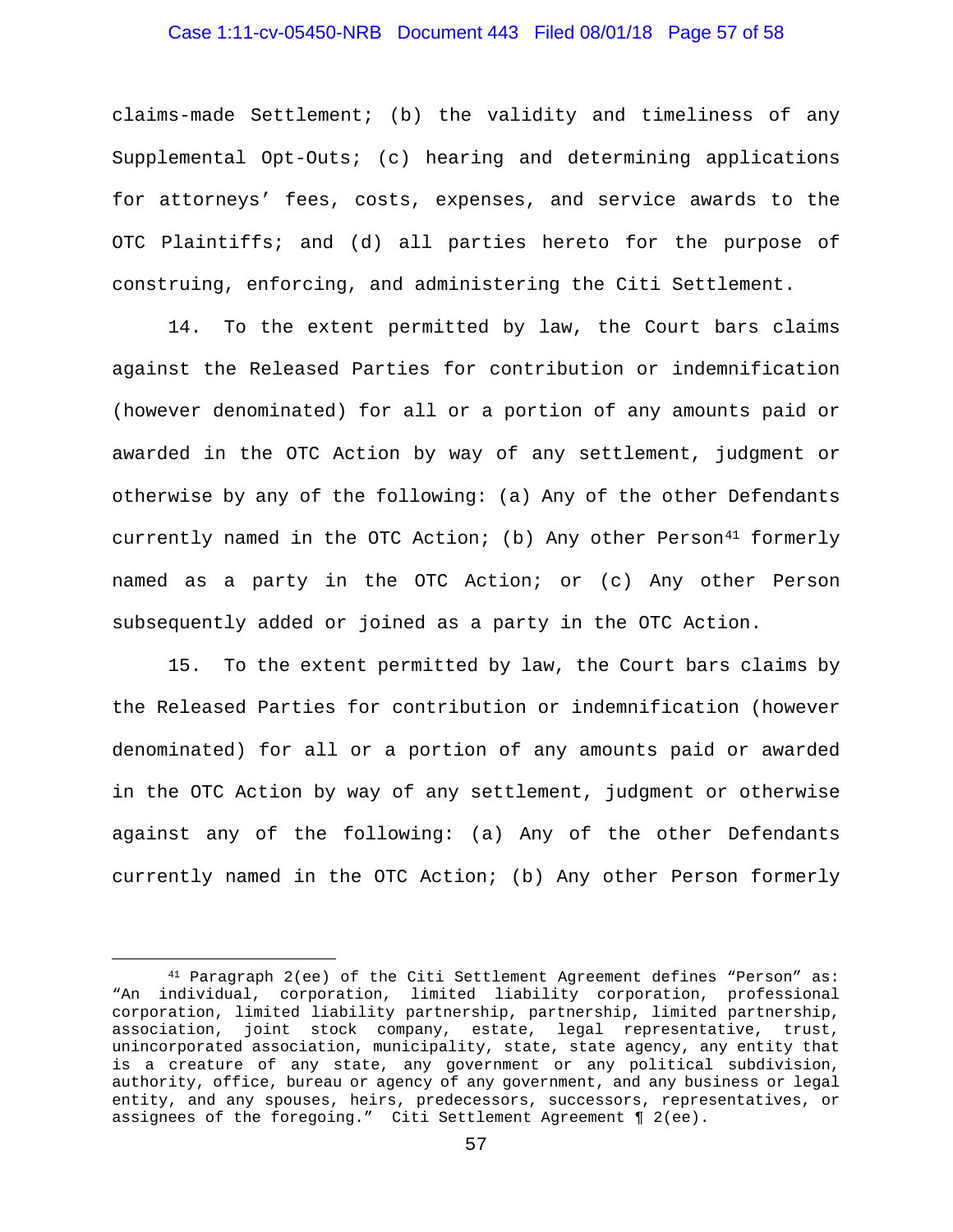claims-made Settlement; (b) the validity and timeliness of any Supplemental Opt-Outs; (c) hearing and determining applications for attorneys' fees, costs, expenses, and service awards to the OTC Plaintiffs; and (d) all parties hereto for the purpose of construing, enforcing, and administering the Citi Settlement.

14. To the extent permitted by law, the Court bars claims against the Released Parties for contribution or indemnification (however denominated) for all or a portion of any amounts paid or awarded in the OTC Action by way of any settlement, judgment or otherwise by any of the following: (a) Any of the other Defendants currently named in the OTC Action; (b) Any other Person[41] formerly named as a party in the OTC Action; or (c) Any other Person subsequently added or joined as a party in the OTC Action.

15. To the extent permitted by law, the Court bars claims by the Released Parties for contribution or indemnification (however denominated) for all or a portion of any amounts paid or awarded in the OTC Action by way of any settlement, judgment or otherwise against any of the following: (a) Any of the other Defendants currently named in the OTC Action; (b) Any other Person formerly

---

[41] Paragraph 2(ee) of the Citi Settlement Agreement defines "Person" as: "An individual, corporation, limited liability corporation, professional corporation, limited liability partnership, partnership, limited partnership, association, joint stock company, estate, legal representative, trust, unincorporated association, municipality, state, state agency, any entity that is a creature of any state, any government or any political subdivision, authority, office, bureau or agency of any government, and any business or legal entity, and any spouses, heirs, predecessors, successors, representatives, or assignees of the foregoing." Citi Settlement Agreement ¶ 2(ee).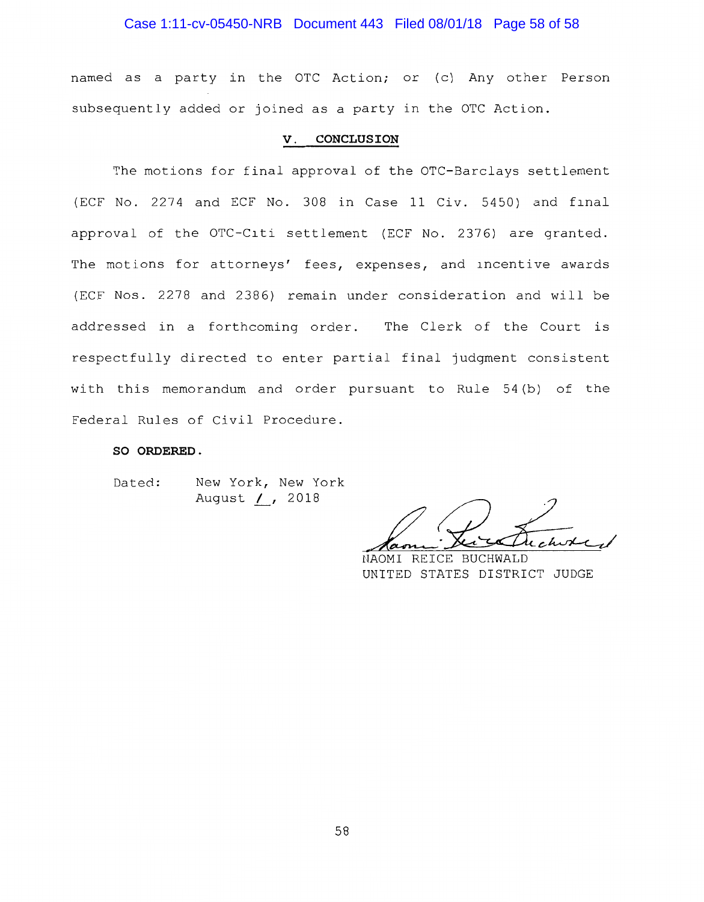named as a party in the OTC Action; or (c) Any other Person subsequently added or joined as a party in the OTC Action.

## V. CONCLUSION

The motions for final approval of the OTC-Barclays settlement (ECF No. 2274 and ECF No. 308 in Case 11 Civ. 5450) and final approval of the OTC-Citi settlement (ECF No. 2376) are granted. The motions for attorneys' fees, expenses, and incentive awards (ECF Nos. 2278 and 2386) remain under consideration and will be addressed in a forthcoming order. The Clerk of the Court is respectfully directed to enter partial final judgment consistent with this memorandum and order pursuant to Rule 54(b) of the Federal Rules of Civil Procedure.

**SO ORDERED.**

Dated: New York, New York
August 1, 2018

NAOMI REICE BUCHWALD
UNITED STATES DISTRICT JUDGE